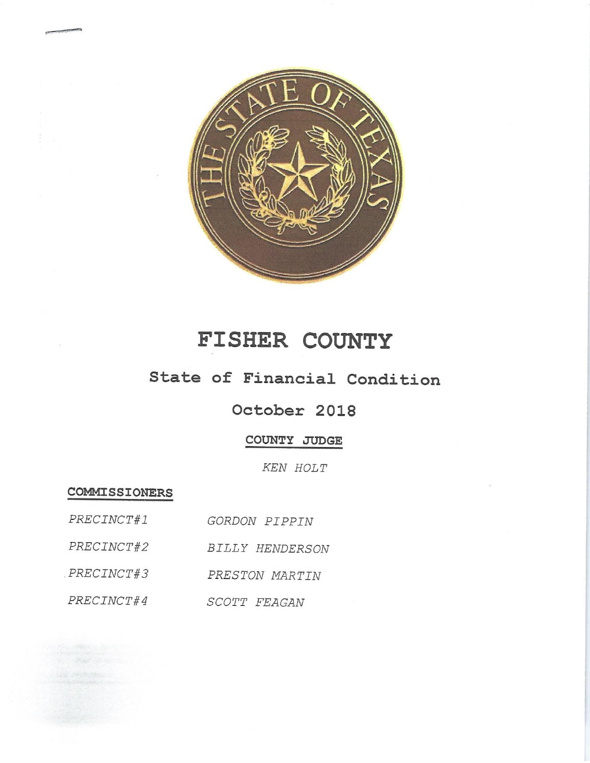# FISHER COUNTY

## State of Financial Condition

## October 2018

**COUNTY JUDGE**

*KEN HOLT*

**COMMISSIONERS**

| | |
|---|---|
| *PRECINCT#1* | *GORDON PIPPIN* |
| *PRECINCT#2* | *BILLY HENDERSON* |
| *PRECINCT#3* | *PRESTON MARTIN* |
| *PRECINCT#4* | *SCOTT FEAGAN* |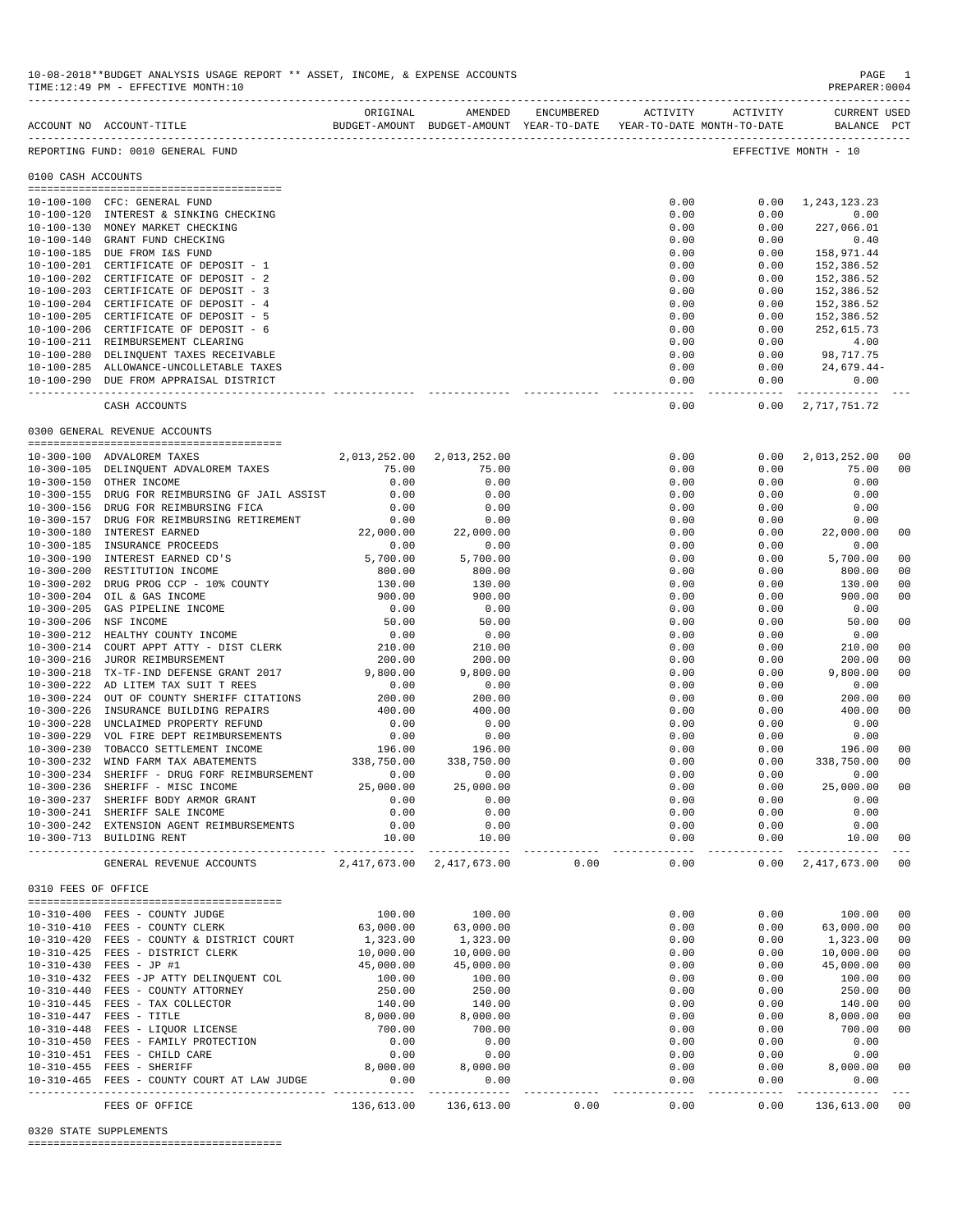10-08-2018**BUDGET ANALYSIS USAGE REPORT ** ASSET, INCOME, & EXPENSE ACCOUNTS
TIME:12:49 PM - EFFECTIVE MONTH:10
PREPARER:0004

| ACCOUNT NO | ACCOUNT-TITLE | ORIGINAL BUDGET-AMOUNT | AMENDED BUDGET-AMOUNT | ENCUMBERED YEAR-TO-DATE | ACTIVITY YEAR-TO-DATE | ACTIVITY MONTH-TO-DATE | CURRENT BALANCE | USED PCT |
|---|---|---|---|---|---|---|---|---|

REPORTING FUND: 0010 GENERAL FUND — EFFECTIVE MONTH - 10

## 0100 CASH ACCOUNTS

| ACCOUNT NO | ACCOUNT-TITLE | ORIGINAL BUDGET-AMOUNT | AMENDED BUDGET-AMOUNT | ENCUMBERED YEAR-TO-DATE | ACTIVITY YEAR-TO-DATE | ACTIVITY MONTH-TO-DATE | CURRENT BALANCE | USED PCT |
|---|---|---|---|---|---|---|---|---|
| 10-100-100 | CFC: GENERAL FUND | | | | 0.00 | 0.00 | 1,243,123.23 | |
| 10-100-120 | INTEREST & SINKING CHECKING | | | | 0.00 | 0.00 | 0.00 | |
| 10-100-130 | MONEY MARKET CHECKING | | | | 0.00 | 0.00 | 227,066.01 | |
| 10-100-140 | GRANT FUND CHECKING | | | | 0.00 | 0.00 | 0.40 | |
| 10-100-185 | DUE FROM I&S FUND | | | | 0.00 | 0.00 | 158,971.44 | |
| 10-100-201 | CERTIFICATE OF DEPOSIT - 1 | | | | 0.00 | 0.00 | 152,386.52 | |
| 10-100-202 | CERTIFICATE OF DEPOSIT - 2 | | | | 0.00 | 0.00 | 152,386.52 | |
| 10-100-203 | CERTIFICATE OF DEPOSIT - 3 | | | | 0.00 | 0.00 | 152,386.52 | |
| 10-100-204 | CERTIFICATE OF DEPOSIT - 4 | | | | 0.00 | 0.00 | 152,386.52 | |
| 10-100-205 | CERTIFICATE OF DEPOSIT - 5 | | | | 0.00 | 0.00 | 152,386.52 | |
| 10-100-206 | CERTIFICATE OF DEPOSIT - 6 | | | | 0.00 | 0.00 | 252,615.73 | |
| 10-100-211 | REIMBURSEMENT CLEARING | | | | 0.00 | 0.00 | 4.00 | |
| 10-100-280 | DELINQUENT TAXES RECEIVABLE | | | | 0.00 | 0.00 | 98,717.75 | |
| 10-100-285 | ALLOWANCE-UNCOLLETABLE TAXES | | | | 0.00 | 0.00 | 24,679.44- | |
| 10-100-290 | DUE FROM APPRAISAL DISTRICT | | | | 0.00 | 0.00 | 0.00 | |
| | CASH ACCOUNTS | | | | 0.00 | 0.00 | 2,717,751.72 | |

## 0300 GENERAL REVENUE ACCOUNTS

| ACCOUNT NO | ACCOUNT-TITLE | ORIGINAL BUDGET-AMOUNT | AMENDED BUDGET-AMOUNT | ENCUMBERED YEAR-TO-DATE | ACTIVITY YEAR-TO-DATE | ACTIVITY MONTH-TO-DATE | CURRENT BALANCE | USED PCT |
|---|---|---|---|---|---|---|---|---|
| 10-300-100 | ADVALOREM TAXES | 2,013,252.00 | 2,013,252.00 | | 0.00 | 0.00 | 2,013,252.00 | 00 |
| 10-300-105 | DELINQUENT ADVALOREM TAXES | 75.00 | 75.00 | | 0.00 | 0.00 | 75.00 | 00 |
| 10-300-150 | OTHER INCOME | 0.00 | 0.00 | | 0.00 | 0.00 | 0.00 | |
| 10-300-155 | DRUG FOR REIMBURSING GF JAIL ASSIST | 0.00 | 0.00 | | 0.00 | 0.00 | 0.00 | |
| 10-300-156 | DRUG FOR REIMBURSING FICA | 0.00 | 0.00 | | 0.00 | 0.00 | 0.00 | |
| 10-300-157 | DRUG FOR REIMBURSING RETIREMENT | 0.00 | 0.00 | | 0.00 | 0.00 | 0.00 | |
| 10-300-180 | INTEREST EARNED | 22,000.00 | 22,000.00 | | 0.00 | 0.00 | 22,000.00 | 00 |
| 10-300-185 | INSURANCE PROCEEDS | 0.00 | 0.00 | | 0.00 | 0.00 | 0.00 | |
| 10-300-190 | INTEREST EARNED CD'S | 5,700.00 | 5,700.00 | | 0.00 | 0.00 | 5,700.00 | 00 |
| 10-300-200 | RESTITUTION INCOME | 800.00 | 800.00 | | 0.00 | 0.00 | 800.00 | 00 |
| 10-300-202 | DRUG PROG CCP - 10% COUNTY | 130.00 | 130.00 | | 0.00 | 0.00 | 130.00 | 00 |
| 10-300-204 | OIL & GAS INCOME | 900.00 | 900.00 | | 0.00 | 0.00 | 900.00 | 00 |
| 10-300-205 | GAS PIPELINE INCOME | 0.00 | 0.00 | | 0.00 | 0.00 | 0.00 | |
| 10-300-206 | NSF INCOME | 50.00 | 50.00 | | 0.00 | 0.00 | 50.00 | 00 |
| 10-300-212 | HEALTHY COUNTY INCOME | 0.00 | 0.00 | | 0.00 | 0.00 | 0.00 | |
| 10-300-214 | COURT APPT ATTY - DIST CLERK | 210.00 | 210.00 | | 0.00 | 0.00 | 210.00 | 00 |
| 10-300-216 | JUROR REIMBURSEMENT | 200.00 | 200.00 | | 0.00 | 0.00 | 200.00 | 00 |
| 10-300-218 | TX-TF-IND DEFENSE GRANT 2017 | 9,800.00 | 9,800.00 | | 0.00 | 0.00 | 9,800.00 | 00 |
| 10-300-222 | AD LITEM TAX SUIT T REES | 0.00 | 0.00 | | 0.00 | 0.00 | 0.00 | |
| 10-300-224 | OUT OF COUNTY SHERIFF CITATIONS | 200.00 | 200.00 | | 0.00 | 0.00 | 200.00 | 00 |
| 10-300-226 | INSURANCE BUILDING REPAIRS | 400.00 | 400.00 | | 0.00 | 0.00 | 400.00 | 00 |
| 10-300-228 | UNCLAIMED PROPERTY REFUND | 0.00 | 0.00 | | 0.00 | 0.00 | 0.00 | |
| 10-300-229 | VOL FIRE DEPT REIMBURSEMENTS | 0.00 | 0.00 | | 0.00 | 0.00 | 0.00 | |
| 10-300-230 | TOBACCO SETTLEMENT INCOME | 196.00 | 196.00 | | 0.00 | 0.00 | 196.00 | 00 |
| 10-300-232 | WIND FARM TAX ABATEMENTS | 338,750.00 | 338,750.00 | | 0.00 | 0.00 | 338,750.00 | 00 |
| 10-300-234 | SHERIFF - DRUG FORF REIMBURSEMENT | 0.00 | 0.00 | | 0.00 | 0.00 | 0.00 | |
| 10-300-236 | SHERIFF - MISC INCOME | 25,000.00 | 25,000.00 | | 0.00 | 0.00 | 25,000.00 | 00 |
| 10-300-237 | SHERIFF BODY ARMOR GRANT | 0.00 | 0.00 | | 0.00 | 0.00 | 0.00 | |
| 10-300-241 | SHERIFF SALE INCOME | 0.00 | 0.00 | | 0.00 | 0.00 | 0.00 | |
| 10-300-242 | EXTENSION AGENT REIMBURSEMENTS | 0.00 | 0.00 | | 0.00 | 0.00 | 0.00 | |
| 10-300-713 | BUILDING RENT | 10.00 | 10.00 | | 0.00 | 0.00 | 10.00 | 00 |
| | GENERAL REVENUE ACCOUNTS | 2,417,673.00 | 2,417,673.00 | 0.00 | 0.00 | 0.00 | 2,417,673.00 | 00 |

## 0310 FEES OF OFFICE

| ACCOUNT NO | ACCOUNT-TITLE | ORIGINAL BUDGET-AMOUNT | AMENDED BUDGET-AMOUNT | ENCUMBERED YEAR-TO-DATE | ACTIVITY YEAR-TO-DATE | ACTIVITY MONTH-TO-DATE | CURRENT BALANCE | USED PCT |
|---|---|---|---|---|---|---|---|---|
| 10-310-400 | FEES - COUNTY JUDGE | 100.00 | 100.00 | | 0.00 | 0.00 | 100.00 | 00 |
| 10-310-410 | FEES - COUNTY CLERK | 63,000.00 | 63,000.00 | | 0.00 | 0.00 | 63,000.00 | 00 |
| 10-310-420 | FEES - COUNTY & DISTRICT COURT | 1,323.00 | 1,323.00 | | 0.00 | 0.00 | 1,323.00 | 00 |
| 10-310-425 | FEES - DISTRICT CLERK | 10,000.00 | 10,000.00 | | 0.00 | 0.00 | 10,000.00 | 00 |
| 10-310-430 | FEES - JP #1 | 45,000.00 | 45,000.00 | | 0.00 | 0.00 | 45,000.00 | 00 |
| 10-310-432 | FEES -JP ATTY DELINQUENT COL | 100.00 | 100.00 | | 0.00 | 0.00 | 100.00 | 00 |
| 10-310-440 | FEES - COUNTY ATTORNEY | 250.00 | 250.00 | | 0.00 | 0.00 | 250.00 | 00 |
| 10-310-445 | FEES - TAX COLLECTOR | 140.00 | 140.00 | | 0.00 | 0.00 | 140.00 | 00 |
| 10-310-447 | FEES - TITLE | 8,000.00 | 8,000.00 | | 0.00 | 0.00 | 8,000.00 | 00 |
| 10-310-448 | FEES - LIQUOR LICENSE | 700.00 | 700.00 | | 0.00 | 0.00 | 700.00 | 00 |
| 10-310-450 | FEES - FAMILY PROTECTION | 0.00 | 0.00 | | 0.00 | 0.00 | 0.00 | |
| 10-310-451 | FEES - CHILD CARE | 0.00 | 0.00 | | 0.00 | 0.00 | 0.00 | |
| 10-310-455 | FEES - SHERIFF | 8,000.00 | 8,000.00 | | 0.00 | 0.00 | 8,000.00 | 00 |
| 10-310-465 | FEES - COUNTY COURT AT LAW JUDGE | 0.00 | 0.00 | | 0.00 | 0.00 | 0.00 | |
| | FEES OF OFFICE | 136,613.00 | 136,613.00 | 0.00 | 0.00 | 0.00 | 136,613.00 | 00 |

## 0320 STATE SUPPLEMENTS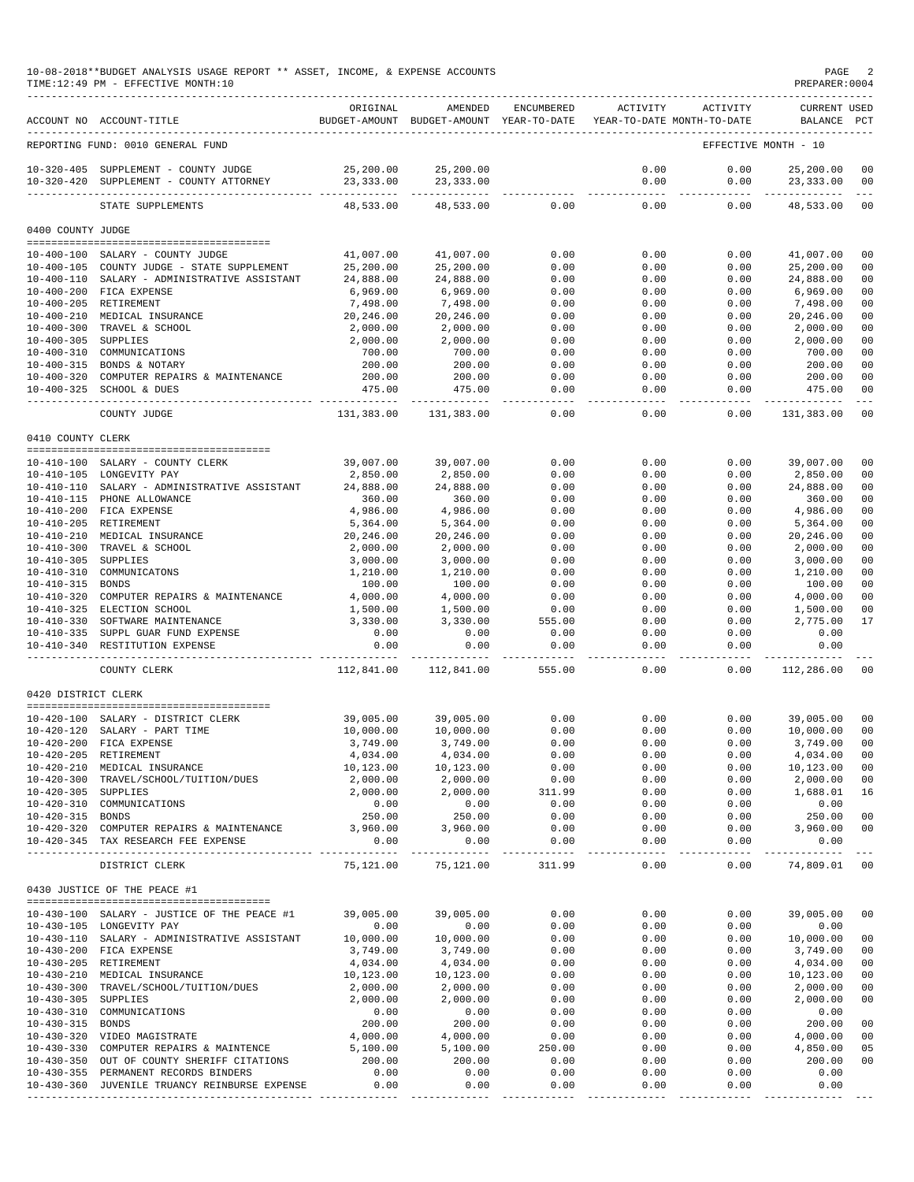10-08-2018**BUDGET ANALYSIS USAGE REPORT ** ASSET, INCOME, & EXPENSE ACCOUNTS
TIME:12:49 PM - EFFECTIVE MONTH:10
PREPARER:0004

| ACCOUNT NO | ACCOUNT-TITLE | ORIGINAL BUDGET-AMOUNT | AMENDED BUDGET-AMOUNT | ENCUMBERED YEAR-TO-DATE | ACTIVITY YEAR-TO-DATE | ACTIVITY MONTH-TO-DATE | CURRENT BALANCE | USED PCT |
|---|---|---|---|---|---|---|---|---|
| REPORTING FUND: 0010 GENERAL FUND | | | | | | EFFECTIVE MONTH - 10 | | |
| 10-320-405 | SUPPLEMENT - COUNTY JUDGE | 25,200.00 | 25,200.00 | | 0.00 | 0.00 | 25,200.00 | 00 |
| 10-320-420 | SUPPLEMENT - COUNTY ATTORNEY | 23,333.00 | 23,333.00 | | 0.00 | 0.00 | 23,333.00 | 00 |
| | STATE SUPPLEMENTS | 48,533.00 | 48,533.00 | 0.00 | 0.00 | 0.00 | 48,533.00 | 00 |
| 0400 COUNTY JUDGE | | | | | | | | |
| 10-400-100 | SALARY - COUNTY JUDGE | 41,007.00 | 41,007.00 | 0.00 | 0.00 | 0.00 | 41,007.00 | 00 |
| 10-400-105 | COUNTY JUDGE - STATE SUPPLEMENT | 25,200.00 | 25,200.00 | 0.00 | 0.00 | 0.00 | 25,200.00 | 00 |
| 10-400-110 | SALARY - ADMINISTRATIVE ASSISTANT | 24,888.00 | 24,888.00 | 0.00 | 0.00 | 0.00 | 24,888.00 | 00 |
| 10-400-200 | FICA EXPENSE | 6,969.00 | 6,969.00 | 0.00 | 0.00 | 0.00 | 6,969.00 | 00 |
| 10-400-205 | RETIREMENT | 7,498.00 | 7,498.00 | 0.00 | 0.00 | 0.00 | 7,498.00 | 00 |
| 10-400-210 | MEDICAL INSURANCE | 20,246.00 | 20,246.00 | 0.00 | 0.00 | 0.00 | 20,246.00 | 00 |
| 10-400-300 | TRAVEL & SCHOOL | 2,000.00 | 2,000.00 | 0.00 | 0.00 | 0.00 | 2,000.00 | 00 |
| 10-400-305 | SUPPLIES | 2,000.00 | 2,000.00 | 0.00 | 0.00 | 0.00 | 2,000.00 | 00 |
| 10-400-310 | COMMUNICATIONS | 700.00 | 700.00 | 0.00 | 0.00 | 0.00 | 700.00 | 00 |
| 10-400-315 | BONDS & NOTARY | 200.00 | 200.00 | 0.00 | 0.00 | 0.00 | 200.00 | 00 |
| 10-400-320 | COMPUTER REPAIRS & MAINTENANCE | 200.00 | 200.00 | 0.00 | 0.00 | 0.00 | 200.00 | 00 |
| 10-400-325 | SCHOOL & DUES | 475.00 | 475.00 | 0.00 | 0.00 | 0.00 | 475.00 | 00 |
| | COUNTY JUDGE | 131,383.00 | 131,383.00 | 0.00 | 0.00 | 0.00 | 131,383.00 | 00 |
| 0410 COUNTY CLERK | | | | | | | | |
| 10-410-100 | SALARY - COUNTY CLERK | 39,007.00 | 39,007.00 | 0.00 | 0.00 | 0.00 | 39,007.00 | 00 |
| 10-410-105 | LONGEVITY PAY | 2,850.00 | 2,850.00 | 0.00 | 0.00 | 0.00 | 2,850.00 | 00 |
| 10-410-110 | SALARY - ADMINISTRATIVE ASSISTANT | 24,888.00 | 24,888.00 | 0.00 | 0.00 | 0.00 | 24,888.00 | 00 |
| 10-410-115 | PHONE ALLOWANCE | 360.00 | 360.00 | 0.00 | 0.00 | 0.00 | 360.00 | 00 |
| 10-410-200 | FICA EXPENSE | 4,986.00 | 4,986.00 | 0.00 | 0.00 | 0.00 | 4,986.00 | 00 |
| 10-410-205 | RETIREMENT | 5,364.00 | 5,364.00 | 0.00 | 0.00 | 0.00 | 5,364.00 | 00 |
| 10-410-210 | MEDICAL INSURANCE | 20,246.00 | 20,246.00 | 0.00 | 0.00 | 0.00 | 20,246.00 | 00 |
| 10-410-300 | TRAVEL & SCHOOL | 2,000.00 | 2,000.00 | 0.00 | 0.00 | 0.00 | 2,000.00 | 00 |
| 10-410-305 | SUPPLIES | 3,000.00 | 3,000.00 | 0.00 | 0.00 | 0.00 | 3,000.00 | 00 |
| 10-410-310 | COMMUNICATONS | 1,210.00 | 1,210.00 | 0.00 | 0.00 | 0.00 | 1,210.00 | 00 |
| 10-410-315 | BONDS | 100.00 | 100.00 | 0.00 | 0.00 | 0.00 | 100.00 | 00 |
| 10-410-320 | COMPUTER REPAIRS & MAINTENANCE | 4,000.00 | 4,000.00 | 0.00 | 0.00 | 0.00 | 4,000.00 | 00 |
| 10-410-325 | ELECTION SCHOOL | 1,500.00 | 1,500.00 | 0.00 | 0.00 | 0.00 | 1,500.00 | 00 |
| 10-410-330 | SOFTWARE MAINTENANCE | 3,330.00 | 3,330.00 | 555.00 | 0.00 | 0.00 | 2,775.00 | 17 |
| 10-410-335 | SUPPL GUAR FUND EXPENSE | 0.00 | 0.00 | 0.00 | 0.00 | 0.00 | 0.00 | |
| 10-410-340 | RESTITUTION EXPENSE | 0.00 | 0.00 | 0.00 | 0.00 | 0.00 | 0.00 | |
| | COUNTY CLERK | 112,841.00 | 112,841.00 | 555.00 | 0.00 | 0.00 | 112,286.00 | 00 |
| 0420 DISTRICT CLERK | | | | | | | | |
| 10-420-100 | SALARY - DISTRICT CLERK | 39,005.00 | 39,005.00 | 0.00 | 0.00 | 0.00 | 39,005.00 | 00 |
| 10-420-120 | SALARY - PART TIME | 10,000.00 | 10,000.00 | 0.00 | 0.00 | 0.00 | 10,000.00 | 00 |
| 10-420-200 | FICA EXPENSE | 3,749.00 | 3,749.00 | 0.00 | 0.00 | 0.00 | 3,749.00 | 00 |
| 10-420-205 | RETIREMENT | 4,034.00 | 4,034.00 | 0.00 | 0.00 | 0.00 | 4,034.00 | 00 |
| 10-420-210 | MEDICAL INSURANCE | 10,123.00 | 10,123.00 | 0.00 | 0.00 | 0.00 | 10,123.00 | 00 |
| 10-420-300 | TRAVEL/SCHOOL/TUITION/DUES | 2,000.00 | 2,000.00 | 0.00 | 0.00 | 0.00 | 2,000.00 | 00 |
| 10-420-305 | SUPPLIES | 2,000.00 | 2,000.00 | 311.99 | 0.00 | 0.00 | 1,688.01 | 16 |
| 10-420-310 | COMMUNICATIONS | 0.00 | 0.00 | 0.00 | 0.00 | 0.00 | 0.00 | |
| 10-420-315 | BONDS | 250.00 | 250.00 | 0.00 | 0.00 | 0.00 | 250.00 | 00 |
| 10-420-320 | COMPUTER REPAIRS & MAINTENANCE | 3,960.00 | 3,960.00 | 0.00 | 0.00 | 0.00 | 3,960.00 | 00 |
| 10-420-345 | TAX RESEARCH FEE EXPENSE | 0.00 | 0.00 | 0.00 | 0.00 | 0.00 | 0.00 | |
| | DISTRICT CLERK | 75,121.00 | 75,121.00 | 311.99 | 0.00 | 0.00 | 74,809.01 | 00 |
| 0430 JUSTICE OF THE PEACE #1 | | | | | | | | |
| 10-430-100 | SALARY - JUSTICE OF THE PEACE #1 | 39,005.00 | 39,005.00 | 0.00 | 0.00 | 0.00 | 39,005.00 | 00 |
| 10-430-105 | LONGEVITY PAY | 0.00 | 0.00 | 0.00 | 0.00 | 0.00 | 0.00 | |
| 10-430-110 | SALARY - ADMINISTRATIVE ASSISTANT | 10,000.00 | 10,000.00 | 0.00 | 0.00 | 0.00 | 10,000.00 | 00 |
| 10-430-200 | FICA EXPENSE | 3,749.00 | 3,749.00 | 0.00 | 0.00 | 0.00 | 3,749.00 | 00 |
| 10-430-205 | RETIREMENT | 4,034.00 | 4,034.00 | 0.00 | 0.00 | 0.00 | 4,034.00 | 00 |
| 10-430-210 | MEDICAL INSURANCE | 10,123.00 | 10,123.00 | 0.00 | 0.00 | 0.00 | 10,123.00 | 00 |
| 10-430-300 | TRAVEL/SCHOOL/TUITION/DUES | 2,000.00 | 2,000.00 | 0.00 | 0.00 | 0.00 | 2,000.00 | 00 |
| 10-430-305 | SUPPLIES | 2,000.00 | 2,000.00 | 0.00 | 0.00 | 0.00 | 2,000.00 | 00 |
| 10-430-310 | COMMUNICATIONS | 0.00 | 0.00 | 0.00 | 0.00 | 0.00 | 0.00 | |
| 10-430-315 | BONDS | 200.00 | 200.00 | 0.00 | 0.00 | 0.00 | 200.00 | 00 |
| 10-430-320 | VIDEO MAGISTRATE | 4,000.00 | 4,000.00 | 0.00 | 0.00 | 0.00 | 4,000.00 | 00 |
| 10-430-330 | COMPUTER REPAIRS & MAINTENCE | 5,100.00 | 5,100.00 | 250.00 | 0.00 | 0.00 | 4,850.00 | 05 |
| 10-430-350 | OUT OF COUNTY SHERIFF CITATIONS | 200.00 | 200.00 | 0.00 | 0.00 | 0.00 | 200.00 | 00 |
| 10-430-355 | PERMANENT RECORDS BINDERS | 0.00 | 0.00 | 0.00 | 0.00 | 0.00 | 0.00 | |
| 10-430-360 | JUVENILE TRUANCY REINBURSE EXPENSE | 0.00 | 0.00 | 0.00 | 0.00 | 0.00 | 0.00 | |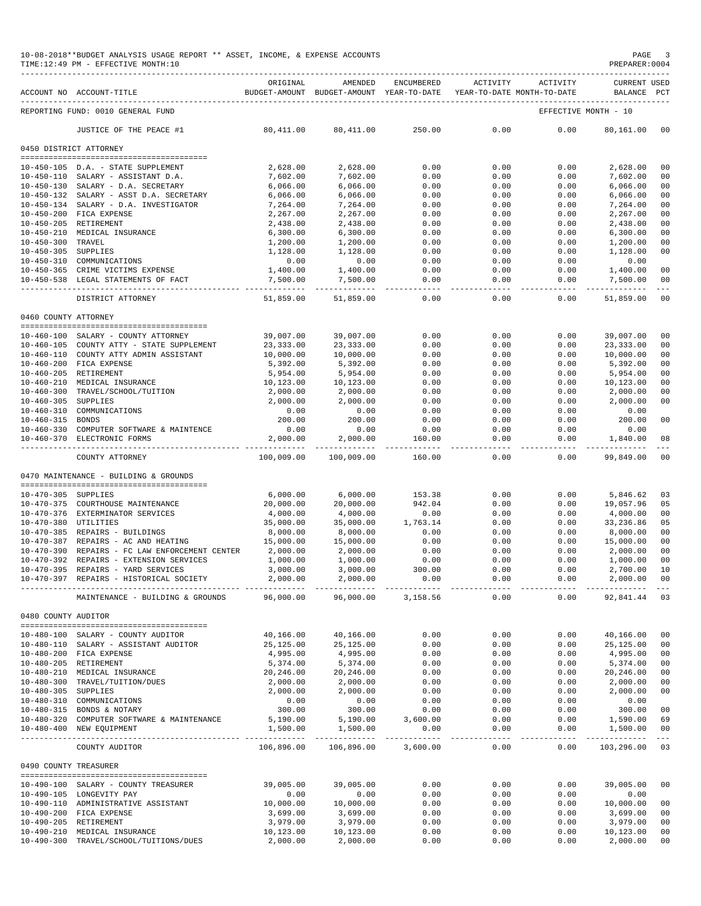10-08-2018**BUDGET ANALYSIS USAGE REPORT ** ASSET, INCOME, & EXPENSE ACCOUNTS
TIME:12:49 PM - EFFECTIVE MONTH:10
PREPARER:0004

| ACCOUNT NO | ACCOUNT-TITLE | ORIGINAL BUDGET-AMOUNT | AMENDED BUDGET-AMOUNT | ENCUMBERED YEAR-TO-DATE | ACTIVITY YEAR-TO-DATE | ACTIVITY MONTH-TO-DATE | CURRENT BALANCE | USED PCT |
|---|---|---|---|---|---|---|---|---|
| REPORTING FUND: 0010 GENERAL FUND | | | | | | EFFECTIVE MONTH - 10 | | |
| | JUSTICE OF THE PEACE #1 | 80,411.00 | 80,411.00 | 250.00 | 0.00 | 0.00 | 80,161.00 | 00 |
| **0450 DISTRICT ATTORNEY** | | | | | | | | |
| 10-450-105 | D.A. - STATE SUPPLEMENT | 2,628.00 | 2,628.00 | 0.00 | 0.00 | 0.00 | 2,628.00 | 00 |
| 10-450-110 | SALARY - ASSISTANT D.A. | 7,602.00 | 7,602.00 | 0.00 | 0.00 | 0.00 | 7,602.00 | 00 |
| 10-450-130 | SALARY - D.A. SECRETARY | 6,066.00 | 6,066.00 | 0.00 | 0.00 | 0.00 | 6,066.00 | 00 |
| 10-450-132 | SALARY - ASST D.A. SECRETARY | 6,066.00 | 6,066.00 | 0.00 | 0.00 | 0.00 | 6,066.00 | 00 |
| 10-450-134 | SALARY - D.A. INVESTIGATOR | 7,264.00 | 7,264.00 | 0.00 | 0.00 | 0.00 | 7,264.00 | 00 |
| 10-450-200 | FICA EXPENSE | 2,267.00 | 2,267.00 | 0.00 | 0.00 | 0.00 | 2,267.00 | 00 |
| 10-450-205 | RETIREMENT | 2,438.00 | 2,438.00 | 0.00 | 0.00 | 0.00 | 2,438.00 | 00 |
| 10-450-210 | MEDICAL INSURANCE | 6,300.00 | 6,300.00 | 0.00 | 0.00 | 0.00 | 6,300.00 | 00 |
| 10-450-300 | TRAVEL | 1,200.00 | 1,200.00 | 0.00 | 0.00 | 0.00 | 1,200.00 | 00 |
| 10-450-305 | SUPPLIES | 1,128.00 | 1,128.00 | 0.00 | 0.00 | 0.00 | 1,128.00 | 00 |
| 10-450-310 | COMMUNICATIONS | 0.00 | 0.00 | 0.00 | 0.00 | 0.00 | 0.00 | |
| 10-450-365 | CRIME VICTIMS EXPENSE | 1,400.00 | 1,400.00 | 0.00 | 0.00 | 0.00 | 1,400.00 | 00 |
| 10-450-538 | LEGAL STATEMENTS OF FACT | 7,500.00 | 7,500.00 | 0.00 | 0.00 | 0.00 | 7,500.00 | 00 |
| | DISTRICT ATTORNEY | 51,859.00 | 51,859.00 | 0.00 | 0.00 | 0.00 | 51,859.00 | 00 |
| **0460 COUNTY ATTORNEY** | | | | | | | | |
| 10-460-100 | SALARY - COUNTY ATTORNEY | 39,007.00 | 39,007.00 | 0.00 | 0.00 | 0.00 | 39,007.00 | 00 |
| 10-460-105 | COUNTY ATTY - STATE SUPPLEMENT | 23,333.00 | 23,333.00 | 0.00 | 0.00 | 0.00 | 23,333.00 | 00 |
| 10-460-110 | COUNTY ATTY ADMIN ASSISTANT | 10,000.00 | 10,000.00 | 0.00 | 0.00 | 0.00 | 10,000.00 | 00 |
| 10-460-200 | FICA EXPENSE | 5,392.00 | 5,392.00 | 0.00 | 0.00 | 0.00 | 5,392.00 | 00 |
| 10-460-205 | RETIREMENT | 5,954.00 | 5,954.00 | 0.00 | 0.00 | 0.00 | 5,954.00 | 00 |
| 10-460-210 | MEDICAL INSURANCE | 10,123.00 | 10,123.00 | 0.00 | 0.00 | 0.00 | 10,123.00 | 00 |
| 10-460-300 | TRAVEL/SCHOOL/TUITION | 2,000.00 | 2,000.00 | 0.00 | 0.00 | 0.00 | 2,000.00 | 00 |
| 10-460-305 | SUPPLIES | 2,000.00 | 2,000.00 | 0.00 | 0.00 | 0.00 | 2,000.00 | 00 |
| 10-460-310 | COMMUNICATIONS | 0.00 | 0.00 | 0.00 | 0.00 | 0.00 | 0.00 | |
| 10-460-315 | BONDS | 200.00 | 200.00 | 0.00 | 0.00 | 0.00 | 200.00 | 00 |
| 10-460-330 | COMPUTER SOFTWARE & MAINTENCE | 0.00 | 0.00 | 0.00 | 0.00 | 0.00 | 0.00 | |
| 10-460-370 | ELECTRONIC FORMS | 2,000.00 | 2,000.00 | 160.00 | 0.00 | 0.00 | 1,840.00 | 08 |
| | COUNTY ATTORNEY | 100,009.00 | 100,009.00 | 160.00 | 0.00 | 0.00 | 99,849.00 | 00 |
| **0470 MAINTENANCE - BUILDING & GROUNDS** | | | | | | | | |
| 10-470-305 | SUPPLIES | 6,000.00 | 6,000.00 | 153.38 | 0.00 | 0.00 | 5,846.62 | 03 |
| 10-470-375 | COURTHOUSE MAINTENANCE | 20,000.00 | 20,000.00 | 942.04 | 0.00 | 0.00 | 19,057.96 | 05 |
| 10-470-376 | EXTERMINATOR SERVICES | 4,000.00 | 4,000.00 | 0.00 | 0.00 | 0.00 | 4,000.00 | 00 |
| 10-470-380 | UTILITIES | 35,000.00 | 35,000.00 | 1,763.14 | 0.00 | 0.00 | 33,236.86 | 05 |
| 10-470-385 | REPAIRS - BUILDINGS | 8,000.00 | 8,000.00 | 0.00 | 0.00 | 0.00 | 8,000.00 | 00 |
| 10-470-387 | REPAIRS - AC AND HEATING | 15,000.00 | 15,000.00 | 0.00 | 0.00 | 0.00 | 15,000.00 | 00 |
| 10-470-390 | REPAIRS - FC LAW ENFORCEMENT CENTER | 2,000.00 | 2,000.00 | 0.00 | 0.00 | 0.00 | 2,000.00 | 00 |
| 10-470-392 | REPAIRS - EXTENSION SERVICES | 1,000.00 | 1,000.00 | 0.00 | 0.00 | 0.00 | 1,000.00 | 00 |
| 10-470-395 | REPAIRS - YARD SERVICES | 3,000.00 | 3,000.00 | 300.00 | 0.00 | 0.00 | 2,700.00 | 10 |
| 10-470-397 | REPAIRS - HISTORICAL SOCIETY | 2,000.00 | 2,000.00 | 0.00 | 0.00 | 0.00 | 2,000.00 | 00 |
| | MAINTENANCE - BUILDING & GROUNDS | 96,000.00 | 96,000.00 | 3,158.56 | 0.00 | 0.00 | 92,841.44 | 03 |
| **0480 COUNTY AUDITOR** | | | | | | | | |
| 10-480-100 | SALARY - COUNTY AUDITOR | 40,166.00 | 40,166.00 | 0.00 | 0.00 | 0.00 | 40,166.00 | 00 |
| 10-480-110 | SALARY - ASSISTANT AUDITOR | 25,125.00 | 25,125.00 | 0.00 | 0.00 | 0.00 | 25,125.00 | 00 |
| 10-480-200 | FICA EXPENSE | 4,995.00 | 4,995.00 | 0.00 | 0.00 | 0.00 | 4,995.00 | 00 |
| 10-480-205 | RETIREMENT | 5,374.00 | 5,374.00 | 0.00 | 0.00 | 0.00 | 5,374.00 | 00 |
| 10-480-210 | MEDICAL INSURANCE | 20,246.00 | 20,246.00 | 0.00 | 0.00 | 0.00 | 20,246.00 | 00 |
| 10-480-300 | TRAVEL/TUITION/DUES | 2,000.00 | 2,000.00 | 0.00 | 0.00 | 0.00 | 2,000.00 | 00 |
| 10-480-305 | SUPPLIES | 2,000.00 | 2,000.00 | 0.00 | 0.00 | 0.00 | 2,000.00 | 00 |
| 10-480-310 | COMMUNICATIONS | 0.00 | 0.00 | 0.00 | 0.00 | 0.00 | 0.00 | |
| 10-480-315 | BONDS & NOTARY | 300.00 | 300.00 | 0.00 | 0.00 | 0.00 | 300.00 | 00 |
| 10-480-320 | COMPUTER SOFTWARE & MAINTENANCE | 5,190.00 | 5,190.00 | 3,600.00 | 0.00 | 0.00 | 1,590.00 | 69 |
| 10-480-400 | NEW EQUIPMENT | 1,500.00 | 1,500.00 | 0.00 | 0.00 | 0.00 | 1,500.00 | 00 |
| | COUNTY AUDITOR | 106,896.00 | 106,896.00 | 3,600.00 | 0.00 | 0.00 | 103,296.00 | 03 |
| **0490 COUNTY TREASURER** | | | | | | | | |
| 10-490-100 | SALARY - COUNTY TREASURER | 39,005.00 | 39,005.00 | 0.00 | 0.00 | 0.00 | 39,005.00 | 00 |
| 10-490-105 | LONGEVITY PAY | 0.00 | 0.00 | 0.00 | 0.00 | 0.00 | 0.00 | |
| 10-490-110 | ADMINISTRATIVE ASSISTANT | 10,000.00 | 10,000.00 | 0.00 | 0.00 | 0.00 | 10,000.00 | 00 |
| 10-490-200 | FICA EXPENSE | 3,699.00 | 3,699.00 | 0.00 | 0.00 | 0.00 | 3,699.00 | 00 |
| 10-490-205 | RETIREMENT | 3,979.00 | 3,979.00 | 0.00 | 0.00 | 0.00 | 3,979.00 | 00 |
| 10-490-210 | MEDICAL INSURANCE | 10,123.00 | 10,123.00 | 0.00 | 0.00 | 0.00 | 10,123.00 | 00 |
| 10-490-300 | TRAVEL/SCHOOL/TUITIONS/DUES | 2,000.00 | 2,000.00 | 0.00 | 0.00 | 0.00 | 2,000.00 | 00 |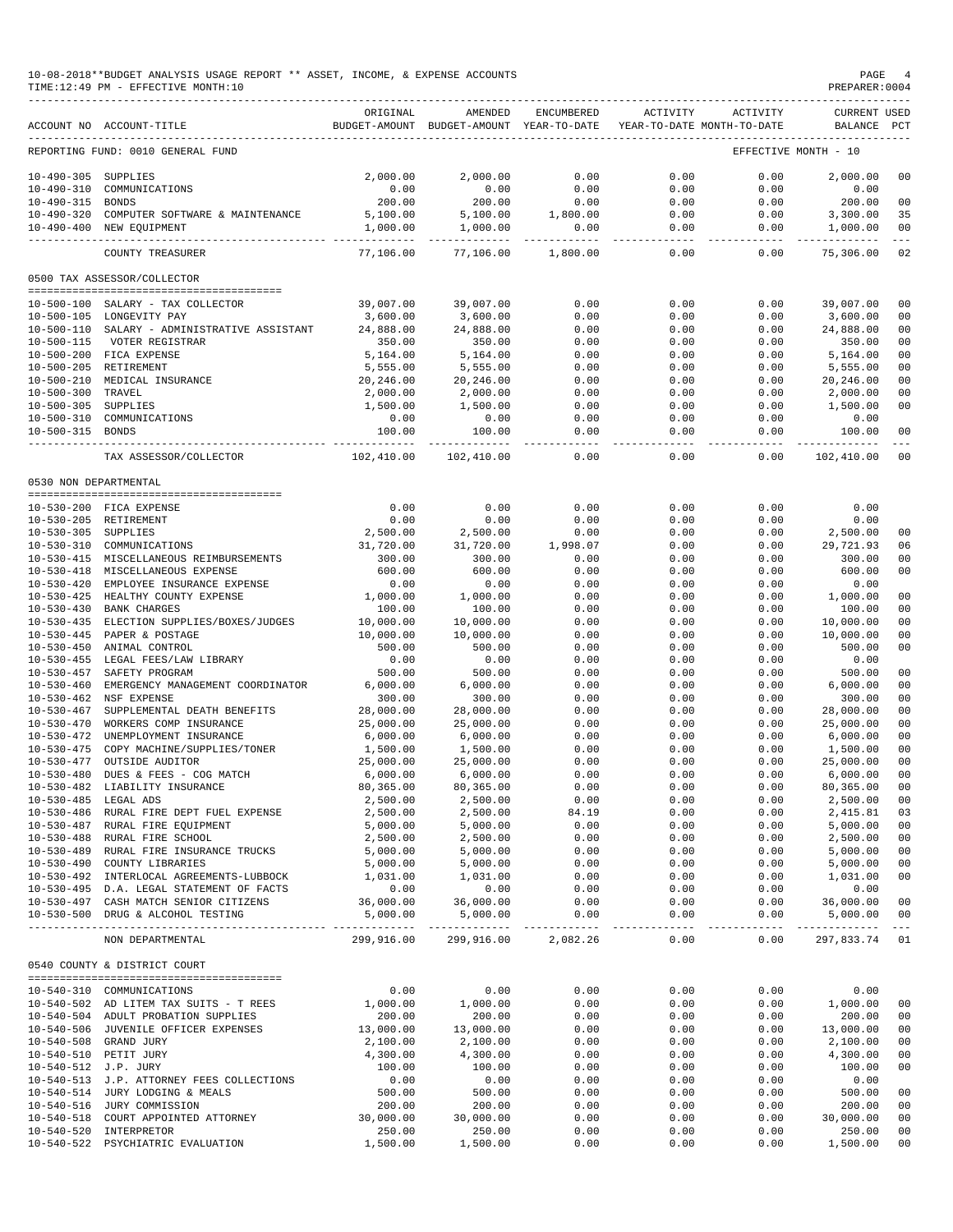10-08-2018**BUDGET ANALYSIS USAGE REPORT ** ASSET, INCOME, & EXPENSE ACCOUNTS

TIME:12:49 PM - EFFECTIVE MONTH:10

PREPARER:0004

| ACCOUNT NO | ACCOUNT-TITLE | ORIGINAL BUDGET-AMOUNT | AMENDED BUDGET-AMOUNT | ENCUMBERED YEAR-TO-DATE | ACTIVITY YEAR-TO-DATE | ACTIVITY MONTH-TO-DATE | CURRENT BALANCE | USED PCT |
|---|---|---|---|---|---|---|---|---|
| REPORTING FUND: 0010 GENERAL FUND | | | | | | EFFECTIVE MONTH - 10 | | |
| 10-490-305 | SUPPLIES | 2,000.00 | 2,000.00 | 0.00 | 0.00 | 0.00 | 2,000.00 | 00 |
| 10-490-310 | COMMUNICATIONS | 0.00 | 0.00 | 0.00 | 0.00 | 0.00 | 0.00 | |
| 10-490-315 | BONDS | 200.00 | 200.00 | 0.00 | 0.00 | 0.00 | 200.00 | 00 |
| 10-490-320 | COMPUTER SOFTWARE & MAINTENANCE | 5,100.00 | 5,100.00 | 1,800.00 | 0.00 | 0.00 | 3,300.00 | 35 |
| 10-490-400 | NEW EQUIPMENT | 1,000.00 | 1,000.00 | 0.00 | 0.00 | 0.00 | 1,000.00 | 00 |
| | COUNTY TREASURER | 77,106.00 | 77,106.00 | 1,800.00 | 0.00 | 0.00 | 75,306.00 | 02 |
| 0500 TAX ASSESSOR/COLLECTOR | | | | | | | | |
| 10-500-100 | SALARY - TAX COLLECTOR | 39,007.00 | 39,007.00 | 0.00 | 0.00 | 0.00 | 39,007.00 | 00 |
| 10-500-105 | LONGEVITY PAY | 3,600.00 | 3,600.00 | 0.00 | 0.00 | 0.00 | 3,600.00 | 00 |
| 10-500-110 | SALARY - ADMINISTRATIVE ASSISTANT | 24,888.00 | 24,888.00 | 0.00 | 0.00 | 0.00 | 24,888.00 | 00 |
| 10-500-115 | VOTER REGISTRAR | 350.00 | 350.00 | 0.00 | 0.00 | 0.00 | 350.00 | 00 |
| 10-500-200 | FICA EXPENSE | 5,164.00 | 5,164.00 | 0.00 | 0.00 | 0.00 | 5,164.00 | 00 |
| 10-500-205 | RETIREMENT | 5,555.00 | 5,555.00 | 0.00 | 0.00 | 0.00 | 5,555.00 | 00 |
| 10-500-210 | MEDICAL INSURANCE | 20,246.00 | 20,246.00 | 0.00 | 0.00 | 0.00 | 20,246.00 | 00 |
| 10-500-300 | TRAVEL | 2,000.00 | 2,000.00 | 0.00 | 0.00 | 0.00 | 2,000.00 | 00 |
| 10-500-305 | SUPPLIES | 1,500.00 | 1,500.00 | 0.00 | 0.00 | 0.00 | 1,500.00 | 00 |
| 10-500-310 | COMMUNICATIONS | 0.00 | 0.00 | 0.00 | 0.00 | 0.00 | 0.00 | |
| 10-500-315 | BONDS | 100.00 | 100.00 | 0.00 | 0.00 | 0.00 | 100.00 | 00 |
| | TAX ASSESSOR/COLLECTOR | 102,410.00 | 102,410.00 | 0.00 | 0.00 | 0.00 | 102,410.00 | 00 |
| 0530 NON DEPARTMENTAL | | | | | | | | |
| 10-530-200 | FICA EXPENSE | 0.00 | 0.00 | 0.00 | 0.00 | 0.00 | 0.00 | |
| 10-530-205 | RETIREMENT | 0.00 | 0.00 | 0.00 | 0.00 | 0.00 | 0.00 | |
| 10-530-305 | SUPPLIES | 2,500.00 | 2,500.00 | 0.00 | 0.00 | 0.00 | 2,500.00 | 00 |
| 10-530-310 | COMMUNICATIONS | 31,720.00 | 31,720.00 | 1,998.07 | 0.00 | 0.00 | 29,721.93 | 06 |
| 10-530-415 | MISCELLANEOUS REIMBURSEMENTS | 300.00 | 300.00 | 0.00 | 0.00 | 0.00 | 300.00 | 00 |
| 10-530-418 | MISCELLANEOUS EXPENSE | 600.00 | 600.00 | 0.00 | 0.00 | 0.00 | 600.00 | 00 |
| 10-530-420 | EMPLOYEE INSURANCE EXPENSE | 0.00 | 0.00 | 0.00 | 0.00 | 0.00 | 0.00 | |
| 10-530-425 | HEALTHY COUNTY EXPENSE | 1,000.00 | 1,000.00 | 0.00 | 0.00 | 0.00 | 1,000.00 | 00 |
| 10-530-430 | BANK CHARGES | 100.00 | 100.00 | 0.00 | 0.00 | 0.00 | 100.00 | 00 |
| 10-530-435 | ELECTION SUPPLIES/BOXES/JUDGES | 10,000.00 | 10,000.00 | 0.00 | 0.00 | 0.00 | 10,000.00 | 00 |
| 10-530-445 | PAPER & POSTAGE | 10,000.00 | 10,000.00 | 0.00 | 0.00 | 0.00 | 10,000.00 | 00 |
| 10-530-450 | ANIMAL CONTROL | 500.00 | 500.00 | 0.00 | 0.00 | 0.00 | 500.00 | 00 |
| 10-530-455 | LEGAL FEES/LAW LIBRARY | 0.00 | 0.00 | 0.00 | 0.00 | 0.00 | 0.00 | |
| 10-530-457 | SAFETY PROGRAM | 500.00 | 500.00 | 0.00 | 0.00 | 0.00 | 500.00 | 00 |
| 10-530-460 | EMERGENCY MANAGEMENT COORDINATOR | 6,000.00 | 6,000.00 | 0.00 | 0.00 | 0.00 | 6,000.00 | 00 |
| 10-530-462 | NSF EXPENSE | 300.00 | 300.00 | 0.00 | 0.00 | 0.00 | 300.00 | 00 |
| 10-530-467 | SUPPLEMENTAL DEATH BENEFITS | 28,000.00 | 28,000.00 | 0.00 | 0.00 | 0.00 | 28,000.00 | 00 |
| 10-530-470 | WORKERS COMP INSURANCE | 25,000.00 | 25,000.00 | 0.00 | 0.00 | 0.00 | 25,000.00 | 00 |
| 10-530-472 | UNEMPLOYMENT INSURANCE | 6,000.00 | 6,000.00 | 0.00 | 0.00 | 0.00 | 6,000.00 | 00 |
| 10-530-475 | COPY MACHINE/SUPPLIES/TONER | 1,500.00 | 1,500.00 | 0.00 | 0.00 | 0.00 | 1,500.00 | 00 |
| 10-530-477 | OUTSIDE AUDITOR | 25,000.00 | 25,000.00 | 0.00 | 0.00 | 0.00 | 25,000.00 | 00 |
| 10-530-480 | DUES & FEES - COG MATCH | 6,000.00 | 6,000.00 | 0.00 | 0.00 | 0.00 | 6,000.00 | 00 |
| 10-530-482 | LIABILITY INSURANCE | 80,365.00 | 80,365.00 | 0.00 | 0.00 | 0.00 | 80,365.00 | 00 |
| 10-530-485 | LEGAL ADS | 2,500.00 | 2,500.00 | 0.00 | 0.00 | 0.00 | 2,500.00 | 00 |
| 10-530-486 | RURAL FIRE DEPT FUEL EXPENSE | 2,500.00 | 2,500.00 | 84.19 | 0.00 | 0.00 | 2,415.81 | 03 |
| 10-530-487 | RURAL FIRE EQUIPMENT | 5,000.00 | 5,000.00 | 0.00 | 0.00 | 0.00 | 5,000.00 | 00 |
| 10-530-488 | RURAL FIRE SCHOOL | 2,500.00 | 2,500.00 | 0.00 | 0.00 | 0.00 | 2,500.00 | 00 |
| 10-530-489 | RURAL FIRE INSURANCE TRUCKS | 5,000.00 | 5,000.00 | 0.00 | 0.00 | 0.00 | 5,000.00 | 00 |
| 10-530-490 | COUNTY LIBRARIES | 5,000.00 | 5,000.00 | 0.00 | 0.00 | 0.00 | 5,000.00 | 00 |
| 10-530-492 | INTERLOCAL AGREEMENTS-LUBBOCK | 1,031.00 | 1,031.00 | 0.00 | 0.00 | 0.00 | 1,031.00 | 00 |
| 10-530-495 | D.A. LEGAL STATEMENT OF FACTS | 0.00 | 0.00 | 0.00 | 0.00 | 0.00 | 0.00 | |
| 10-530-497 | CASH MATCH SENIOR CITIZENS | 36,000.00 | 36,000.00 | 0.00 | 0.00 | 0.00 | 36,000.00 | 00 |
| 10-530-500 | DRUG & ALCOHOL TESTING | 5,000.00 | 5,000.00 | 0.00 | 0.00 | 0.00 | 5,000.00 | 00 |
| | NON DEPARTMENTAL | 299,916.00 | 299,916.00 | 2,082.26 | 0.00 | 0.00 | 297,833.74 | 01 |
| 0540 COUNTY & DISTRICT COURT | | | | | | | | |
| 10-540-310 | COMMUNICATIONS | 0.00 | 0.00 | 0.00 | 0.00 | 0.00 | 0.00 | |
| 10-540-502 | AD LITEM TAX SUITS - T REES | 1,000.00 | 1,000.00 | 0.00 | 0.00 | 0.00 | 1,000.00 | 00 |
| 10-540-504 | ADULT PROBATION SUPPLIES | 200.00 | 200.00 | 0.00 | 0.00 | 0.00 | 200.00 | 00 |
| 10-540-506 | JUVENILE OFFICER EXPENSES | 13,000.00 | 13,000.00 | 0.00 | 0.00 | 0.00 | 13,000.00 | 00 |
| 10-540-508 | GRAND JURY | 2,100.00 | 2,100.00 | 0.00 | 0.00 | 0.00 | 2,100.00 | 00 |
| 10-540-510 | PETIT JURY | 4,300.00 | 4,300.00 | 0.00 | 0.00 | 0.00 | 4,300.00 | 00 |
| 10-540-512 | J.P. JURY | 100.00 | 100.00 | 0.00 | 0.00 | 0.00 | 100.00 | 00 |
| 10-540-513 | J.P. ATTORNEY FEES COLLECTIONS | 0.00 | 0.00 | 0.00 | 0.00 | 0.00 | 0.00 | |
| 10-540-514 | JURY LODGING & MEALS | 500.00 | 500.00 | 0.00 | 0.00 | 0.00 | 500.00 | 00 |
| 10-540-516 | JURY COMMISSION | 200.00 | 200.00 | 0.00 | 0.00 | 0.00 | 200.00 | 00 |
| 10-540-518 | COURT APPOINTED ATTORNEY | 30,000.00 | 30,000.00 | 0.00 | 0.00 | 0.00 | 30,000.00 | 00 |
| 10-540-520 | INTERPRETOR | 250.00 | 250.00 | 0.00 | 0.00 | 0.00 | 250.00 | 00 |
| 10-540-522 | PSYCHIATRIC EVALUATION | 1,500.00 | 1,500.00 | 0.00 | 0.00 | 0.00 | 1,500.00 | 00 |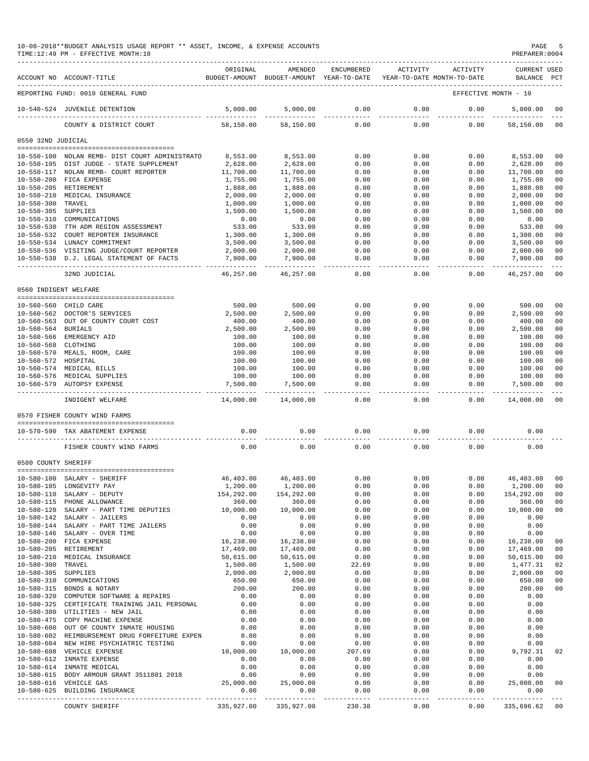10-08-2018**BUDGET ANALYSIS USAGE REPORT ** ASSET, INCOME, & EXPENSE ACCOUNTS
TIME:12:49 PM - EFFECTIVE MONTH:10
PREPARER:0004

| ACCOUNT NO | ACCOUNT-TITLE | ORIGINAL BUDGET-AMOUNT | AMENDED BUDGET-AMOUNT | ENCUMBERED YEAR-TO-DATE | ACTIVITY YEAR-TO-DATE | ACTIVITY MONTH-TO-DATE | CURRENT BALANCE | USED PCT |
|---|---|---|---|---|---|---|---|---|
| REPORTING FUND: 0010 GENERAL FUND | | | | | | EFFECTIVE MONTH - 10 | | |
| 10-540-524 | JUVENILE DETENTION | 5,000.00 | 5,000.00 | 0.00 | 0.00 | 0.00 | 5,000.00 | 00 |
| | COUNTY & DISTRICT COURT | 58,150.00 | 58,150.00 | 0.00 | 0.00 | 0.00 | 58,150.00 | 00 |
| 0550 32ND JUDICIAL | | | | | | | | |
| 10-550-100 | NOLAN REMB- DIST COURT ADMINISTRATO | 8,553.00 | 8,553.00 | 0.00 | 0.00 | 0.00 | 8,553.00 | 00 |
| 10-550-105 | DIST JUDGE - STATE SUPPLEMENT | 2,628.00 | 2,628.00 | 0.00 | 0.00 | 0.00 | 2,628.00 | 00 |
| 10-550-117 | NOLAN REMB- COURT REPORTER | 11,700.00 | 11,700.00 | 0.00 | 0.00 | 0.00 | 11,700.00 | 00 |
| 10-550-200 | FICA EXPENSE | 1,755.00 | 1,755.00 | 0.00 | 0.00 | 0.00 | 1,755.00 | 00 |
| 10-550-205 | RETIREMENT | 1,888.00 | 1,888.00 | 0.00 | 0.00 | 0.00 | 1,888.00 | 00 |
| 10-550-210 | MEDICAL INSURANCE | 2,000.00 | 2,000.00 | 0.00 | 0.00 | 0.00 | 2,000.00 | 00 |
| 10-550-300 | TRAVEL | 1,000.00 | 1,000.00 | 0.00 | 0.00 | 0.00 | 1,000.00 | 00 |
| 10-550-305 | SUPPLIES | 1,500.00 | 1,500.00 | 0.00 | 0.00 | 0.00 | 1,500.00 | 00 |
| 10-550-310 | COMMUNICATIONS | 0.00 | 0.00 | 0.00 | 0.00 | 0.00 | 0.00 | |
| 10-550-530 | 7TH ADM REGION ASSESSMENT | 533.00 | 533.00 | 0.00 | 0.00 | 0.00 | 533.00 | 00 |
| 10-550-532 | COURT REPORTER INSURANCE | 1,300.00 | 1,300.00 | 0.00 | 0.00 | 0.00 | 1,300.00 | 00 |
| 10-550-534 | LUNACY COMMITMENT | 3,500.00 | 3,500.00 | 0.00 | 0.00 | 0.00 | 3,500.00 | 00 |
| 10-550-536 | VISITING JUDGE/COURT REPORTER | 2,000.00 | 2,000.00 | 0.00 | 0.00 | 0.00 | 2,000.00 | 00 |
| 10-550-538 | D.J. LEGAL STATEMENT OF FACTS | 7,900.00 | 7,900.00 | 0.00 | 0.00 | 0.00 | 7,900.00 | 00 |
| | 32ND JUDICIAL | 46,257.00 | 46,257.00 | 0.00 | 0.00 | 0.00 | 46,257.00 | 00 |
| 0560 INDIGENT WELFARE | | | | | | | | |
| 10-560-560 | CHILD CARE | 500.00 | 500.00 | 0.00 | 0.00 | 0.00 | 500.00 | 00 |
| 10-560-562 | DOCTOR'S SERVICES | 2,500.00 | 2,500.00 | 0.00 | 0.00 | 0.00 | 2,500.00 | 00 |
| 10-560-563 | OUT OF COUNTY COURT COST | 400.00 | 400.00 | 0.00 | 0.00 | 0.00 | 400.00 | 00 |
| 10-560-564 | BURIALS | 2,500.00 | 2,500.00 | 0.00 | 0.00 | 0.00 | 2,500.00 | 00 |
| 10-560-566 | EMERGENCY AID | 100.00 | 100.00 | 0.00 | 0.00 | 0.00 | 100.00 | 00 |
| 10-560-568 | CLOTHING | 100.00 | 100.00 | 0.00 | 0.00 | 0.00 | 100.00 | 00 |
| 10-560-570 | MEALS, ROOM, CARE | 100.00 | 100.00 | 0.00 | 0.00 | 0.00 | 100.00 | 00 |
| 10-560-572 | HOSPITAL | 100.00 | 100.00 | 0.00 | 0.00 | 0.00 | 100.00 | 00 |
| 10-560-574 | MEDICAL BILLS | 100.00 | 100.00 | 0.00 | 0.00 | 0.00 | 100.00 | 00 |
| 10-560-576 | MEDICAL SUPPLIES | 100.00 | 100.00 | 0.00 | 0.00 | 0.00 | 100.00 | 00 |
| 10-560-579 | AUTOPSY EXPENSE | 7,500.00 | 7,500.00 | 0.00 | 0.00 | 0.00 | 7,500.00 | 00 |
| | INDIGENT WELFARE | 14,000.00 | 14,000.00 | 0.00 | 0.00 | 0.00 | 14,000.00 | 00 |
| 0570 FISHER COUNTY WIND FARMS | | | | | | | | |
| 10-570-590 | TAX ABATEMENT EXPENSE | 0.00 | 0.00 | 0.00 | 0.00 | 0.00 | 0.00 | |
| | FISHER COUNTY WIND FARMS | 0.00 | 0.00 | 0.00 | 0.00 | 0.00 | 0.00 | |
| 0580 COUNTY SHERIFF | | | | | | | | |
| 10-580-100 | SALARY - SHERIFF | 46,403.00 | 46,403.00 | 0.00 | 0.00 | 0.00 | 46,403.00 | 00 |
| 10-580-105 | LONGEVITY PAY | 1,200.00 | 1,200.00 | 0.00 | 0.00 | 0.00 | 1,200.00 | 00 |
| 10-580-110 | SALARY - DEPUTY | 154,292.00 | 154,292.00 | 0.00 | 0.00 | 0.00 | 154,292.00 | 00 |
| 10-580-115 | PHONE ALLOWANCE | 360.00 | 360.00 | 0.00 | 0.00 | 0.00 | 360.00 | 00 |
| 10-580-120 | SALARY - PART TIME DEPUTIES | 10,000.00 | 10,000.00 | 0.00 | 0.00 | 0.00 | 10,000.00 | 00 |
| 10-580-142 | SALARY - JAILERS | 0.00 | 0.00 | 0.00 | 0.00 | 0.00 | 0.00 | |
| 10-580-144 | SALARY - PART TIME JAILERS | 0.00 | 0.00 | 0.00 | 0.00 | 0.00 | 0.00 | |
| 10-580-146 | SALARY - OVER TIME | 0.00 | 0.00 | 0.00 | 0.00 | 0.00 | 0.00 | |
| 10-580-200 | FICA EXPENSE | 16,238.00 | 16,238.00 | 0.00 | 0.00 | 0.00 | 16,238.00 | 00 |
| 10-580-205 | RETIREMENT | 17,469.00 | 17,469.00 | 0.00 | 0.00 | 0.00 | 17,469.00 | 00 |
| 10-580-210 | MEDICAL INSURANCE | 50,615.00 | 50,615.00 | 0.00 | 0.00 | 0.00 | 50,615.00 | 00 |
| 10-580-300 | TRAVEL | 1,500.00 | 1,500.00 | 22.69 | 0.00 | 0.00 | 1,477.31 | 02 |
| 10-580-305 | SUPPLIES | 2,000.00 | 2,000.00 | 0.00 | 0.00 | 0.00 | 2,000.00 | 00 |
| 10-580-310 | COMMUNICATIONS | 650.00 | 650.00 | 0.00 | 0.00 | 0.00 | 650.00 | 00 |
| 10-580-315 | BONDS & NOTARY | 200.00 | 200.00 | 0.00 | 0.00 | 0.00 | 200.00 | 00 |
| 10-580-320 | COMPUTER SOFTWARE & REPAIRS | 0.00 | 0.00 | 0.00 | 0.00 | 0.00 | 0.00 | |
| 10-580-325 | CERTIFICATE TRAINING JAIL PERSONAL | 0.00 | 0.00 | 0.00 | 0.00 | 0.00 | 0.00 | |
| 10-580-380 | UTILITIES - NEW JAIL | 0.00 | 0.00 | 0.00 | 0.00 | 0.00 | 0.00 | |
| 10-580-475 | COPY MACHINE EXPENSE | 0.00 | 0.00 | 0.00 | 0.00 | 0.00 | 0.00 | |
| 10-580-600 | OUT OF COUNTY INMATE HOUSING | 0.00 | 0.00 | 0.00 | 0.00 | 0.00 | 0.00 | |
| 10-580-602 | REIMBURSEMENT DRUG FORFEITURE EXPEN | 0.00 | 0.00 | 0.00 | 0.00 | 0.00 | 0.00 | |
| 10-580-604 | NEW HIRE PSYCHIATRIC TESTING | 0.00 | 0.00 | 0.00 | 0.00 | 0.00 | 0.00 | |
| 10-580-608 | VEHICLE EXPENSE | 10,000.00 | 10,000.00 | 207.69 | 0.00 | 0.00 | 9,792.31 | 02 |
| 10-580-612 | INMATE EXPENSE | 0.00 | 0.00 | 0.00 | 0.00 | 0.00 | 0.00 | |
| 10-580-614 | INMATE MEDICAL | 0.00 | 0.00 | 0.00 | 0.00 | 0.00 | 0.00 | |
| 10-580-615 | BODY ARMOUR GRANT 3511801 2018 | 0.00 | 0.00 | 0.00 | 0.00 | 0.00 | 0.00 | |
| 10-580-616 | VEHICLE GAS | 25,000.00 | 25,000.00 | 0.00 | 0.00 | 0.00 | 25,000.00 | 00 |
| 10-580-625 | BUILDING INSURANCE | 0.00 | 0.00 | 0.00 | 0.00 | 0.00 | 0.00 | |
| | COUNTY SHERIFF | 335,927.00 | 335,927.00 | 230.38 | 0.00 | 0.00 | 335,696.62 | 00 |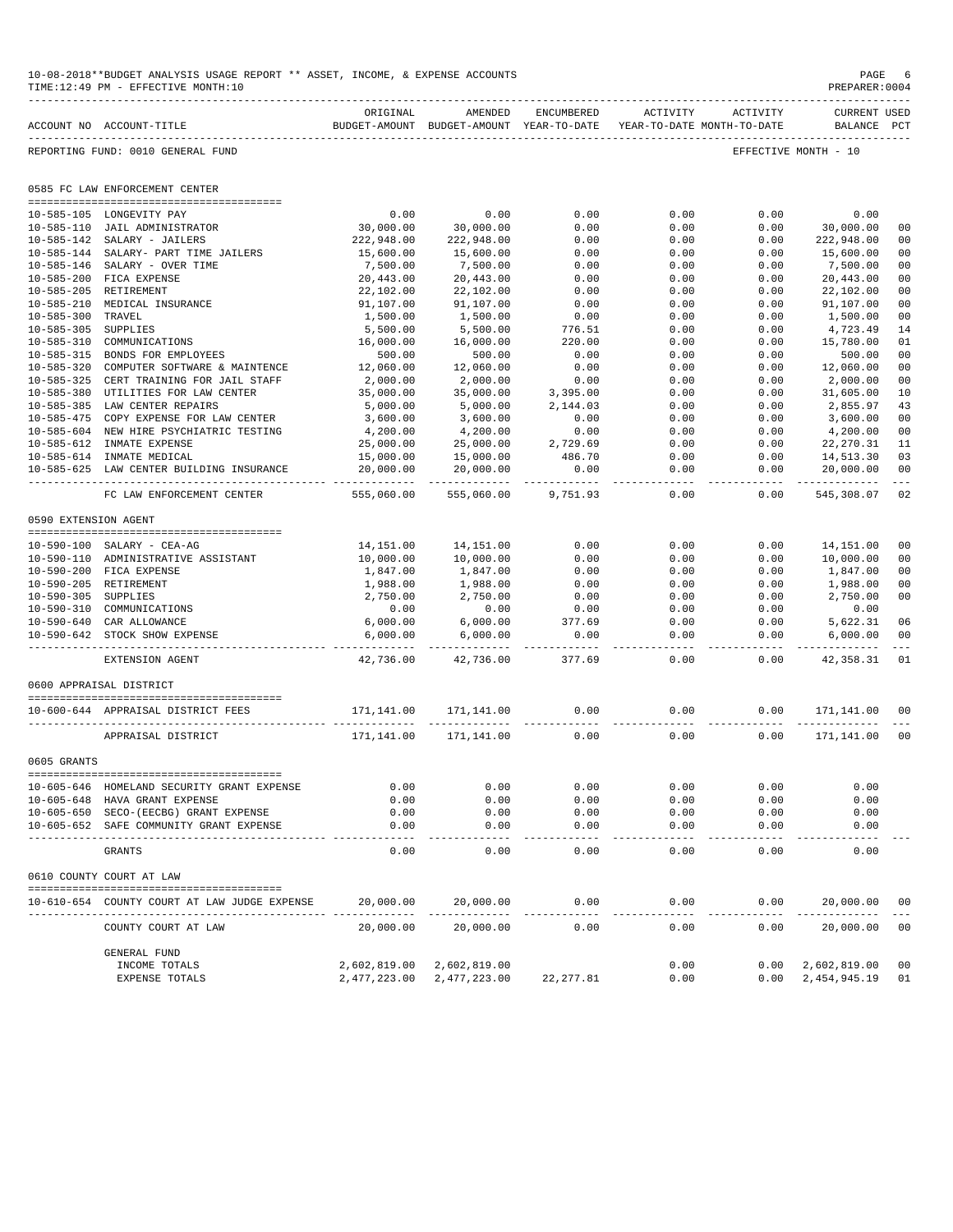10-08-2018**BUDGET ANALYSIS USAGE REPORT ** ASSET, INCOME, & EXPENSE ACCOUNTS
TIME:12:49 PM - EFFECTIVE MONTH:10

PREPARER:0004

REPORTING FUND: 0010 GENERAL FUND

EFFECTIVE MONTH - 10

| ACCOUNT NO | ACCOUNT-TITLE | ORIGINAL BUDGET-AMOUNT | AMENDED BUDGET-AMOUNT | ENCUMBERED YEAR-TO-DATE | ACTIVITY YEAR-TO-DATE | ACTIVITY MONTH-TO-DATE | CURRENT BALANCE | USED PCT |
|---|---|---|---|---|---|---|---|---|
| **0585 FC LAW ENFORCEMENT CENTER** | | | | | | | | |
| 10-585-105 | LONGEVITY PAY | 0.00 | 0.00 | 0.00 | 0.00 | 0.00 | 0.00 | |
| 10-585-110 | JAIL ADMINISTRATOR | 30,000.00 | 30,000.00 | 0.00 | 0.00 | 0.00 | 30,000.00 | 00 |
| 10-585-142 | SALARY - JAILERS | 222,948.00 | 222,948.00 | 0.00 | 0.00 | 0.00 | 222,948.00 | 00 |
| 10-585-144 | SALARY- PART TIME JAILERS | 15,600.00 | 15,600.00 | 0.00 | 0.00 | 0.00 | 15,600.00 | 00 |
| 10-585-146 | SALARY - OVER TIME | 7,500.00 | 7,500.00 | 0.00 | 0.00 | 0.00 | 7,500.00 | 00 |
| 10-585-200 | FICA EXPENSE | 20,443.00 | 20,443.00 | 0.00 | 0.00 | 0.00 | 20,443.00 | 00 |
| 10-585-205 | RETIREMENT | 22,102.00 | 22,102.00 | 0.00 | 0.00 | 0.00 | 22,102.00 | 00 |
| 10-585-210 | MEDICAL INSURANCE | 91,107.00 | 91,107.00 | 0.00 | 0.00 | 0.00 | 91,107.00 | 00 |
| 10-585-300 | TRAVEL | 1,500.00 | 1,500.00 | 0.00 | 0.00 | 0.00 | 1,500.00 | 00 |
| 10-585-305 | SUPPLIES | 5,500.00 | 5,500.00 | 776.51 | 0.00 | 0.00 | 4,723.49 | 14 |
| 10-585-310 | COMMUNICATIONS | 16,000.00 | 16,000.00 | 220.00 | 0.00 | 0.00 | 15,780.00 | 01 |
| 10-585-315 | BONDS FOR EMPLOYEES | 500.00 | 500.00 | 0.00 | 0.00 | 0.00 | 500.00 | 00 |
| 10-585-320 | COMPUTER SOFTWARE & MAINTENCE | 12,060.00 | 12,060.00 | 0.00 | 0.00 | 0.00 | 12,060.00 | 00 |
| 10-585-325 | CERT TRAINING FOR JAIL STAFF | 2,000.00 | 2,000.00 | 0.00 | 0.00 | 0.00 | 2,000.00 | 00 |
| 10-585-380 | UTILITIES FOR LAW CENTER | 35,000.00 | 35,000.00 | 3,395.00 | 0.00 | 0.00 | 31,605.00 | 10 |
| 10-585-385 | LAW CENTER REPAIRS | 5,000.00 | 5,000.00 | 2,144.03 | 0.00 | 0.00 | 2,855.97 | 43 |
| 10-585-475 | COPY EXPENSE FOR LAW CENTER | 3,600.00 | 3,600.00 | 0.00 | 0.00 | 0.00 | 3,600.00 | 00 |
| 10-585-604 | NEW HIRE PSYCHIATRIC TESTING | 4,200.00 | 4,200.00 | 0.00 | 0.00 | 0.00 | 4,200.00 | 00 |
| 10-585-612 | INMATE EXPENSE | 25,000.00 | 25,000.00 | 2,729.69 | 0.00 | 0.00 | 22,270.31 | 11 |
| 10-585-614 | INMATE MEDICAL | 15,000.00 | 15,000.00 | 486.70 | 0.00 | 0.00 | 14,513.30 | 03 |
| 10-585-625 | LAW CENTER BUILDING INSURANCE | 20,000.00 | 20,000.00 | 0.00 | 0.00 | 0.00 | 20,000.00 | 00 |
| | FC LAW ENFORCEMENT CENTER | 555,060.00 | 555,060.00 | 9,751.93 | 0.00 | 0.00 | 545,308.07 | 02 |
| **0590 EXTENSION AGENT** | | | | | | | | |
| 10-590-100 | SALARY - CEA-AG | 14,151.00 | 14,151.00 | 0.00 | 0.00 | 0.00 | 14,151.00 | 00 |
| 10-590-110 | ADMINISTRATIVE ASSISTANT | 10,000.00 | 10,000.00 | 0.00 | 0.00 | 0.00 | 10,000.00 | 00 |
| 10-590-200 | FICA EXPENSE | 1,847.00 | 1,847.00 | 0.00 | 0.00 | 0.00 | 1,847.00 | 00 |
| 10-590-205 | RETIREMENT | 1,988.00 | 1,988.00 | 0.00 | 0.00 | 0.00 | 1,988.00 | 00 |
| 10-590-305 | SUPPLIES | 2,750.00 | 2,750.00 | 0.00 | 0.00 | 0.00 | 2,750.00 | 00 |
| 10-590-310 | COMMUNICATIONS | 0.00 | 0.00 | 0.00 | 0.00 | 0.00 | 0.00 | |
| 10-590-640 | CAR ALLOWANCE | 6,000.00 | 6,000.00 | 377.69 | 0.00 | 0.00 | 5,622.31 | 06 |
| 10-590-642 | STOCK SHOW EXPENSE | 6,000.00 | 6,000.00 | 0.00 | 0.00 | 0.00 | 6,000.00 | 00 |
| | EXTENSION AGENT | 42,736.00 | 42,736.00 | 377.69 | 0.00 | 0.00 | 42,358.31 | 01 |
| **0600 APPRAISAL DISTRICT** | | | | | | | | |
| 10-600-644 | APPRAISAL DISTRICT FEES | 171,141.00 | 171,141.00 | 0.00 | 0.00 | 0.00 | 171,141.00 | 00 |
| | APPRAISAL DISTRICT | 171,141.00 | 171,141.00 | 0.00 | 0.00 | 0.00 | 171,141.00 | 00 |
| **0605 GRANTS** | | | | | | | | |
| 10-605-646 | HOMELAND SECURITY GRANT EXPENSE | 0.00 | 0.00 | 0.00 | 0.00 | 0.00 | 0.00 | |
| 10-605-648 | HAVA GRANT EXPENSE | 0.00 | 0.00 | 0.00 | 0.00 | 0.00 | 0.00 | |
| 10-605-650 | SECO-(EECBG) GRANT EXPENSE | 0.00 | 0.00 | 0.00 | 0.00 | 0.00 | 0.00 | |
| 10-605-652 | SAFE COMMUNITY GRANT EXPENSE | 0.00 | 0.00 | 0.00 | 0.00 | 0.00 | 0.00 | |
| | GRANTS | 0.00 | 0.00 | 0.00 | 0.00 | 0.00 | 0.00 | |
| **0610 COUNTY COURT AT LAW** | | | | | | | | |
| 10-610-654 | COUNTY COURT AT LAW JUDGE EXPENSE | 20,000.00 | 20,000.00 | 0.00 | 0.00 | 0.00 | 20,000.00 | 00 |
| | COUNTY COURT AT LAW | 20,000.00 | 20,000.00 | 0.00 | 0.00 | 0.00 | 20,000.00 | 00 |
| | GENERAL FUND | | | | | | | |
| | INCOME TOTALS | 2,602,819.00 | 2,602,819.00 | | 0.00 | 0.00 | 2,602,819.00 | 00 |
| | EXPENSE TOTALS | 2,477,223.00 | 2,477,223.00 | 22,277.81 | 0.00 | 0.00 | 2,454,945.19 | 01 |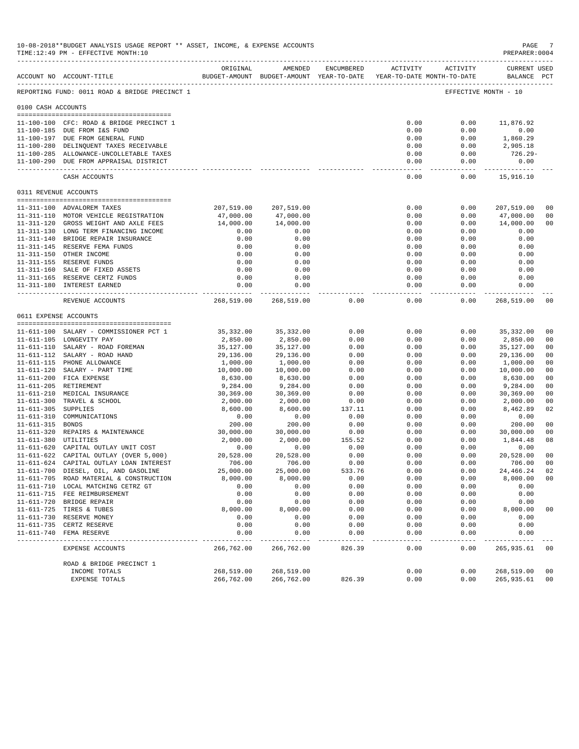10-08-2018**BUDGET ANALYSIS USAGE REPORT ** ASSET, INCOME, & EXPENSE ACCOUNTS

TIME:12:49 PM - EFFECTIVE MONTH:10

PREPARER:0004

| ACCOUNT NO | ACCOUNT-TITLE | ORIGINAL BUDGET-AMOUNT | AMENDED BUDGET-AMOUNT | ENCUMBERED YEAR-TO-DATE | ACTIVITY YEAR-TO-DATE | ACTIVITY MONTH-TO-DATE | CURRENT BALANCE | USED PCT |
|---|---|---|---|---|---|---|---|---|
| REPORTING FUND: 0011 ROAD & BRIDGE PRECINCT 1 | | | | | | | EFFECTIVE MONTH - 10 | |
| 0100 CASH ACCOUNTS | | | | | | | | |
| 11-100-100 | CFC: ROAD & BRIDGE PRECINCT 1 | | | | 0.00 | 0.00 | 11,876.92 | |
| 11-100-185 | DUE FROM I&S FUND | | | | 0.00 | 0.00 | 0.00 | |
| 11-100-197 | DUE FROM GENERAL FUND | | | | 0.00 | 0.00 | 1,860.29 | |
| 11-100-280 | DELINQUENT TAXES RECEIVABLE | | | | 0.00 | 0.00 | 2,905.18 | |
| 11-100-285 | ALLOWANCE-UNCOLLETABLE TAXES | | | | 0.00 | 0.00 | 726.29- | |
| 11-100-290 | DUE FROM APPRAISAL DISTRICT | | | | 0.00 | 0.00 | 0.00 | |
| | CASH ACCOUNTS | | | | 0.00 | 0.00 | 15,916.10 | |
| 0311 REVENUE ACCOUNTS | | | | | | | | |
| 11-311-100 | ADVALOREM TAXES | 207,519.00 | 207,519.00 | | 0.00 | 0.00 | 207,519.00 | 00 |
| 11-311-110 | MOTOR VEHICLE REGISTRATION | 47,000.00 | 47,000.00 | | 0.00 | 0.00 | 47,000.00 | 00 |
| 11-311-120 | GROSS WEIGHT AND AXLE FEES | 14,000.00 | 14,000.00 | | 0.00 | 0.00 | 14,000.00 | 00 |
| 11-311-130 | LONG TERM FINANCING INCOME | 0.00 | 0.00 | | 0.00 | 0.00 | 0.00 | |
| 11-311-140 | BRIDGE REPAIR INSURANCE | 0.00 | 0.00 | | 0.00 | 0.00 | 0.00 | |
| 11-311-145 | RESERVE FEMA FUNDS | 0.00 | 0.00 | | 0.00 | 0.00 | 0.00 | |
| 11-311-150 | OTHER INCOME | 0.00 | 0.00 | | 0.00 | 0.00 | 0.00 | |
| 11-311-155 | RESERVE FUNDS | 0.00 | 0.00 | | 0.00 | 0.00 | 0.00 | |
| 11-311-160 | SALE OF FIXED ASSETS | 0.00 | 0.00 | | 0.00 | 0.00 | 0.00 | |
| 11-311-165 | RESERVE CERTZ FUNDS | 0.00 | 0.00 | | 0.00 | 0.00 | 0.00 | |
| 11-311-180 | INTEREST EARNED | 0.00 | 0.00 | | 0.00 | 0.00 | 0.00 | |
| | REVENUE ACCOUNTS | 268,519.00 | 268,519.00 | 0.00 | 0.00 | 0.00 | 268,519.00 | 00 |
| 0611 EXPENSE ACCOUNTS | | | | | | | | |
| 11-611-100 | SALARY - COMMISSIONER PCT 1 | 35,332.00 | 35,332.00 | 0.00 | 0.00 | 0.00 | 35,332.00 | 00 |
| 11-611-105 | LONGEVITY PAY | 2,850.00 | 2,850.00 | 0.00 | 0.00 | 0.00 | 2,850.00 | 00 |
| 11-611-110 | SALARY - ROAD FOREMAN | 35,127.00 | 35,127.00 | 0.00 | 0.00 | 0.00 | 35,127.00 | 00 |
| 11-611-112 | SALARY - ROAD HAND | 29,136.00 | 29,136.00 | 0.00 | 0.00 | 0.00 | 29,136.00 | 00 |
| 11-611-115 | PHONE ALLOWANCE | 1,000.00 | 1,000.00 | 0.00 | 0.00 | 0.00 | 1,000.00 | 00 |
| 11-611-120 | SALARY - PART TIME | 10,000.00 | 10,000.00 | 0.00 | 0.00 | 0.00 | 10,000.00 | 00 |
| 11-611-200 | FICA EXPENSE | 8,630.00 | 8,630.00 | 0.00 | 0.00 | 0.00 | 8,630.00 | 00 |
| 11-611-205 | RETIREMENT | 9,284.00 | 9,284.00 | 0.00 | 0.00 | 0.00 | 9,284.00 | 00 |
| 11-611-210 | MEDICAL INSURANCE | 30,369.00 | 30,369.00 | 0.00 | 0.00 | 0.00 | 30,369.00 | 00 |
| 11-611-300 | TRAVEL & SCHOOL | 2,000.00 | 2,000.00 | 0.00 | 0.00 | 0.00 | 2,000.00 | 00 |
| 11-611-305 | SUPPLIES | 8,600.00 | 8,600.00 | 137.11 | 0.00 | 0.00 | 8,462.89 | 02 |
| 11-611-310 | COMMUNICATIONS | 0.00 | 0.00 | 0.00 | 0.00 | 0.00 | 0.00 | |
| 11-611-315 | BONDS | 200.00 | 200.00 | 0.00 | 0.00 | 0.00 | 200.00 | 00 |
| 11-611-320 | REPAIRS & MAINTENANCE | 30,000.00 | 30,000.00 | 0.00 | 0.00 | 0.00 | 30,000.00 | 00 |
| 11-611-380 | UTILITIES | 2,000.00 | 2,000.00 | 155.52 | 0.00 | 0.00 | 1,844.48 | 08 |
| 11-611-620 | CAPITAL OUTLAY UNIT COST | 0.00 | 0.00 | 0.00 | 0.00 | 0.00 | 0.00 | |
| 11-611-622 | CAPITAL OUTLAY (OVER 5,000) | 20,528.00 | 20,528.00 | 0.00 | 0.00 | 0.00 | 20,528.00 | 00 |
| 11-611-624 | CAPITAL OUTLAY LOAN INTEREST | 706.00 | 706.00 | 0.00 | 0.00 | 0.00 | 706.00 | 00 |
| 11-611-700 | DIESEL, OIL, AND GASOLINE | 25,000.00 | 25,000.00 | 533.76 | 0.00 | 0.00 | 24,466.24 | 02 |
| 11-611-705 | ROAD MATERIAL & CONSTRUCTION | 8,000.00 | 8,000.00 | 0.00 | 0.00 | 0.00 | 8,000.00 | 00 |
| 11-611-710 | LOCAL MATCHING CETRZ GT | 0.00 | 0.00 | 0.00 | 0.00 | 0.00 | 0.00 | |
| 11-611-715 | FEE REIMBURSEMENT | 0.00 | 0.00 | 0.00 | 0.00 | 0.00 | 0.00 | |
| 11-611-720 | BRIDGE REPAIR | 0.00 | 0.00 | 0.00 | 0.00 | 0.00 | 0.00 | |
| 11-611-725 | TIRES & TUBES | 8,000.00 | 8,000.00 | 0.00 | 0.00 | 0.00 | 8,000.00 | 00 |
| 11-611-730 | RESERVE MONEY | 0.00 | 0.00 | 0.00 | 0.00 | 0.00 | 0.00 | |
| 11-611-735 | CERTZ RESERVE | 0.00 | 0.00 | 0.00 | 0.00 | 0.00 | 0.00 | |
| 11-611-740 | FEMA RESERVE | 0.00 | 0.00 | 0.00 | 0.00 | 0.00 | 0.00 | |
| | EXPENSE ACCOUNTS | 266,762.00 | 266,762.00 | 826.39 | 0.00 | 0.00 | 265,935.61 | 00 |
| | ROAD & BRIDGE PRECINCT 1 | | | | | | | |
| | INCOME TOTALS | 268,519.00 | 268,519.00 | | 0.00 | 0.00 | 268,519.00 | 00 |
| | EXPENSE TOTALS | 266,762.00 | 266,762.00 | 826.39 | 0.00 | 0.00 | 265,935.61 | 00 |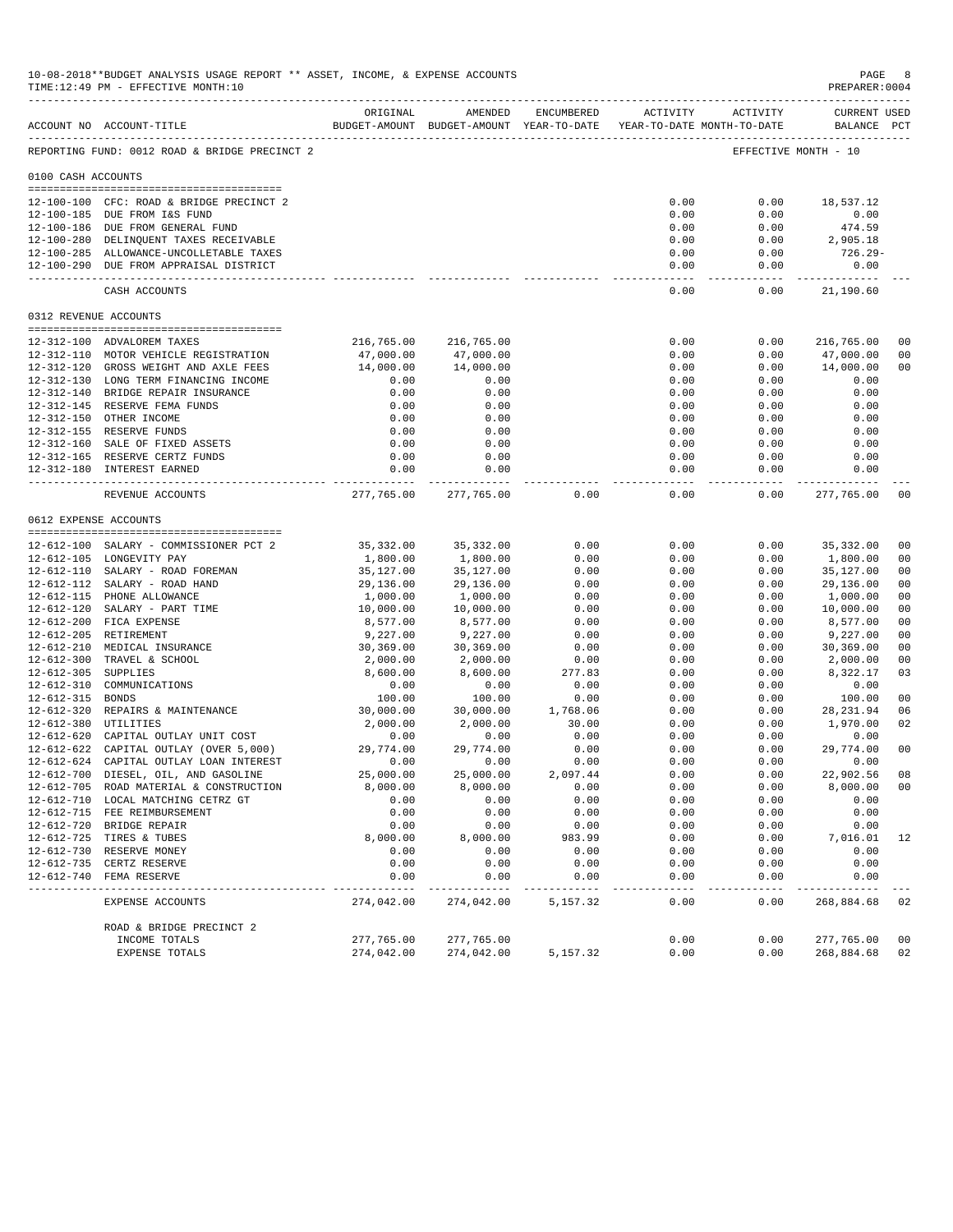10-08-2018**BUDGET ANALYSIS USAGE REPORT ** ASSET, INCOME, & EXPENSE ACCOUNTS
TIME:12:49 PM - EFFECTIVE MONTH:10
PREPARER:0004

REPORTING FUND: 0012 ROAD & BRIDGE PRECINCT 2 — EFFECTIVE MONTH - 10

| ACCOUNT NO | ACCOUNT-TITLE | ORIGINAL BUDGET-AMOUNT | AMENDED BUDGET-AMOUNT | ENCUMBERED YEAR-TO-DATE | ACTIVITY YEAR-TO-DATE | ACTIVITY MONTH-TO-DATE | CURRENT USED BALANCE | PCT |
|---|---|---|---|---|---|---|---|---|
| **0100 CASH ACCOUNTS** | | | | | | | | |
| 12-100-100 | CFC: ROAD & BRIDGE PRECINCT 2 | | | | 0.00 | 0.00 | 18,537.12 | |
| 12-100-185 | DUE FROM I&S FUND | | | | 0.00 | 0.00 | 0.00 | |
| 12-100-186 | DUE FROM GENERAL FUND | | | | 0.00 | 0.00 | 474.59 | |
| 12-100-280 | DELINQUENT TAXES RECEIVABLE | | | | 0.00 | 0.00 | 2,905.18 | |
| 12-100-285 | ALLOWANCE-UNCOLLETABLE TAXES | | | | 0.00 | 0.00 | 726.29- | |
| 12-100-290 | DUE FROM APPRAISAL DISTRICT | | | | 0.00 | 0.00 | 0.00 | |
| | CASH ACCOUNTS | | | | 0.00 | 0.00 | 21,190.60 | |
| **0312 REVENUE ACCOUNTS** | | | | | | | | |
| 12-312-100 | ADVALOREM TAXES | 216,765.00 | 216,765.00 | | 0.00 | 0.00 | 216,765.00 | 00 |
| 12-312-110 | MOTOR VEHICLE REGISTRATION | 47,000.00 | 47,000.00 | | 0.00 | 0.00 | 47,000.00 | 00 |
| 12-312-120 | GROSS WEIGHT AND AXLE FEES | 14,000.00 | 14,000.00 | | 0.00 | 0.00 | 14,000.00 | 00 |
| 12-312-130 | LONG TERM FINANCING INCOME | 0.00 | 0.00 | | 0.00 | 0.00 | 0.00 | |
| 12-312-140 | BRIDGE REPAIR INSURANCE | 0.00 | 0.00 | | 0.00 | 0.00 | 0.00 | |
| 12-312-145 | RESERVE FEMA FUNDS | 0.00 | 0.00 | | 0.00 | 0.00 | 0.00 | |
| 12-312-150 | OTHER INCOME | 0.00 | 0.00 | | 0.00 | 0.00 | 0.00 | |
| 12-312-155 | RESERVE FUNDS | 0.00 | 0.00 | | 0.00 | 0.00 | 0.00 | |
| 12-312-160 | SALE OF FIXED ASSETS | 0.00 | 0.00 | | 0.00 | 0.00 | 0.00 | |
| 12-312-165 | RESERVE CERTZ FUNDS | 0.00 | 0.00 | | 0.00 | 0.00 | 0.00 | |
| 12-312-180 | INTEREST EARNED | 0.00 | 0.00 | | 0.00 | 0.00 | 0.00 | |
| | REVENUE ACCOUNTS | 277,765.00 | 277,765.00 | 0.00 | 0.00 | 0.00 | 277,765.00 | 00 |
| **0612 EXPENSE ACCOUNTS** | | | | | | | | |
| 12-612-100 | SALARY - COMMISSIONER PCT 2 | 35,332.00 | 35,332.00 | 0.00 | 0.00 | 0.00 | 35,332.00 | 00 |
| 12-612-105 | LONGEVITY PAY | 1,800.00 | 1,800.00 | 0.00 | 0.00 | 0.00 | 1,800.00 | 00 |
| 12-612-110 | SALARY - ROAD FOREMAN | 35,127.00 | 35,127.00 | 0.00 | 0.00 | 0.00 | 35,127.00 | 00 |
| 12-612-112 | SALARY - ROAD HAND | 29,136.00 | 29,136.00 | 0.00 | 0.00 | 0.00 | 29,136.00 | 00 |
| 12-612-115 | PHONE ALLOWANCE | 1,000.00 | 1,000.00 | 0.00 | 0.00 | 0.00 | 1,000.00 | 00 |
| 12-612-120 | SALARY - PART TIME | 10,000.00 | 10,000.00 | 0.00 | 0.00 | 0.00 | 10,000.00 | 00 |
| 12-612-200 | FICA EXPENSE | 8,577.00 | 8,577.00 | 0.00 | 0.00 | 0.00 | 8,577.00 | 00 |
| 12-612-205 | RETIREMENT | 9,227.00 | 9,227.00 | 0.00 | 0.00 | 0.00 | 9,227.00 | 00 |
| 12-612-210 | MEDICAL INSURANCE | 30,369.00 | 30,369.00 | 0.00 | 0.00 | 0.00 | 30,369.00 | 00 |
| 12-612-300 | TRAVEL & SCHOOL | 2,000.00 | 2,000.00 | 0.00 | 0.00 | 0.00 | 2,000.00 | 00 |
| 12-612-305 | SUPPLIES | 8,600.00 | 8,600.00 | 277.83 | 0.00 | 0.00 | 8,322.17 | 03 |
| 12-612-310 | COMMUNICATIONS | 0.00 | 0.00 | 0.00 | 0.00 | 0.00 | 0.00 | |
| 12-612-315 | BONDS | 100.00 | 100.00 | 0.00 | 0.00 | 0.00 | 100.00 | 00 |
| 12-612-320 | REPAIRS & MAINTENANCE | 30,000.00 | 30,000.00 | 1,768.06 | 0.00 | 0.00 | 28,231.94 | 06 |
| 12-612-380 | UTILITIES | 2,000.00 | 2,000.00 | 30.00 | 0.00 | 0.00 | 1,970.00 | 02 |
| 12-612-620 | CAPITAL OUTLAY UNIT COST | 0.00 | 0.00 | 0.00 | 0.00 | 0.00 | 0.00 | |
| 12-612-622 | CAPITAL OUTLAY (OVER 5,000) | 29,774.00 | 29,774.00 | 0.00 | 0.00 | 0.00 | 29,774.00 | 00 |
| 12-612-624 | CAPITAL OUTLAY LOAN INTEREST | 0.00 | 0.00 | 0.00 | 0.00 | 0.00 | 0.00 | |
| 12-612-700 | DIESEL, OIL, AND GASOLINE | 25,000.00 | 25,000.00 | 2,097.44 | 0.00 | 0.00 | 22,902.56 | 08 |
| 12-612-705 | ROAD MATERIAL & CONSTRUCTION | 8,000.00 | 8,000.00 | 0.00 | 0.00 | 0.00 | 8,000.00 | 00 |
| 12-612-710 | LOCAL MATCHING CETRZ GT | 0.00 | 0.00 | 0.00 | 0.00 | 0.00 | 0.00 | |
| 12-612-715 | FEE REIMBURSEMENT | 0.00 | 0.00 | 0.00 | 0.00 | 0.00 | 0.00 | |
| 12-612-720 | BRIDGE REPAIR | 0.00 | 0.00 | 0.00 | 0.00 | 0.00 | 0.00 | |
| 12-612-725 | TIRES & TUBES | 8,000.00 | 8,000.00 | 983.99 | 0.00 | 0.00 | 7,016.01 | 12 |
| 12-612-730 | RESERVE MONEY | 0.00 | 0.00 | 0.00 | 0.00 | 0.00 | 0.00 | |
| 12-612-735 | CERTZ RESERVE | 0.00 | 0.00 | 0.00 | 0.00 | 0.00 | 0.00 | |
| 12-612-740 | FEMA RESERVE | 0.00 | 0.00 | 0.00 | 0.00 | 0.00 | 0.00 | |
| | EXPENSE ACCOUNTS | 274,042.00 | 274,042.00 | 5,157.32 | 0.00 | 0.00 | 268,884.68 | 02 |
| | ROAD & BRIDGE PRECINCT 2 | | | | | | | |
| | INCOME TOTALS | 277,765.00 | 277,765.00 | | 0.00 | 0.00 | 277,765.00 | 00 |
| | EXPENSE TOTALS | 274,042.00 | 274,042.00 | 5,157.32 | 0.00 | 0.00 | 268,884.68 | 02 |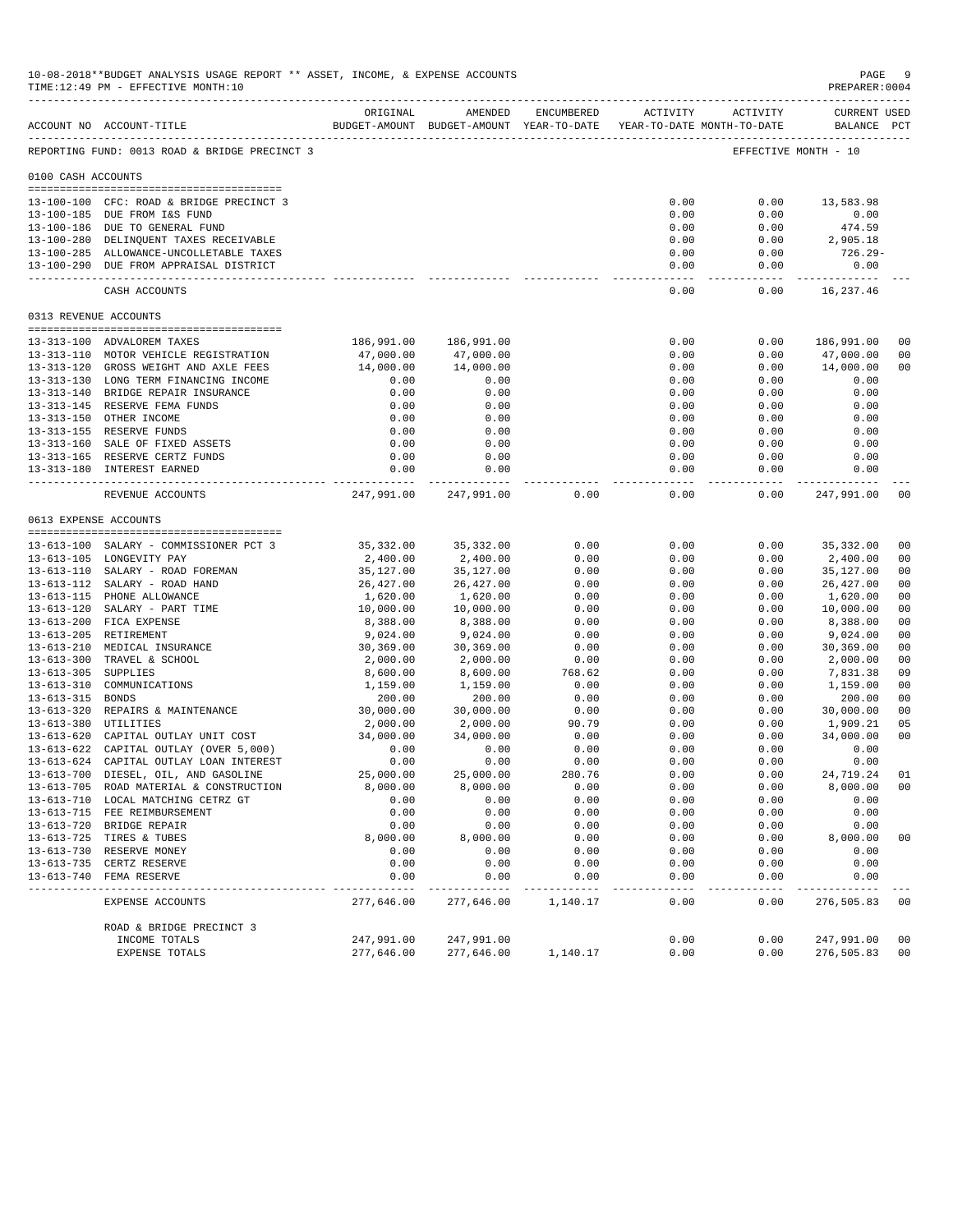10-08-2018**BUDGET ANALYSIS USAGE REPORT ** ASSET, INCOME, & EXPENSE ACCOUNTS

TIME:12:49 PM - EFFECTIVE MONTH:10

PREPARER:0004

| ACCOUNT NO | ACCOUNT-TITLE | ORIGINAL BUDGET-AMOUNT | AMENDED BUDGET-AMOUNT | ENCUMBERED YEAR-TO-DATE | ACTIVITY YEAR-TO-DATE | ACTIVITY MONTH-TO-DATE | CURRENT BALANCE | USED PCT |
|---|---|---|---|---|---|---|---|---|
| REPORTING FUND: 0013 ROAD & BRIDGE PRECINCT 3 | | | | | | | EFFECTIVE MONTH - 10 | |
| 0100 CASH ACCOUNTS | | | | | | | | |
| 13-100-100 | CFC: ROAD & BRIDGE PRECINCT 3 | | | | 0.00 | 0.00 | 13,583.98 | |
| 13-100-185 | DUE FROM I&S FUND | | | | 0.00 | 0.00 | 0.00 | |
| 13-100-186 | DUE TO GENERAL FUND | | | | 0.00 | 0.00 | 474.59 | |
| 13-100-280 | DELINQUENT TAXES RECEIVABLE | | | | 0.00 | 0.00 | 2,905.18 | |
| 13-100-285 | ALLOWANCE-UNCOLLETABLE TAXES | | | | 0.00 | 0.00 | 726.29- | |
| 13-100-290 | DUE FROM APPRAISAL DISTRICT | | | | 0.00 | 0.00 | 0.00 | |
| | CASH ACCOUNTS | | | | 0.00 | 0.00 | 16,237.46 | |
| 0313 REVENUE ACCOUNTS | | | | | | | | |
| 13-313-100 | ADVALOREM TAXES | 186,991.00 | 186,991.00 | | 0.00 | 0.00 | 186,991.00 | 00 |
| 13-313-110 | MOTOR VEHICLE REGISTRATION | 47,000.00 | 47,000.00 | | 0.00 | 0.00 | 47,000.00 | 00 |
| 13-313-120 | GROSS WEIGHT AND AXLE FEES | 14,000.00 | 14,000.00 | | 0.00 | 0.00 | 14,000.00 | 00 |
| 13-313-130 | LONG TERM FINANCING INCOME | 0.00 | 0.00 | | 0.00 | 0.00 | 0.00 | |
| 13-313-140 | BRIDGE REPAIR INSURANCE | 0.00 | 0.00 | | 0.00 | 0.00 | 0.00 | |
| 13-313-145 | RESERVE FEMA FUNDS | 0.00 | 0.00 | | 0.00 | 0.00 | 0.00 | |
| 13-313-150 | OTHER INCOME | 0.00 | 0.00 | | 0.00 | 0.00 | 0.00 | |
| 13-313-155 | RESERVE FUNDS | 0.00 | 0.00 | | 0.00 | 0.00 | 0.00 | |
| 13-313-160 | SALE OF FIXED ASSETS | 0.00 | 0.00 | | 0.00 | 0.00 | 0.00 | |
| 13-313-165 | RESERVE CERTZ FUNDS | 0.00 | 0.00 | | 0.00 | 0.00 | 0.00 | |
| 13-313-180 | INTEREST EARNED | 0.00 | 0.00 | | 0.00 | 0.00 | 0.00 | |
| | REVENUE ACCOUNTS | 247,991.00 | 247,991.00 | 0.00 | 0.00 | 0.00 | 247,991.00 | 00 |
| 0613 EXPENSE ACCOUNTS | | | | | | | | |
| 13-613-100 | SALARY - COMMISSIONER PCT 3 | 35,332.00 | 35,332.00 | 0.00 | 0.00 | 0.00 | 35,332.00 | 00 |
| 13-613-105 | LONGEVITY PAY | 2,400.00 | 2,400.00 | 0.00 | 0.00 | 0.00 | 2,400.00 | 00 |
| 13-613-110 | SALARY - ROAD FOREMAN | 35,127.00 | 35,127.00 | 0.00 | 0.00 | 0.00 | 35,127.00 | 00 |
| 13-613-112 | SALARY - ROAD HAND | 26,427.00 | 26,427.00 | 0.00 | 0.00 | 0.00 | 26,427.00 | 00 |
| 13-613-115 | PHONE ALLOWANCE | 1,620.00 | 1,620.00 | 0.00 | 0.00 | 0.00 | 1,620.00 | 00 |
| 13-613-120 | SALARY - PART TIME | 10,000.00 | 10,000.00 | 0.00 | 0.00 | 0.00 | 10,000.00 | 00 |
| 13-613-200 | FICA EXPENSE | 8,388.00 | 8,388.00 | 0.00 | 0.00 | 0.00 | 8,388.00 | 00 |
| 13-613-205 | RETIREMENT | 9,024.00 | 9,024.00 | 0.00 | 0.00 | 0.00 | 9,024.00 | 00 |
| 13-613-210 | MEDICAL INSURANCE | 30,369.00 | 30,369.00 | 0.00 | 0.00 | 0.00 | 30,369.00 | 00 |
| 13-613-300 | TRAVEL & SCHOOL | 2,000.00 | 2,000.00 | 0.00 | 0.00 | 0.00 | 2,000.00 | 00 |
| 13-613-305 | SUPPLIES | 8,600.00 | 8,600.00 | 768.62 | 0.00 | 0.00 | 7,831.38 | 09 |
| 13-613-310 | COMMUNICATIONS | 1,159.00 | 1,159.00 | 0.00 | 0.00 | 0.00 | 1,159.00 | 00 |
| 13-613-315 | BONDS | 200.00 | 200.00 | 0.00 | 0.00 | 0.00 | 200.00 | 00 |
| 13-613-320 | REPAIRS & MAINTENANCE | 30,000.00 | 30,000.00 | 0.00 | 0.00 | 0.00 | 30,000.00 | 00 |
| 13-613-380 | UTILITIES | 2,000.00 | 2,000.00 | 90.79 | 0.00 | 0.00 | 1,909.21 | 05 |
| 13-613-620 | CAPITAL OUTLAY UNIT COST | 34,000.00 | 34,000.00 | 0.00 | 0.00 | 0.00 | 34,000.00 | 00 |
| 13-613-622 | CAPITAL OUTLAY (OVER 5,000) | 0.00 | 0.00 | 0.00 | 0.00 | 0.00 | 0.00 | |
| 13-613-624 | CAPITAL OUTLAY LOAN INTEREST | 0.00 | 0.00 | 0.00 | 0.00 | 0.00 | 0.00 | |
| 13-613-700 | DIESEL, OIL, AND GASOLINE | 25,000.00 | 25,000.00 | 280.76 | 0.00 | 0.00 | 24,719.24 | 01 |
| 13-613-705 | ROAD MATERIAL & CONSTRUCTION | 8,000.00 | 8,000.00 | 0.00 | 0.00 | 0.00 | 8,000.00 | 00 |
| 13-613-710 | LOCAL MATCHING CETRZ GT | 0.00 | 0.00 | 0.00 | 0.00 | 0.00 | 0.00 | |
| 13-613-715 | FEE REIMBURSEMENT | 0.00 | 0.00 | 0.00 | 0.00 | 0.00 | 0.00 | |
| 13-613-720 | BRIDGE REPAIR | 0.00 | 0.00 | 0.00 | 0.00 | 0.00 | 0.00 | |
| 13-613-725 | TIRES & TUBES | 8,000.00 | 8,000.00 | 0.00 | 0.00 | 0.00 | 8,000.00 | 00 |
| 13-613-730 | RESERVE MONEY | 0.00 | 0.00 | 0.00 | 0.00 | 0.00 | 0.00 | |
| 13-613-735 | CERTZ RESERVE | 0.00 | 0.00 | 0.00 | 0.00 | 0.00 | 0.00 | |
| 13-613-740 | FEMA RESERVE | 0.00 | 0.00 | 0.00 | 0.00 | 0.00 | 0.00 | |
| | EXPENSE ACCOUNTS | 277,646.00 | 277,646.00 | 1,140.17 | 0.00 | 0.00 | 276,505.83 | 00 |
| | ROAD & BRIDGE PRECINCT 3 | | | | | | | |
| | INCOME TOTALS | 247,991.00 | 247,991.00 | | 0.00 | 0.00 | 247,991.00 | 00 |
| | EXPENSE TOTALS | 277,646.00 | 277,646.00 | 1,140.17 | 0.00 | 0.00 | 276,505.83 | 00 |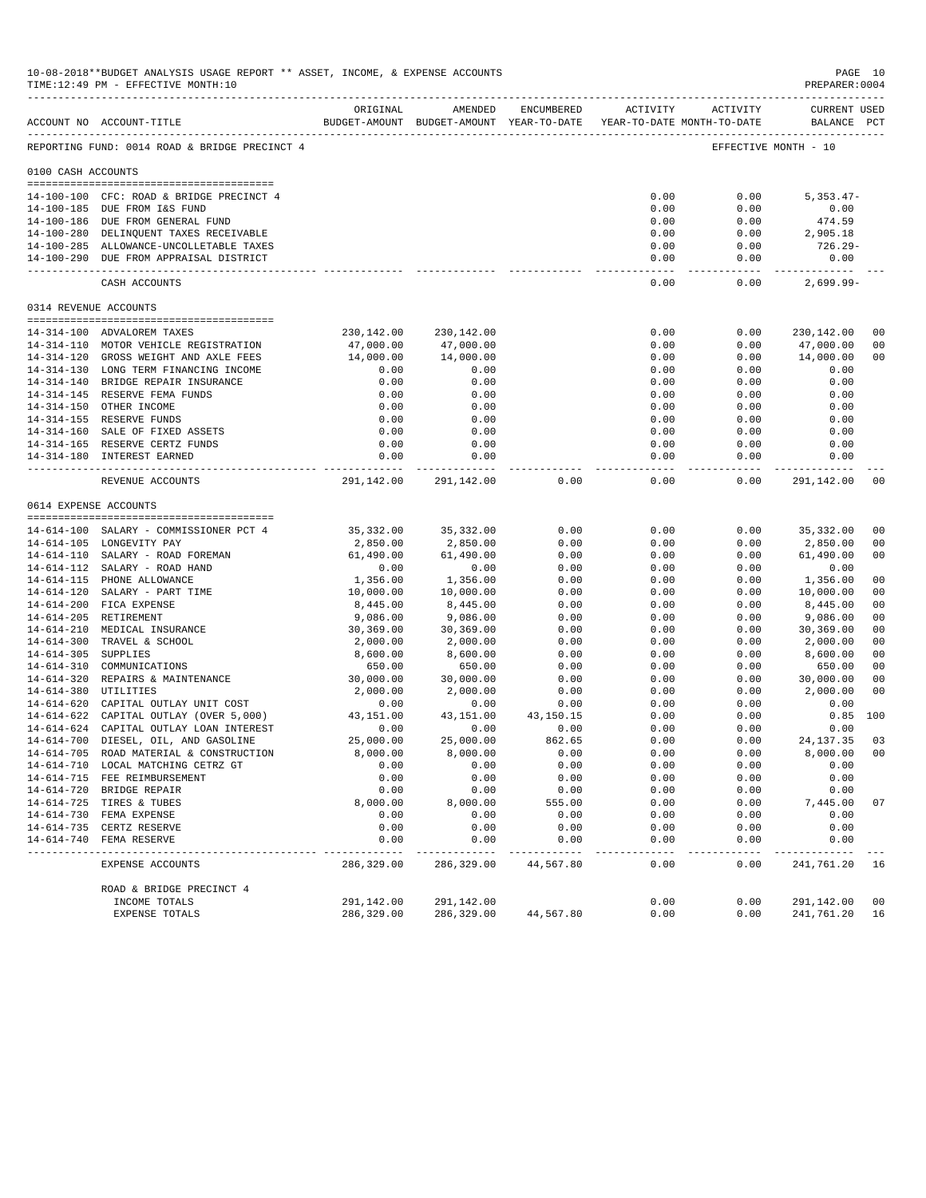10-08-2018**BUDGET ANALYSIS USAGE REPORT ** ASSET, INCOME, & EXPENSE ACCOUNTS

TIME:12:49 PM - EFFECTIVE MONTH:10

PREPARER:0004

| ACCOUNT NO | ACCOUNT-TITLE | ORIGINAL BUDGET-AMOUNT | AMENDED BUDGET-AMOUNT | ENCUMBERED YEAR-TO-DATE | ACTIVITY YEAR-TO-DATE | ACTIVITY MONTH-TO-DATE | CURRENT USED BALANCE | PCT |
|---|---|---|---|---|---|---|---|---|
| REPORTING FUND: 0014 ROAD & BRIDGE PRECINCT 4 | | | | | | EFFECTIVE MONTH - 10 | | |
| 0100 CASH ACCOUNTS | | | | | | | | |
| 14-100-100 | CFC: ROAD & BRIDGE PRECINCT 4 | | | | 0.00 | 0.00 | 5,353.47- | |
| 14-100-185 | DUE FROM I&S FUND | | | | 0.00 | 0.00 | 0.00 | |
| 14-100-186 | DUE FROM GENERAL FUND | | | | 0.00 | 0.00 | 474.59 | |
| 14-100-280 | DELINQUENT TAXES RECEIVABLE | | | | 0.00 | 0.00 | 2,905.18 | |
| 14-100-285 | ALLOWANCE-UNCOLLETABLE TAXES | | | | 0.00 | 0.00 | 726.29- | |
| 14-100-290 | DUE FROM APPRAISAL DISTRICT | | | | 0.00 | 0.00 | 0.00 | |
| | CASH ACCOUNTS | | | | 0.00 | 0.00 | 2,699.99- | |
| 0314 REVENUE ACCOUNTS | | | | | | | | |
| 14-314-100 | ADVALOREM TAXES | 230,142.00 | 230,142.00 | | 0.00 | 0.00 | 230,142.00 | 00 |
| 14-314-110 | MOTOR VEHICLE REGISTRATION | 47,000.00 | 47,000.00 | | 0.00 | 0.00 | 47,000.00 | 00 |
| 14-314-120 | GROSS WEIGHT AND AXLE FEES | 14,000.00 | 14,000.00 | | 0.00 | 0.00 | 14,000.00 | 00 |
| 14-314-130 | LONG TERM FINANCING INCOME | 0.00 | 0.00 | | 0.00 | 0.00 | 0.00 | |
| 14-314-140 | BRIDGE REPAIR INSURANCE | 0.00 | 0.00 | | 0.00 | 0.00 | 0.00 | |
| 14-314-145 | RESERVE FEMA FUNDS | 0.00 | 0.00 | | 0.00 | 0.00 | 0.00 | |
| 14-314-150 | OTHER INCOME | 0.00 | 0.00 | | 0.00 | 0.00 | 0.00 | |
| 14-314-155 | RESERVE FUNDS | 0.00 | 0.00 | | 0.00 | 0.00 | 0.00 | |
| 14-314-160 | SALE OF FIXED ASSETS | 0.00 | 0.00 | | 0.00 | 0.00 | 0.00 | |
| 14-314-165 | RESERVE CERTZ FUNDS | 0.00 | 0.00 | | 0.00 | 0.00 | 0.00 | |
| 14-314-180 | INTEREST EARNED | 0.00 | 0.00 | | 0.00 | 0.00 | 0.00 | |
| | REVENUE ACCOUNTS | 291,142.00 | 291,142.00 | 0.00 | 0.00 | 0.00 | 291,142.00 | 00 |
| 0614 EXPENSE ACCOUNTS | | | | | | | | |
| 14-614-100 | SALARY - COMMISSIONER PCT 4 | 35,332.00 | 35,332.00 | 0.00 | 0.00 | 0.00 | 35,332.00 | 00 |
| 14-614-105 | LONGEVITY PAY | 2,850.00 | 2,850.00 | 0.00 | 0.00 | 0.00 | 2,850.00 | 00 |
| 14-614-110 | SALARY - ROAD FOREMAN | 61,490.00 | 61,490.00 | 0.00 | 0.00 | 0.00 | 61,490.00 | 00 |
| 14-614-112 | SALARY - ROAD HAND | 0.00 | 0.00 | 0.00 | 0.00 | 0.00 | 0.00 | |
| 14-614-115 | PHONE ALLOWANCE | 1,356.00 | 1,356.00 | 0.00 | 0.00 | 0.00 | 1,356.00 | 00 |
| 14-614-120 | SALARY - PART TIME | 10,000.00 | 10,000.00 | 0.00 | 0.00 | 0.00 | 10,000.00 | 00 |
| 14-614-200 | FICA EXPENSE | 8,445.00 | 8,445.00 | 0.00 | 0.00 | 0.00 | 8,445.00 | 00 |
| 14-614-205 | RETIREMENT | 9,086.00 | 9,086.00 | 0.00 | 0.00 | 0.00 | 9,086.00 | 00 |
| 14-614-210 | MEDICAL INSURANCE | 30,369.00 | 30,369.00 | 0.00 | 0.00 | 0.00 | 30,369.00 | 00 |
| 14-614-300 | TRAVEL & SCHOOL | 2,000.00 | 2,000.00 | 0.00 | 0.00 | 0.00 | 2,000.00 | 00 |
| 14-614-305 | SUPPLIES | 8,600.00 | 8,600.00 | 0.00 | 0.00 | 0.00 | 8,600.00 | 00 |
| 14-614-310 | COMMUNICATIONS | 650.00 | 650.00 | 0.00 | 0.00 | 0.00 | 650.00 | 00 |
| 14-614-320 | REPAIRS & MAINTENANCE | 30,000.00 | 30,000.00 | 0.00 | 0.00 | 0.00 | 30,000.00 | 00 |
| 14-614-380 | UTILITIES | 2,000.00 | 2,000.00 | 0.00 | 0.00 | 0.00 | 2,000.00 | 00 |
| 14-614-620 | CAPITAL OUTLAY UNIT COST | 0.00 | 0.00 | 0.00 | 0.00 | 0.00 | 0.00 | |
| 14-614-622 | CAPITAL OUTLAY (OVER 5,000) | 43,151.00 | 43,151.00 | 43,150.15 | 0.00 | 0.00 | 0.85 | 100 |
| 14-614-624 | CAPITAL OUTLAY LOAN INTEREST | 0.00 | 0.00 | 0.00 | 0.00 | 0.00 | 0.00 | |
| 14-614-700 | DIESEL, OIL, AND GASOLINE | 25,000.00 | 25,000.00 | 862.65 | 0.00 | 0.00 | 24,137.35 | 03 |
| 14-614-705 | ROAD MATERIAL & CONSTRUCTION | 8,000.00 | 8,000.00 | 0.00 | 0.00 | 0.00 | 8,000.00 | 00 |
| 14-614-710 | LOCAL MATCHING CETRZ GT | 0.00 | 0.00 | 0.00 | 0.00 | 0.00 | 0.00 | |
| 14-614-715 | FEE REIMBURSEMENT | 0.00 | 0.00 | 0.00 | 0.00 | 0.00 | 0.00 | |
| 14-614-720 | BRIDGE REPAIR | 0.00 | 0.00 | 0.00 | 0.00 | 0.00 | 0.00 | |
| 14-614-725 | TIRES & TUBES | 8,000.00 | 8,000.00 | 555.00 | 0.00 | 0.00 | 7,445.00 | 07 |
| 14-614-730 | FEMA EXPENSE | 0.00 | 0.00 | 0.00 | 0.00 | 0.00 | 0.00 | |
| 14-614-735 | CERTZ RESERVE | 0.00 | 0.00 | 0.00 | 0.00 | 0.00 | 0.00 | |
| 14-614-740 | FEMA RESERVE | 0.00 | 0.00 | 0.00 | 0.00 | 0.00 | 0.00 | |
| | EXPENSE ACCOUNTS | 286,329.00 | 286,329.00 | 44,567.80 | 0.00 | 0.00 | 241,761.20 | 16 |
| | ROAD & BRIDGE PRECINCT 4 | | | | | | | |
| | INCOME TOTALS | 291,142.00 | 291,142.00 | | 0.00 | 0.00 | 291,142.00 | 00 |
| | EXPENSE TOTALS | 286,329.00 | 286,329.00 | 44,567.80 | 0.00 | 0.00 | 241,761.20 | 16 |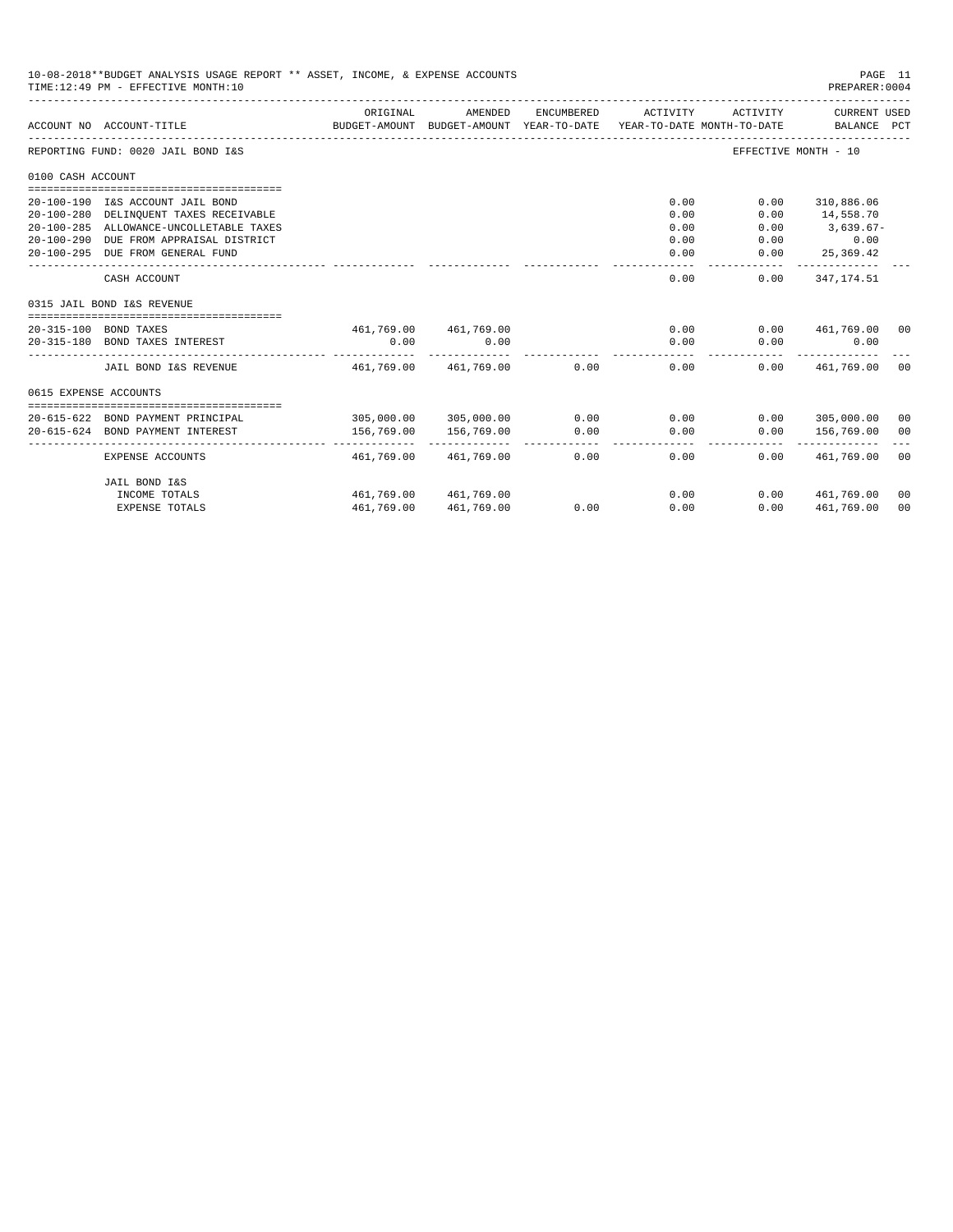10-08-2018**BUDGET ANALYSIS USAGE REPORT ** ASSET, INCOME, & EXPENSE ACCOUNTS

TIME:12:49 PM - EFFECTIVE MONTH:10

PREPARER:0004

| ACCOUNT NO | ACCOUNT-TITLE | ORIGINAL BUDGET-AMOUNT | AMENDED BUDGET-AMOUNT | ENCUMBERED YEAR-TO-DATE | ACTIVITY YEAR-TO-DATE | ACTIVITY MONTH-TO-DATE | CURRENT USED BALANCE | PCT |
|---|---|---|---|---|---|---|---|---|
| REPORTING FUND: 0020 JAIL BOND I&S | | | | | | EFFECTIVE MONTH - 10 | | |
| 0100 CASH ACCOUNT | | | | | | | | |
| 20-100-190 | I&S ACCOUNT JAIL BOND | | | | 0.00 | 0.00 | 310,886.06 | |
| 20-100-280 | DELINQUENT TAXES RECEIVABLE | | | | 0.00 | 0.00 | 14,558.70 | |
| 20-100-285 | ALLOWANCE-UNCOLLETABLE TAXES | | | | 0.00 | 0.00 | 3,639.67- | |
| 20-100-290 | DUE FROM APPRAISAL DISTRICT | | | | 0.00 | 0.00 | 0.00 | |
| 20-100-295 | DUE FROM GENERAL FUND | | | | 0.00 | 0.00 | 25,369.42 | |
| | CASH ACCOUNT | | | | 0.00 | 0.00 | 347,174.51 | |
| 0315 JAIL BOND I&S REVENUE | | | | | | | | |
| 20-315-100 | BOND TAXES | 461,769.00 | 461,769.00 | | 0.00 | 0.00 | 461,769.00 | 00 |
| 20-315-180 | BOND TAXES INTEREST | 0.00 | 0.00 | | 0.00 | 0.00 | 0.00 | |
| | JAIL BOND I&S REVENUE | 461,769.00 | 461,769.00 | 0.00 | 0.00 | 0.00 | 461,769.00 | 00 |
| 0615 EXPENSE ACCOUNTS | | | | | | | | |
| 20-615-622 | BOND PAYMENT PRINCIPAL | 305,000.00 | 305,000.00 | 0.00 | 0.00 | 0.00 | 305,000.00 | 00 |
| 20-615-624 | BOND PAYMENT INTEREST | 156,769.00 | 156,769.00 | 0.00 | 0.00 | 0.00 | 156,769.00 | 00 |
| | EXPENSE ACCOUNTS | 461,769.00 | 461,769.00 | 0.00 | 0.00 | 0.00 | 461,769.00 | 00 |
| | JAIL BOND I&S | | | | | | | |
| | INCOME TOTALS | 461,769.00 | 461,769.00 | | 0.00 | 0.00 | 461,769.00 | 00 |
| | EXPENSE TOTALS | 461,769.00 | 461,769.00 | 0.00 | 0.00 | 0.00 | 461,769.00 | 00 |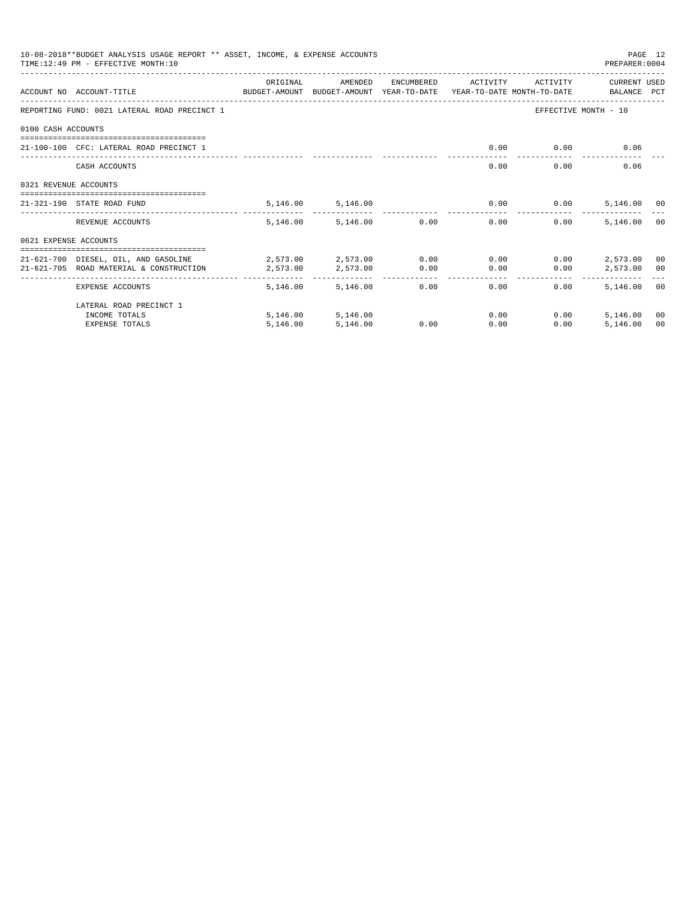10-08-2018**BUDGET ANALYSIS USAGE REPORT ** ASSET, INCOME, & EXPENSE ACCOUNTS
TIME:12:49 PM - EFFECTIVE MONTH:10

PREPARER:0004

| ACCOUNT NO | ACCOUNT-TITLE | ORIGINAL BUDGET-AMOUNT | AMENDED BUDGET-AMOUNT | ENCUMBERED YEAR-TO-DATE | ACTIVITY YEAR-TO-DATE | ACTIVITY MONTH-TO-DATE | CURRENT BALANCE | USED PCT |
|---|---|---|---|---|---|---|---|---|
| REPORTING FUND: 0021 LATERAL ROAD PRECINCT 1 | | | | | | EFFECTIVE MONTH - 10 | | |
| 0100 CASH ACCOUNTS | | | | | | | | |
| 21-100-100 | CFC: LATERAL ROAD PRECINCT 1 | | | | 0.00 | 0.00 | 0.06 | |
| | CASH ACCOUNTS | | | | 0.00 | 0.00 | 0.06 | |
| 0321 REVENUE ACCOUNTS | | | | | | | | |
| 21-321-190 | STATE ROAD FUND | 5,146.00 | 5,146.00 | | 0.00 | 0.00 | 5,146.00 | 00 |
| | REVENUE ACCOUNTS | 5,146.00 | 5,146.00 | 0.00 | 0.00 | 0.00 | 5,146.00 | 00 |
| 0621 EXPENSE ACCOUNTS | | | | | | | | |
| 21-621-700 | DIESEL, OIL, AND GASOLINE | 2,573.00 | 2,573.00 | 0.00 | 0.00 | 0.00 | 2,573.00 | 00 |
| 21-621-705 | ROAD MATERIAL & CONSTRUCTION | 2,573.00 | 2,573.00 | 0.00 | 0.00 | 0.00 | 2,573.00 | 00 |
| | EXPENSE ACCOUNTS | 5,146.00 | 5,146.00 | 0.00 | 0.00 | 0.00 | 5,146.00 | 00 |
| | LATERAL ROAD PRECINCT 1 | | | | | | | |
| | INCOME TOTALS | 5,146.00 | 5,146.00 | | 0.00 | 0.00 | 5,146.00 | 00 |
| | EXPENSE TOTALS | 5,146.00 | 5,146.00 | 0.00 | 0.00 | 0.00 | 5,146.00 | 00 |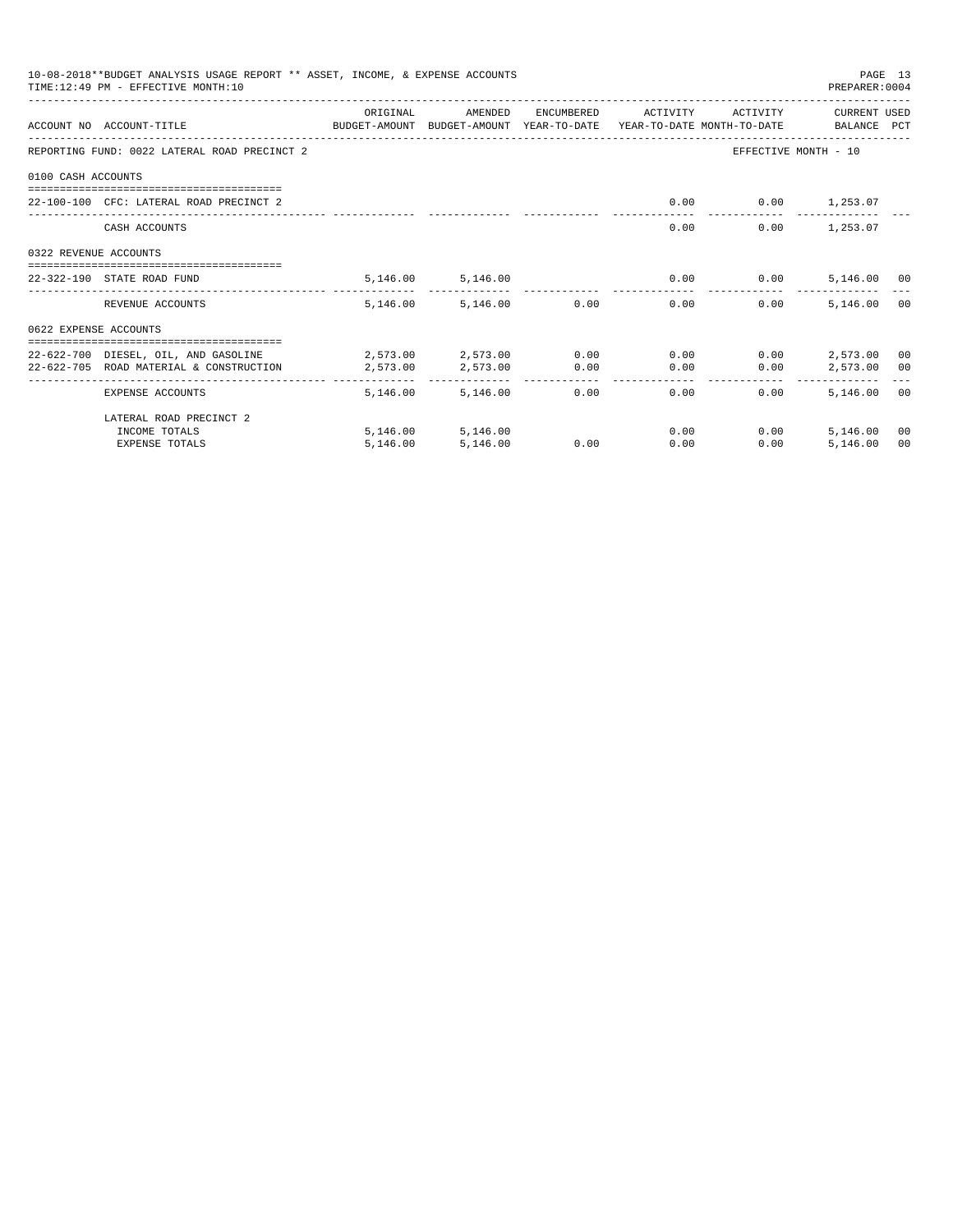10-08-2018**BUDGET ANALYSIS USAGE REPORT ** ASSET, INCOME, & EXPENSE ACCOUNTS
TIME:12:49 PM - EFFECTIVE MONTH:10
PREPARER:0004

| ACCOUNT NO | ACCOUNT-TITLE | ORIGINAL BUDGET-AMOUNT | AMENDED BUDGET-AMOUNT | ENCUMBERED YEAR-TO-DATE | ACTIVITY YEAR-TO-DATE | ACTIVITY MONTH-TO-DATE | CURRENT USED BALANCE | PCT |
|---|---|---|---|---|---|---|---|---|
| REPORTING FUND: 0022 LATERAL ROAD PRECINCT 2 | | | | | | EFFECTIVE MONTH - 10 | | |
| 0100 CASH ACCOUNTS | | | | | | | | |
| 22-100-100 | CFC: LATERAL ROAD PRECINCT 2 | | | | 0.00 | 0.00 | 1,253.07 | |
| | CASH ACCOUNTS | | | | 0.00 | 0.00 | 1,253.07 | |
| 0322 REVENUE ACCOUNTS | | | | | | | | |
| 22-322-190 | STATE ROAD FUND | 5,146.00 | 5,146.00 | | 0.00 | 0.00 | 5,146.00 | 00 |
| | REVENUE ACCOUNTS | 5,146.00 | 5,146.00 | 0.00 | 0.00 | 0.00 | 5,146.00 | 00 |
| 0622 EXPENSE ACCOUNTS | | | | | | | | |
| 22-622-700 | DIESEL, OIL, AND GASOLINE | 2,573.00 | 2,573.00 | 0.00 | 0.00 | 0.00 | 2,573.00 | 00 |
| 22-622-705 | ROAD MATERIAL & CONSTRUCTION | 2,573.00 | 2,573.00 | 0.00 | 0.00 | 0.00 | 2,573.00 | 00 |
| | EXPENSE ACCOUNTS | 5,146.00 | 5,146.00 | 0.00 | 0.00 | 0.00 | 5,146.00 | 00 |
| | LATERAL ROAD PRECINCT 2 | | | | | | | |
| | INCOME TOTALS | 5,146.00 | 5,146.00 | | 0.00 | 0.00 | 5,146.00 | 00 |
| | EXPENSE TOTALS | 5,146.00 | 5,146.00 | 0.00 | 0.00 | 0.00 | 5,146.00 | 00 |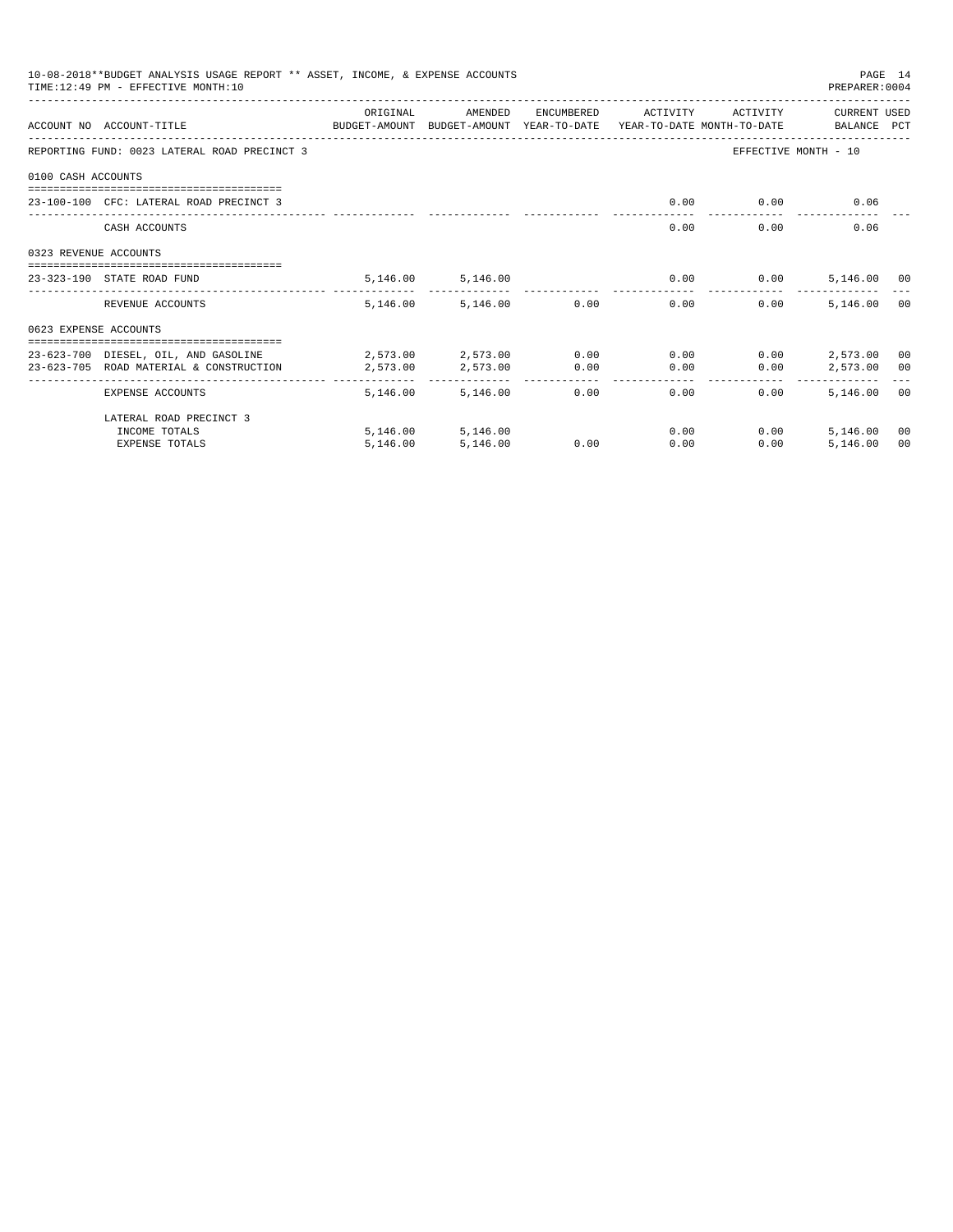10-08-2018**BUDGET ANALYSIS USAGE REPORT ** ASSET, INCOME, & EXPENSE ACCOUNTS

TIME:12:49 PM - EFFECTIVE MONTH:10

PREPARER:0004

| ACCOUNT NO | ACCOUNT-TITLE | ORIGINAL BUDGET-AMOUNT | AMENDED BUDGET-AMOUNT | ENCUMBERED YEAR-TO-DATE | ACTIVITY YEAR-TO-DATE | ACTIVITY MONTH-TO-DATE | CURRENT BALANCE | USED PCT |
|---|---|---|---|---|---|---|---|---|
| REPORTING FUND: 0023 LATERAL ROAD PRECINCT 3 | | | | | | EFFECTIVE MONTH - 10 | | |
| 0100 CASH ACCOUNTS | | | | | | | | |
| 23-100-100 | CFC: LATERAL ROAD PRECINCT 3 | | | | 0.00 | 0.00 | 0.06 | |
| | CASH ACCOUNTS | | | | 0.00 | 0.00 | 0.06 | |
| 0323 REVENUE ACCOUNTS | | | | | | | | |
| 23-323-190 | STATE ROAD FUND | 5,146.00 | 5,146.00 | | 0.00 | 0.00 | 5,146.00 | 00 |
| | REVENUE ACCOUNTS | 5,146.00 | 5,146.00 | 0.00 | 0.00 | 0.00 | 5,146.00 | 00 |
| 0623 EXPENSE ACCOUNTS | | | | | | | | |
| 23-623-700 | DIESEL, OIL, AND GASOLINE | 2,573.00 | 2,573.00 | 0.00 | 0.00 | 0.00 | 2,573.00 | 00 |
| 23-623-705 | ROAD MATERIAL & CONSTRUCTION | 2,573.00 | 2,573.00 | 0.00 | 0.00 | 0.00 | 2,573.00 | 00 |
| | EXPENSE ACCOUNTS | 5,146.00 | 5,146.00 | 0.00 | 0.00 | 0.00 | 5,146.00 | 00 |
| | LATERAL ROAD PRECINCT 3 | | | | | | | |
| | INCOME TOTALS | 5,146.00 | 5,146.00 | | 0.00 | 0.00 | 5,146.00 | 00 |
| | EXPENSE TOTALS | 5,146.00 | 5,146.00 | 0.00 | 0.00 | 0.00 | 5,146.00 | 00 |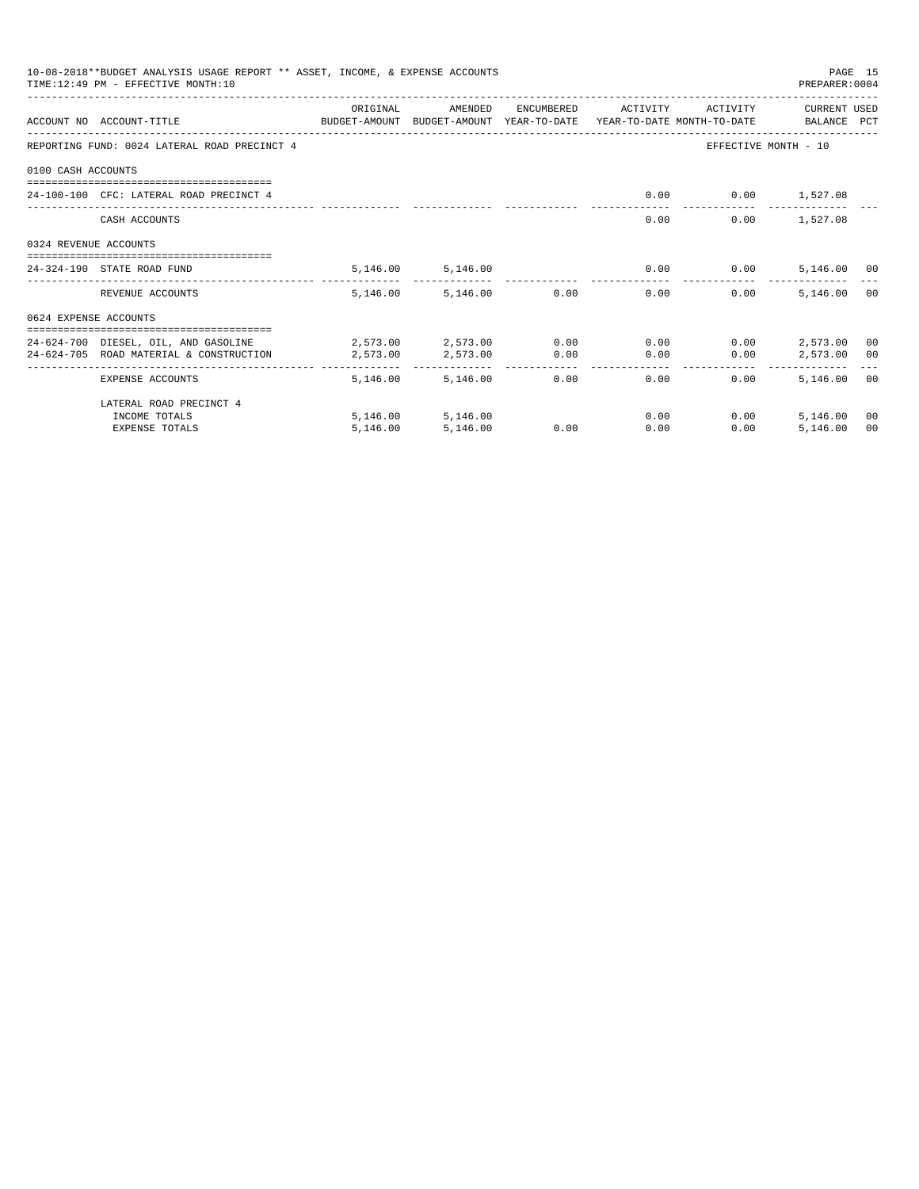10-08-2018**BUDGET ANALYSIS USAGE REPORT ** ASSET, INCOME, & EXPENSE ACCOUNTS
TIME:12:49 PM - EFFECTIVE MONTH:10

PREPARER:0004

| ACCOUNT NO | ACCOUNT-TITLE | ORIGINAL BUDGET-AMOUNT | AMENDED BUDGET-AMOUNT | ENCUMBERED YEAR-TO-DATE | ACTIVITY YEAR-TO-DATE | ACTIVITY MONTH-TO-DATE | CURRENT USED BALANCE | PCT |
|---|---|---|---|---|---|---|---|---|
| REPORTING FUND: 0024 LATERAL ROAD PRECINCT 4 | | | | | | EFFECTIVE MONTH - 10 | | |
| 0100 CASH ACCOUNTS | | | | | | | | |
| 24-100-100 | CFC: LATERAL ROAD PRECINCT 4 | | | | 0.00 | 0.00 | 1,527.08 | |
| | CASH ACCOUNTS | | | | 0.00 | 0.00 | 1,527.08 | |
| 0324 REVENUE ACCOUNTS | | | | | | | | |
| 24-324-190 | STATE ROAD FUND | 5,146.00 | 5,146.00 | | 0.00 | 0.00 | 5,146.00 | 00 |
| | REVENUE ACCOUNTS | 5,146.00 | 5,146.00 | 0.00 | 0.00 | 0.00 | 5,146.00 | 00 |
| 0624 EXPENSE ACCOUNTS | | | | | | | | |
| 24-624-700 | DIESEL, OIL, AND GASOLINE | 2,573.00 | 2,573.00 | 0.00 | 0.00 | 0.00 | 2,573.00 | 00 |
| 24-624-705 | ROAD MATERIAL & CONSTRUCTION | 2,573.00 | 2,573.00 | 0.00 | 0.00 | 0.00 | 2,573.00 | 00 |
| | EXPENSE ACCOUNTS | 5,146.00 | 5,146.00 | 0.00 | 0.00 | 0.00 | 5,146.00 | 00 |
| | LATERAL ROAD PRECINCT 4 | | | | | | | |
| | INCOME TOTALS | 5,146.00 | 5,146.00 | | 0.00 | 0.00 | 5,146.00 | 00 |
| | EXPENSE TOTALS | 5,146.00 | 5,146.00 | 0.00 | 0.00 | 0.00 | 5,146.00 | 00 |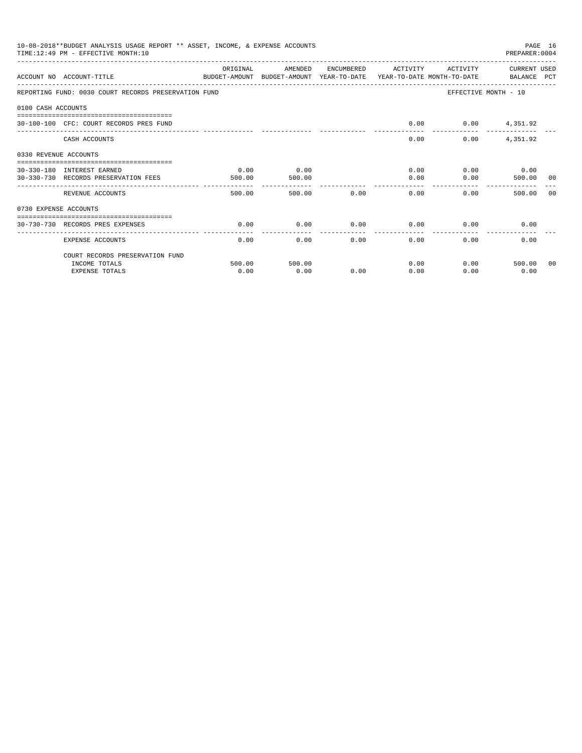10-08-2018**BUDGET ANALYSIS USAGE REPORT ** ASSET, INCOME, & EXPENSE ACCOUNTS
TIME:12:49 PM - EFFECTIVE MONTH:10

PREPARER:0004

| ACCOUNT NO | ACCOUNT-TITLE | ORIGINAL BUDGET-AMOUNT | AMENDED BUDGET-AMOUNT | ENCUMBERED YEAR-TO-DATE | ACTIVITY YEAR-TO-DATE | ACTIVITY MONTH-TO-DATE | CURRENT BALANCE | USED PCT |
|---|---|---|---|---|---|---|---|---|
| REPORTING FUND: 0030 COURT RECORDS PRESERVATION FUND | | | | | | EFFECTIVE MONTH - 10 | | |
| 0100 CASH ACCOUNTS | | | | | | | | |
| 30-100-100 | CFC: COURT RECORDS PRES FUND | | | | 0.00 | 0.00 | 4,351.92 | |
| | CASH ACCOUNTS | | | | 0.00 | 0.00 | 4,351.92 | |
| 0330 REVENUE ACCOUNTS | | | | | | | | |
| 30-330-180 | INTEREST EARNED | 0.00 | 0.00 | | 0.00 | 0.00 | 0.00 | |
| 30-330-730 | RECORDS PRESERVATION FEES | 500.00 | 500.00 | | 0.00 | 0.00 | 500.00 | 00 |
| | REVENUE ACCOUNTS | 500.00 | 500.00 | 0.00 | 0.00 | 0.00 | 500.00 | 00 |
| 0730 EXPENSE ACCOUNTS | | | | | | | | |
| 30-730-730 | RECORDS PRES EXPENSES | 0.00 | 0.00 | 0.00 | 0.00 | 0.00 | 0.00 | |
| | EXPENSE ACCOUNTS | 0.00 | 0.00 | 0.00 | 0.00 | 0.00 | 0.00 | |
| | COURT RECORDS PRESERVATION FUND | | | | | | | |
| | INCOME TOTALS | 500.00 | 500.00 | | 0.00 | 0.00 | 500.00 | 00 |
| | EXPENSE TOTALS | 0.00 | 0.00 | 0.00 | 0.00 | 0.00 | 0.00 | |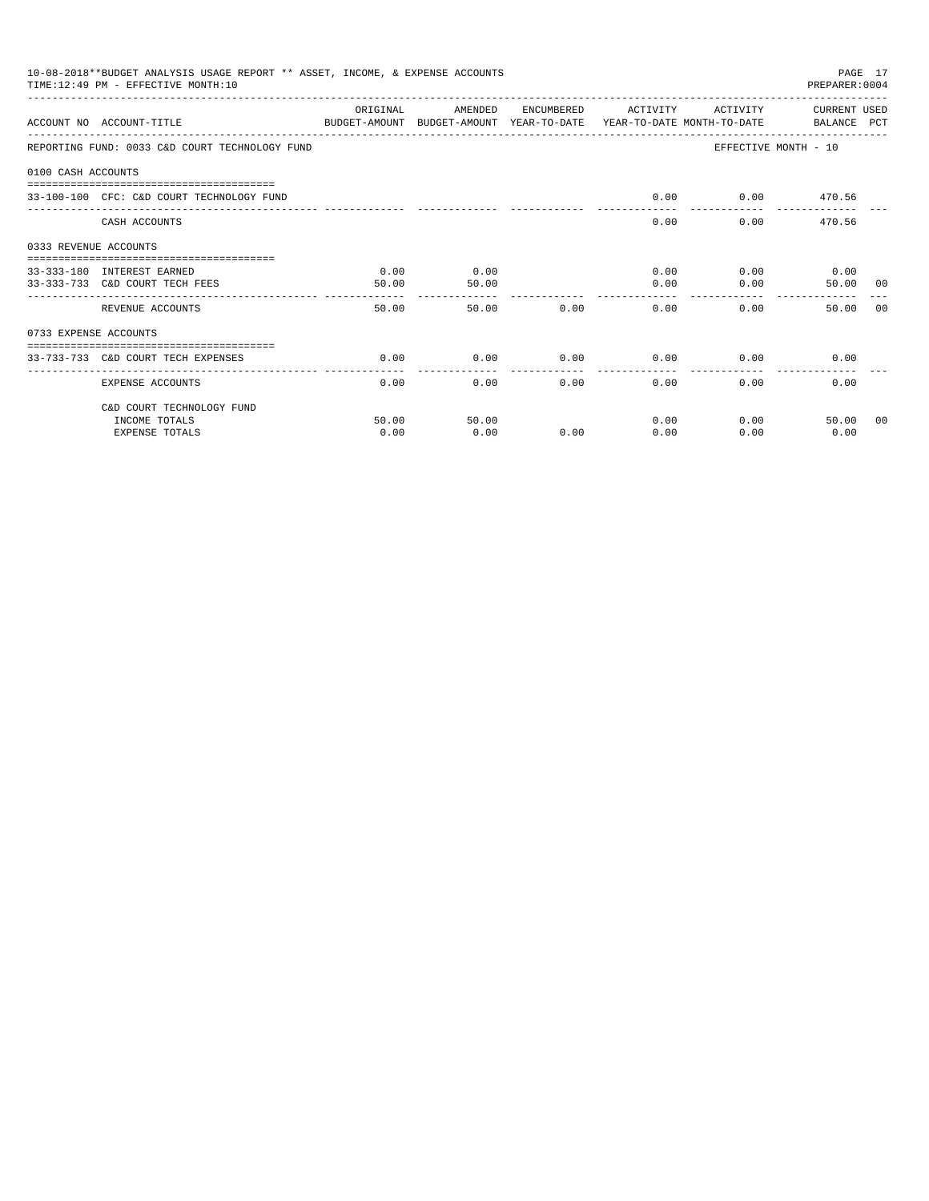10-08-2018**BUDGET ANALYSIS USAGE REPORT ** ASSET, INCOME, & EXPENSE ACCOUNTS
TIME:12:49 PM - EFFECTIVE MONTH:10
PREPARER:0004

REPORTING FUND: 0033 C&D COURT TECHNOLOGY FUND — EFFECTIVE MONTH - 10

| ACCOUNT NO | ACCOUNT-TITLE | ORIGINAL BUDGET-AMOUNT | AMENDED BUDGET-AMOUNT | ENCUMBERED YEAR-TO-DATE | ACTIVITY YEAR-TO-DATE | ACTIVITY MONTH-TO-DATE | CURRENT BALANCE | USED PCT |
|---|---|---|---|---|---|---|---|---|
| **0100 CASH ACCOUNTS** | | | | | | | | |
| 33-100-100 | CFC: C&D COURT TECHNOLOGY FUND | | | | 0.00 | 0.00 | 470.56 | |
| | CASH ACCOUNTS | | | | 0.00 | 0.00 | 470.56 | |
| **0333 REVENUE ACCOUNTS** | | | | | | | | |
| 33-333-180 | INTEREST EARNED | 0.00 | 0.00 | | 0.00 | 0.00 | 0.00 | |
| 33-333-733 | C&D COURT TECH FEES | 50.00 | 50.00 | | 0.00 | 0.00 | 50.00 | 00 |
| | REVENUE ACCOUNTS | 50.00 | 50.00 | 0.00 | 0.00 | 0.00 | 50.00 | 00 |
| **0733 EXPENSE ACCOUNTS** | | | | | | | | |
| 33-733-733 | C&D COURT TECH EXPENSES | 0.00 | 0.00 | 0.00 | 0.00 | 0.00 | 0.00 | |
| | EXPENSE ACCOUNTS | 0.00 | 0.00 | 0.00 | 0.00 | 0.00 | 0.00 | |
| | C&D COURT TECHNOLOGY FUND | | | | | | | |
| | INCOME TOTALS | 50.00 | 50.00 | | 0.00 | 0.00 | 50.00 | 00 |
| | EXPENSE TOTALS | 0.00 | 0.00 | 0.00 | 0.00 | 0.00 | 0.00 | |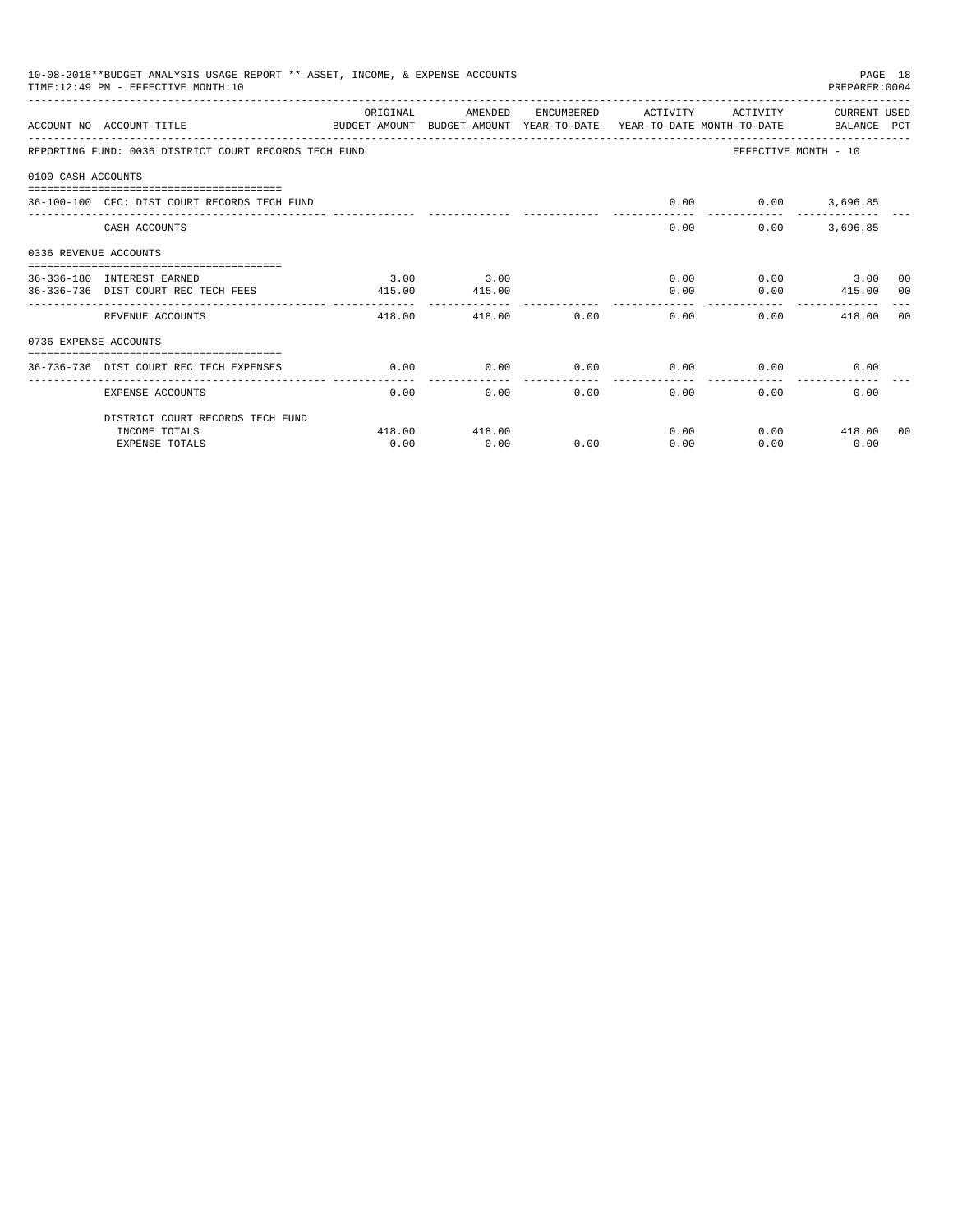10-08-2018**BUDGET ANALYSIS USAGE REPORT ** ASSET, INCOME, & EXPENSE ACCOUNTS
TIME:12:49 PM - EFFECTIVE MONTH:10

PREPARER:0004

| ACCOUNT NO | ACCOUNT-TITLE | ORIGINAL BUDGET-AMOUNT | AMENDED BUDGET-AMOUNT | ENCUMBERED YEAR-TO-DATE | ACTIVITY YEAR-TO-DATE | ACTIVITY MONTH-TO-DATE | CURRENT BALANCE | USED PCT |
|---|---|---|---|---|---|---|---|---|
| REPORTING FUND: 0036 DISTRICT COURT RECORDS TECH FUND | | | | | | EFFECTIVE MONTH - 10 | | |
| 0100 CASH ACCOUNTS | | | | | | | | |
| 36-100-100 | CFC: DIST COURT RECORDS TECH FUND | | | | 0.00 | 0.00 | 3,696.85 | |
| | CASH ACCOUNTS | | | | 0.00 | 0.00 | 3,696.85 | |
| 0336 REVENUE ACCOUNTS | | | | | | | | |
| 36-336-180 | INTEREST EARNED | 3.00 | 3.00 | | 0.00 | 0.00 | 3.00 | 00 |
| 36-336-736 | DIST COURT REC TECH FEES | 415.00 | 415.00 | | 0.00 | 0.00 | 415.00 | 00 |
| | REVENUE ACCOUNTS | 418.00 | 418.00 | 0.00 | 0.00 | 0.00 | 418.00 | 00 |
| 0736 EXPENSE ACCOUNTS | | | | | | | | |
| 36-736-736 | DIST COURT REC TECH EXPENSES | 0.00 | 0.00 | 0.00 | 0.00 | 0.00 | 0.00 | |
| | EXPENSE ACCOUNTS | 0.00 | 0.00 | 0.00 | 0.00 | 0.00 | 0.00 | |
| | DISTRICT COURT RECORDS TECH FUND | | | | | | | |
| | INCOME TOTALS | 418.00 | 418.00 | | 0.00 | 0.00 | 418.00 | 00 |
| | EXPENSE TOTALS | 0.00 | 0.00 | 0.00 | 0.00 | 0.00 | 0.00 | |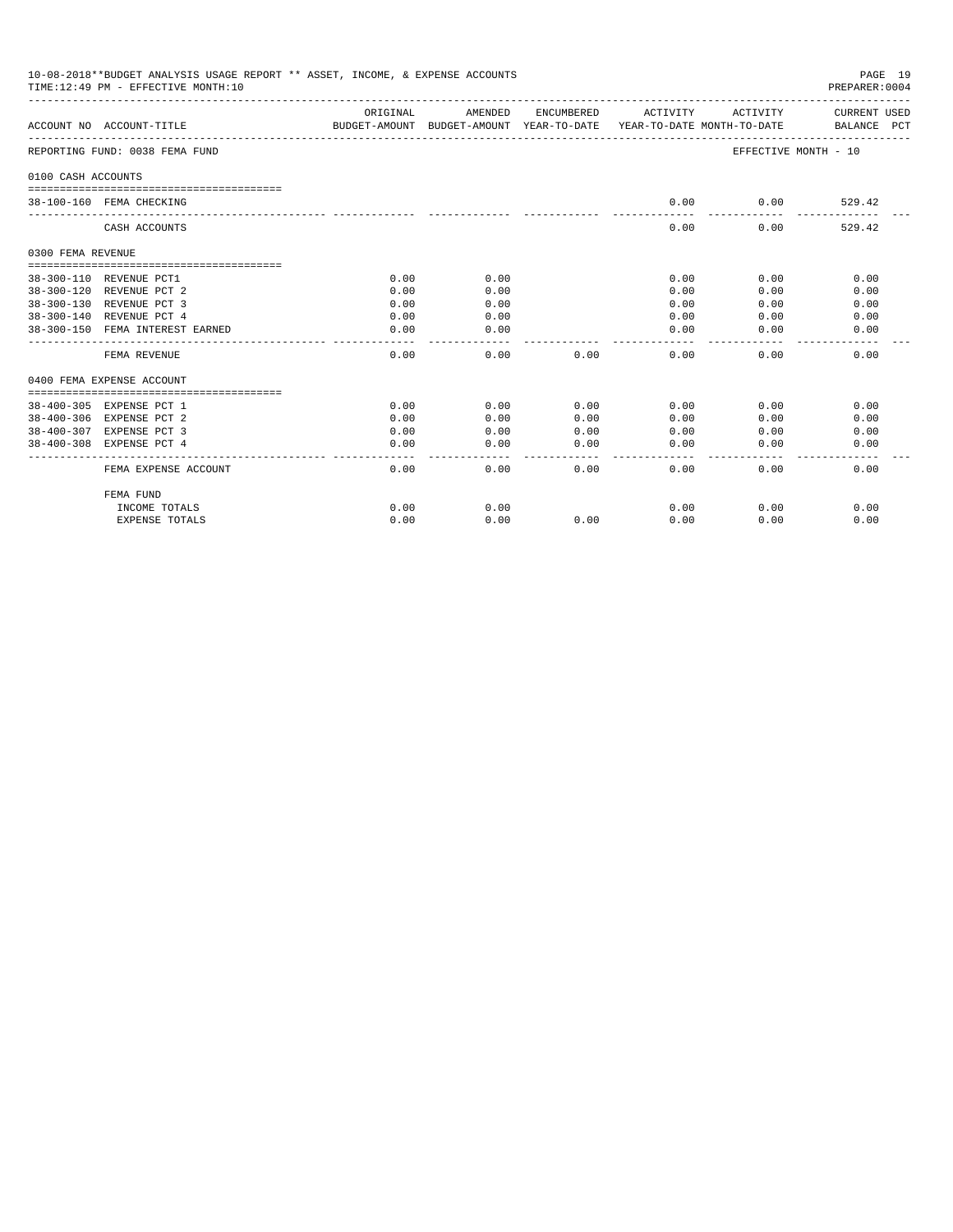10-08-2018**BUDGET ANALYSIS USAGE REPORT ** ASSET, INCOME, & EXPENSE ACCOUNTS
TIME:12:49 PM - EFFECTIVE MONTH:10
PREPARER:0004

| ACCOUNT NO | ACCOUNT-TITLE | ORIGINAL BUDGET-AMOUNT | AMENDED BUDGET-AMOUNT | ENCUMBERED YEAR-TO-DATE | ACTIVITY YEAR-TO-DATE | ACTIVITY MONTH-TO-DATE | CURRENT USED BALANCE PCT |
|---|---|---|---|---|---|---|---|
| REPORTING FUND: 0038 FEMA FUND | | | | | | | EFFECTIVE MONTH - 10 |
| 0100 CASH ACCOUNTS | | | | | | | |
| 38-100-160 | FEMA CHECKING | | | | 0.00 | 0.00 | 529.42 |
| | CASH ACCOUNTS | | | | 0.00 | 0.00 | 529.42 |
| 0300 FEMA REVENUE | | | | | | | |
| 38-300-110 | REVENUE PCT1 | 0.00 | 0.00 | | 0.00 | 0.00 | 0.00 |
| 38-300-120 | REVENUE PCT 2 | 0.00 | 0.00 | | 0.00 | 0.00 | 0.00 |
| 38-300-130 | REVENUE PCT 3 | 0.00 | 0.00 | | 0.00 | 0.00 | 0.00 |
| 38-300-140 | REVENUE PCT 4 | 0.00 | 0.00 | | 0.00 | 0.00 | 0.00 |
| 38-300-150 | FEMA INTEREST EARNED | 0.00 | 0.00 | | 0.00 | 0.00 | 0.00 |
| | FEMA REVENUE | 0.00 | 0.00 | 0.00 | 0.00 | 0.00 | 0.00 |
| 0400 FEMA EXPENSE ACCOUNT | | | | | | | |
| 38-400-305 | EXPENSE PCT 1 | 0.00 | 0.00 | 0.00 | 0.00 | 0.00 | 0.00 |
| 38-400-306 | EXPENSE PCT 2 | 0.00 | 0.00 | 0.00 | 0.00 | 0.00 | 0.00 |
| 38-400-307 | EXPENSE PCT 3 | 0.00 | 0.00 | 0.00 | 0.00 | 0.00 | 0.00 |
| 38-400-308 | EXPENSE PCT 4 | 0.00 | 0.00 | 0.00 | 0.00 | 0.00 | 0.00 |
| | FEMA EXPENSE ACCOUNT | 0.00 | 0.00 | 0.00 | 0.00 | 0.00 | 0.00 |
| | FEMA FUND | | | | | | |
| | INCOME TOTALS | 0.00 | 0.00 | | 0.00 | 0.00 | 0.00 |
| | EXPENSE TOTALS | 0.00 | 0.00 | 0.00 | 0.00 | 0.00 | 0.00 |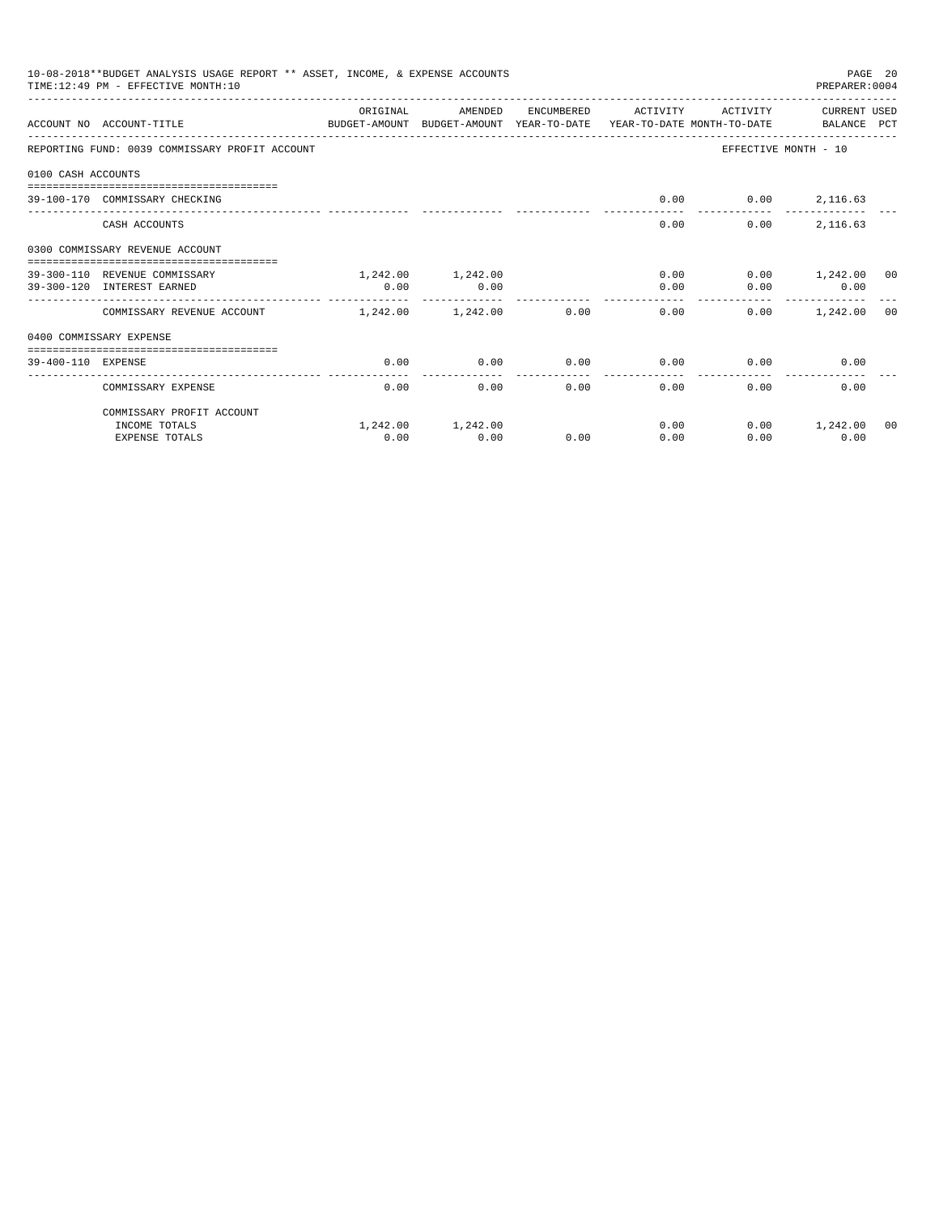10-08-2018**BUDGET ANALYSIS USAGE REPORT ** ASSET, INCOME, & EXPENSE ACCOUNTS
TIME:12:49 PM - EFFECTIVE MONTH:10
PREPARER:0004

| ACCOUNT NO | ACCOUNT-TITLE | ORIGINAL BUDGET-AMOUNT | AMENDED BUDGET-AMOUNT | ENCUMBERED YEAR-TO-DATE | ACTIVITY YEAR-TO-DATE | ACTIVITY MONTH-TO-DATE | CURRENT USED BALANCE | PCT |
|---|---|---|---|---|---|---|---|---|
| REPORTING FUND: 0039 COMMISSARY PROFIT ACCOUNT | | | | | | EFFECTIVE MONTH - 10 | | |
| 0100 CASH ACCOUNTS | | | | | | | | |
| 39-100-170 | COMMISSARY CHECKING | | | | 0.00 | 0.00 | 2,116.63 | |
| | CASH ACCOUNTS | | | | 0.00 | 0.00 | 2,116.63 | |
| 0300 COMMISSARY REVENUE ACCOUNT | | | | | | | | |
| 39-300-110 | REVENUE COMMISSARY | 1,242.00 | 1,242.00 | | 0.00 | 0.00 | 1,242.00 | 00 |
| 39-300-120 | INTEREST EARNED | 0.00 | 0.00 | | 0.00 | 0.00 | 0.00 | |
| | COMMISSARY REVENUE ACCOUNT | 1,242.00 | 1,242.00 | 0.00 | 0.00 | 0.00 | 1,242.00 | 00 |
| 0400 COMMISSARY EXPENSE | | | | | | | | |
| 39-400-110 | EXPENSE | 0.00 | 0.00 | 0.00 | 0.00 | 0.00 | 0.00 | |
| | COMMISSARY EXPENSE | 0.00 | 0.00 | 0.00 | 0.00 | 0.00 | 0.00 | |
| | COMMISSARY PROFIT ACCOUNT | | | | | | | |
| | INCOME TOTALS | 1,242.00 | 1,242.00 | | 0.00 | 0.00 | 1,242.00 | 00 |
| | EXPENSE TOTALS | 0.00 | 0.00 | 0.00 | 0.00 | 0.00 | 0.00 | |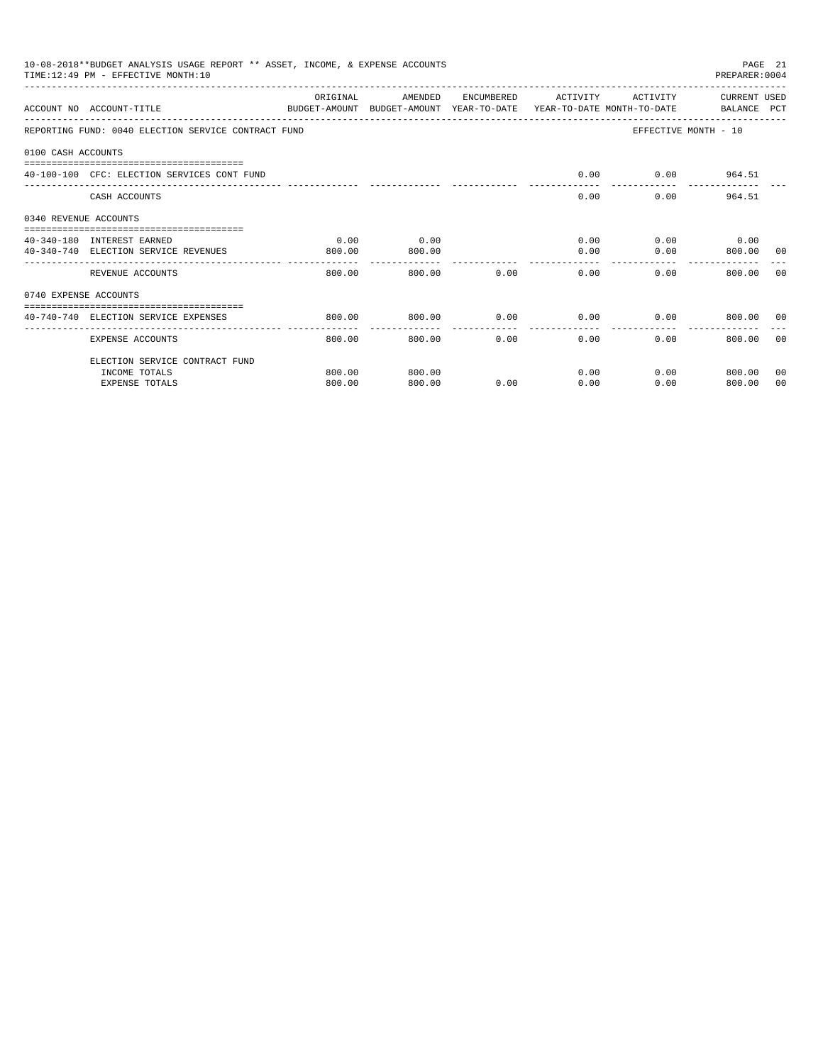10-08-2018**BUDGET ANALYSIS USAGE REPORT ** ASSET, INCOME, & EXPENSE ACCOUNTS

TIME:12:49 PM - EFFECTIVE MONTH:10

PREPARER:0004

| ACCOUNT NO | ACCOUNT-TITLE | ORIGINAL BUDGET-AMOUNT | AMENDED BUDGET-AMOUNT | ENCUMBERED YEAR-TO-DATE | ACTIVITY YEAR-TO-DATE | ACTIVITY MONTH-TO-DATE | CURRENT BALANCE | USED PCT |
|---|---|---|---|---|---|---|---|---|
| REPORTING FUND: 0040 ELECTION SERVICE CONTRACT FUND | | | | | | EFFECTIVE MONTH - 10 | | |
| 0100 CASH ACCOUNTS | | | | | | | | |
| 40-100-100 | CFC: ELECTION SERVICES CONT FUND | | | | 0.00 | 0.00 | 964.51 | |
| | CASH ACCOUNTS | | | | 0.00 | 0.00 | 964.51 | |
| 0340 REVENUE ACCOUNTS | | | | | | | | |
| 40-340-180 | INTEREST EARNED | 0.00 | 0.00 | | 0.00 | 0.00 | 0.00 | |
| 40-340-740 | ELECTION SERVICE REVENUES | 800.00 | 800.00 | | 0.00 | 0.00 | 800.00 | 00 |
| | REVENUE ACCOUNTS | 800.00 | 800.00 | 0.00 | 0.00 | 0.00 | 800.00 | 00 |
| 0740 EXPENSE ACCOUNTS | | | | | | | | |
| 40-740-740 | ELECTION SERVICE EXPENSES | 800.00 | 800.00 | 0.00 | 0.00 | 0.00 | 800.00 | 00 |
| | EXPENSE ACCOUNTS | 800.00 | 800.00 | 0.00 | 0.00 | 0.00 | 800.00 | 00 |
| | ELECTION SERVICE CONTRACT FUND | | | | | | | |
| | INCOME TOTALS | 800.00 | 800.00 | | 0.00 | 0.00 | 800.00 | 00 |
| | EXPENSE TOTALS | 800.00 | 800.00 | 0.00 | 0.00 | 0.00 | 800.00 | 00 |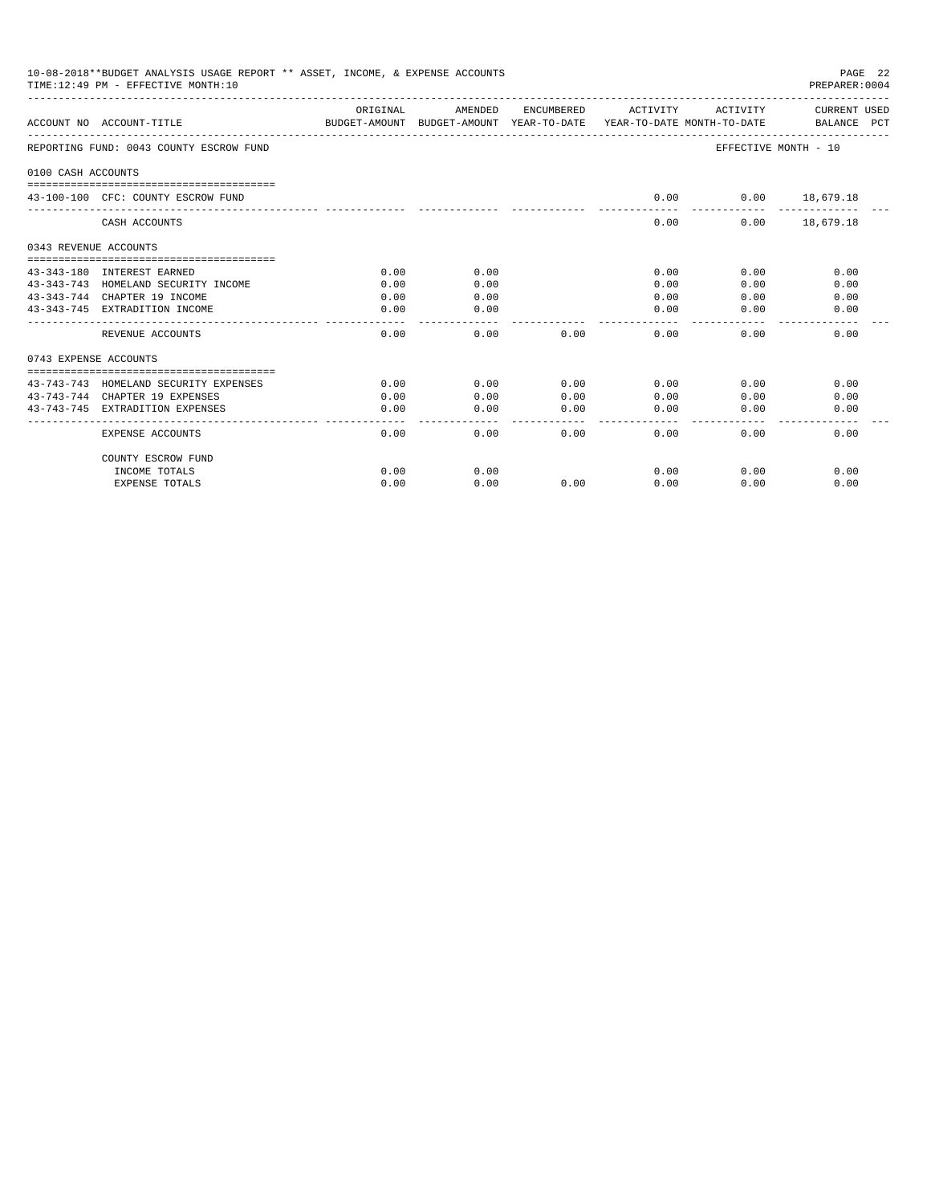10-08-2018**BUDGET ANALYSIS USAGE REPORT ** ASSET, INCOME, & EXPENSE ACCOUNTS

TIME:12:49 PM - EFFECTIVE MONTH:10

PREPARER:0004

| ACCOUNT NO | ACCOUNT-TITLE | ORIGINAL BUDGET-AMOUNT | AMENDED BUDGET-AMOUNT | ENCUMBERED YEAR-TO-DATE | ACTIVITY YEAR-TO-DATE | ACTIVITY MONTH-TO-DATE | CURRENT USED BALANCE | PCT |
|---|---|---|---|---|---|---|---|---|
| REPORTING FUND: 0043 COUNTY ESCROW FUND | | | | | | EFFECTIVE MONTH - 10 | | |
| 0100 CASH ACCOUNTS | | | | | | | | |
| 43-100-100 | CFC: COUNTY ESCROW FUND | | | | 0.00 | 0.00 | 18,679.18 | |
| | CASH ACCOUNTS | | | | 0.00 | 0.00 | 18,679.18 | |
| 0343 REVENUE ACCOUNTS | | | | | | | | |
| 43-343-180 | INTEREST EARNED | 0.00 | 0.00 | | 0.00 | 0.00 | 0.00 | |
| 43-343-743 | HOMELAND SECURITY INCOME | 0.00 | 0.00 | | 0.00 | 0.00 | 0.00 | |
| 43-343-744 | CHAPTER 19 INCOME | 0.00 | 0.00 | | 0.00 | 0.00 | 0.00 | |
| 43-343-745 | EXTRADITION INCOME | 0.00 | 0.00 | | 0.00 | 0.00 | 0.00 | |
| | REVENUE ACCOUNTS | 0.00 | 0.00 | 0.00 | 0.00 | 0.00 | 0.00 | |
| 0743 EXPENSE ACCOUNTS | | | | | | | | |
| 43-743-743 | HOMELAND SECURITY EXPENSES | 0.00 | 0.00 | 0.00 | 0.00 | 0.00 | 0.00 | |
| 43-743-744 | CHAPTER 19 EXPENSES | 0.00 | 0.00 | 0.00 | 0.00 | 0.00 | 0.00 | |
| 43-743-745 | EXTRADITION EXPENSES | 0.00 | 0.00 | 0.00 | 0.00 | 0.00 | 0.00 | |
| | EXPENSE ACCOUNTS | 0.00 | 0.00 | 0.00 | 0.00 | 0.00 | 0.00 | |
| | COUNTY ESCROW FUND | | | | | | | |
| | INCOME TOTALS | 0.00 | 0.00 | | 0.00 | 0.00 | 0.00 | |
| | EXPENSE TOTALS | 0.00 | 0.00 | 0.00 | 0.00 | 0.00 | 0.00 | |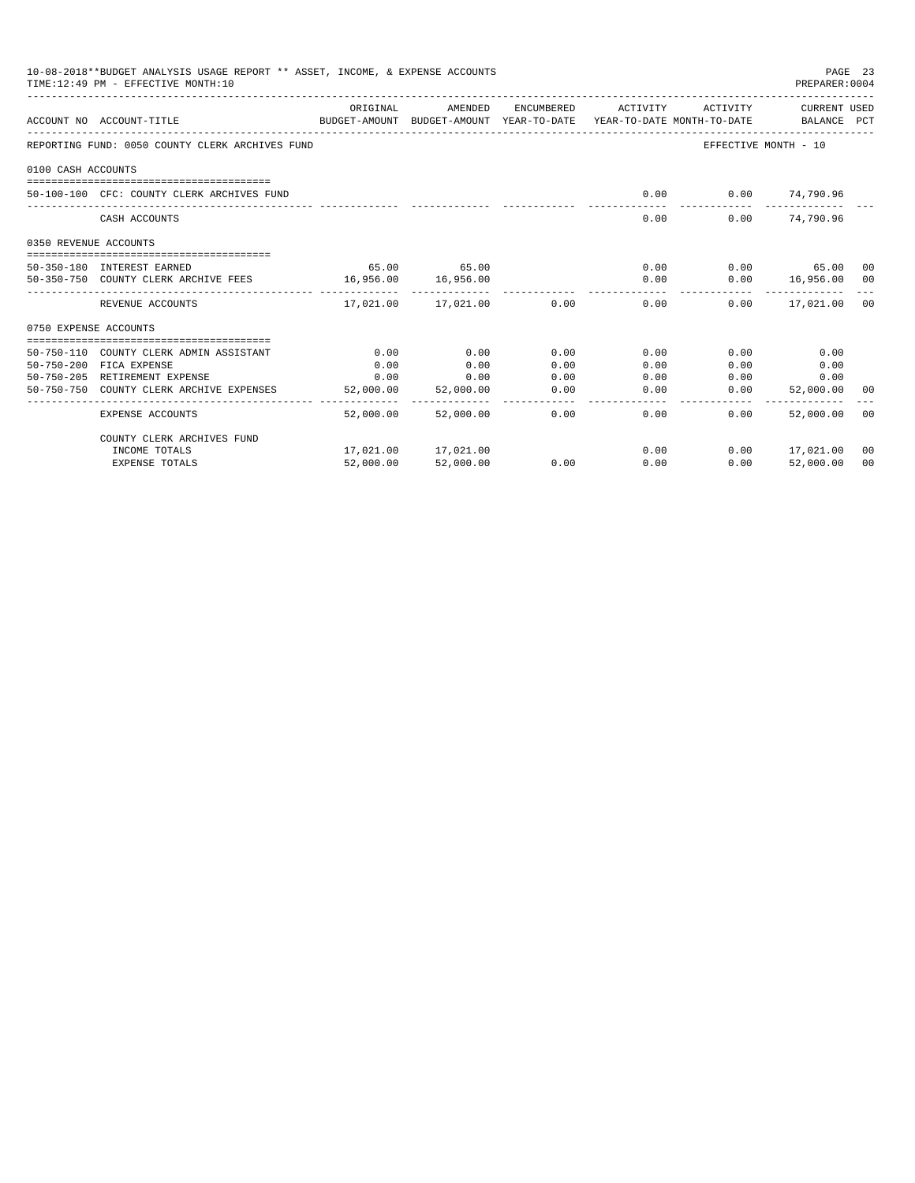10-08-2018**BUDGET ANALYSIS USAGE REPORT ** ASSET, INCOME, & EXPENSE ACCOUNTS
TIME:12:49 PM - EFFECTIVE MONTH:10

| ACCOUNT NO | ACCOUNT-TITLE | ORIGINAL BUDGET-AMOUNT | AMENDED BUDGET-AMOUNT | ENCUMBERED YEAR-TO-DATE | ACTIVITY YEAR-TO-DATE | ACTIVITY MONTH-TO-DATE | CURRENT BALANCE | USED PCT |
|---|---|---|---|---|---|---|---|---|
| REPORTING FUND: 0050 COUNTY CLERK ARCHIVES FUND | | | | | | | EFFECTIVE MONTH - 10 | |
| 0100 CASH ACCOUNTS | | | | | | | | |
| 50-100-100 | CFC: COUNTY CLERK ARCHIVES FUND | | | | 0.00 | 0.00 | 74,790.96 | |
| | CASH ACCOUNTS | | | | 0.00 | 0.00 | 74,790.96 | |
| 0350 REVENUE ACCOUNTS | | | | | | | | |
| 50-350-180 | INTEREST EARNED | 65.00 | 65.00 | | 0.00 | 0.00 | 65.00 | 00 |
| 50-350-750 | COUNTY CLERK ARCHIVE FEES | 16,956.00 | 16,956.00 | | 0.00 | 0.00 | 16,956.00 | 00 |
| | REVENUE ACCOUNTS | 17,021.00 | 17,021.00 | 0.00 | 0.00 | 0.00 | 17,021.00 | 00 |
| 0750 EXPENSE ACCOUNTS | | | | | | | | |
| 50-750-110 | COUNTY CLERK ADMIN ASSISTANT | 0.00 | 0.00 | 0.00 | 0.00 | 0.00 | 0.00 | |
| 50-750-200 | FICA EXPENSE | 0.00 | 0.00 | 0.00 | 0.00 | 0.00 | 0.00 | |
| 50-750-205 | RETIREMENT EXPENSE | 0.00 | 0.00 | 0.00 | 0.00 | 0.00 | 0.00 | |
| 50-750-750 | COUNTY CLERK ARCHIVE EXPENSES | 52,000.00 | 52,000.00 | 0.00 | 0.00 | 0.00 | 52,000.00 | 00 |
| | EXPENSE ACCOUNTS | 52,000.00 | 52,000.00 | 0.00 | 0.00 | 0.00 | 52,000.00 | 00 |
| | COUNTY CLERK ARCHIVES FUND | | | | | | | |
| | INCOME TOTALS | 17,021.00 | 17,021.00 | | 0.00 | 0.00 | 17,021.00 | 00 |
| | EXPENSE TOTALS | 52,000.00 | 52,000.00 | 0.00 | 0.00 | 0.00 | 52,000.00 | 00 |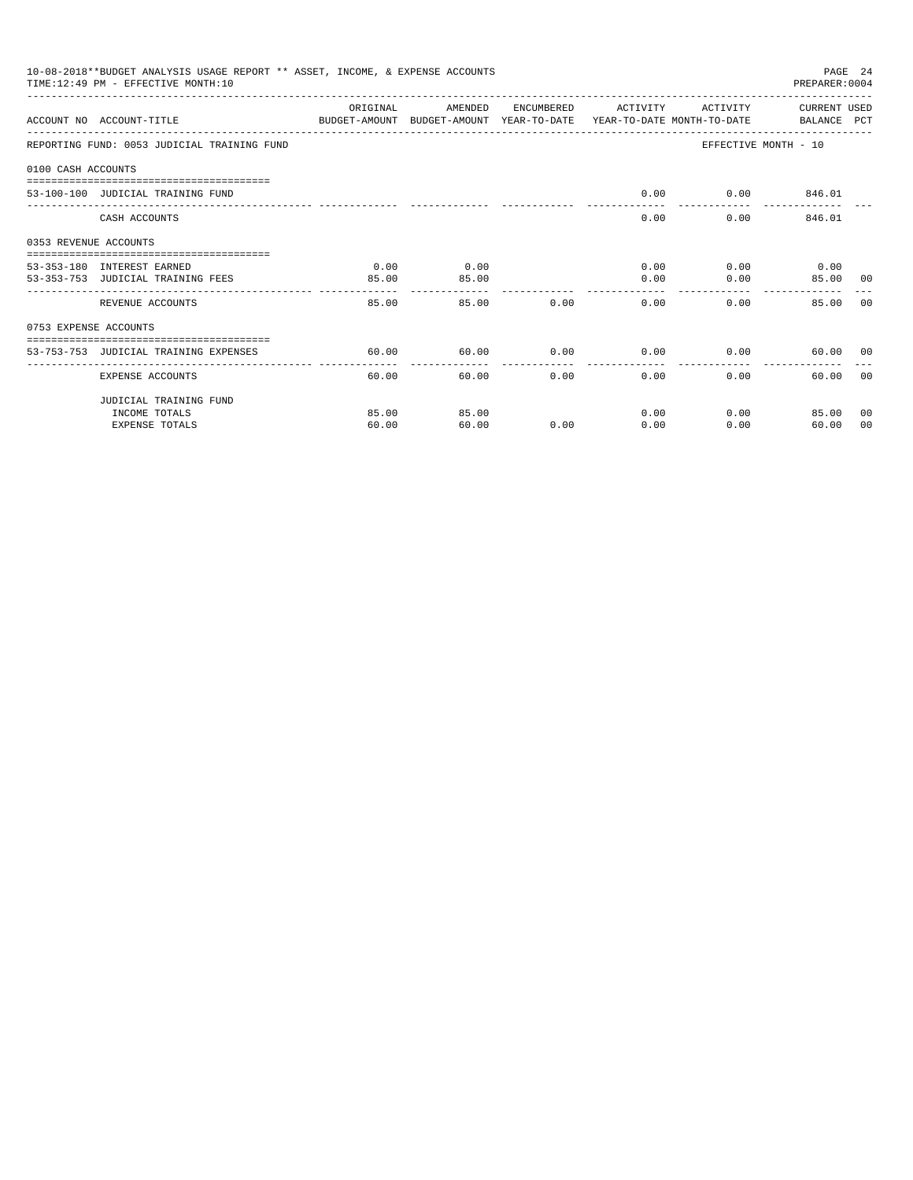10-08-2018**BUDGET ANALYSIS USAGE REPORT ** ASSET, INCOME, & EXPENSE ACCOUNTS
TIME:12:49 PM - EFFECTIVE MONTH:10
PREPARER:0004

| ACCOUNT NO | ACCOUNT-TITLE | ORIGINAL BUDGET-AMOUNT | AMENDED BUDGET-AMOUNT | ENCUMBERED YEAR-TO-DATE | ACTIVITY YEAR-TO-DATE | ACTIVITY MONTH-TO-DATE | CURRENT BALANCE | USED PCT |
|---|---|---|---|---|---|---|---|---|
| REPORTING FUND: 0053 JUDICIAL TRAINING FUND | | | | | | EFFECTIVE MONTH - 10 | | |
| 0100 CASH ACCOUNTS | | | | | | | | |
| 53-100-100 | JUDICIAL TRAINING FUND | | | | 0.00 | 0.00 | 846.01 | |
| | CASH ACCOUNTS | | | | 0.00 | 0.00 | 846.01 | |
| 0353 REVENUE ACCOUNTS | | | | | | | | |
| 53-353-180 | INTEREST EARNED | 0.00 | 0.00 | | 0.00 | 0.00 | 0.00 | |
| 53-353-753 | JUDICIAL TRAINING FEES | 85.00 | 85.00 | | 0.00 | 0.00 | 85.00 | 00 |
| | REVENUE ACCOUNTS | 85.00 | 85.00 | 0.00 | 0.00 | 0.00 | 85.00 | 00 |
| 0753 EXPENSE ACCOUNTS | | | | | | | | |
| 53-753-753 | JUDICIAL TRAINING EXPENSES | 60.00 | 60.00 | 0.00 | 0.00 | 0.00 | 60.00 | 00 |
| | EXPENSE ACCOUNTS | 60.00 | 60.00 | 0.00 | 0.00 | 0.00 | 60.00 | 00 |
| | JUDICIAL TRAINING FUND | | | | | | | |
| | INCOME TOTALS | 85.00 | 85.00 | | 0.00 | 0.00 | 85.00 | 00 |
| | EXPENSE TOTALS | 60.00 | 60.00 | 0.00 | 0.00 | 0.00 | 60.00 | 00 |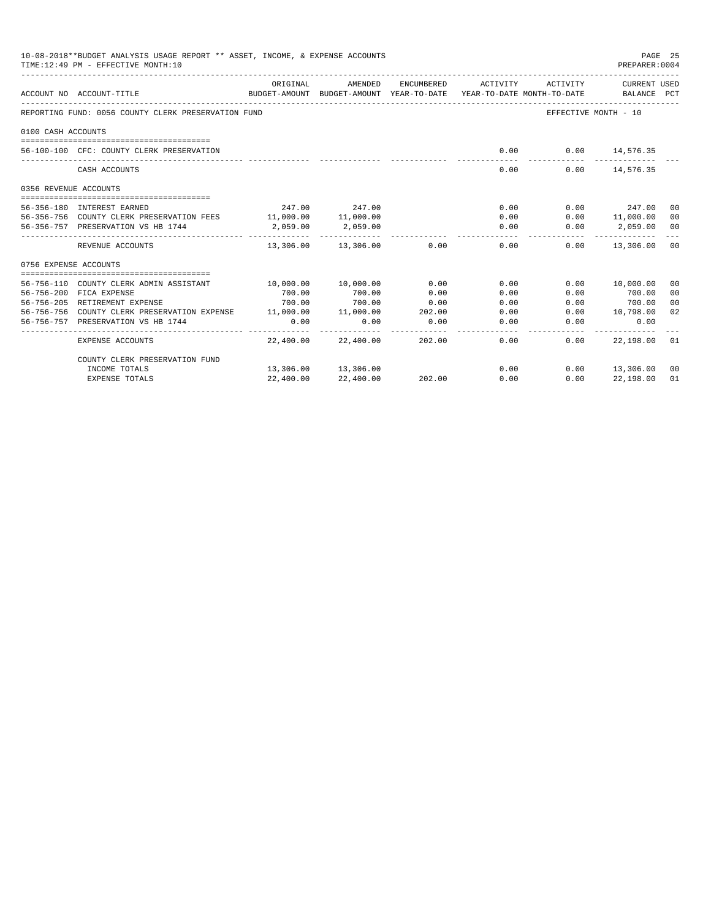10-08-2018**BUDGET ANALYSIS USAGE REPORT ** ASSET, INCOME, & EXPENSE ACCOUNTS
TIME:12:49 PM - EFFECTIVE MONTH:10
PREPARER:0004

| ACCOUNT NO | ACCOUNT-TITLE | ORIGINAL BUDGET-AMOUNT | AMENDED BUDGET-AMOUNT | ENCUMBERED YEAR-TO-DATE | ACTIVITY YEAR-TO-DATE | ACTIVITY MONTH-TO-DATE | CURRENT USED BALANCE | PCT |
|---|---|---|---|---|---|---|---|---|
| REPORTING FUND: 0056 COUNTY CLERK PRESERVATION FUND | | | | | | | EFFECTIVE MONTH - 10 | |
| 0100 CASH ACCOUNTS | | | | | | | | |
| 56-100-100 | CFC: COUNTY CLERK PRESERVATION | | | | 0.00 | 0.00 | 14,576.35 | |
| | CASH ACCOUNTS | | | | 0.00 | 0.00 | 14,576.35 | |
| 0356 REVENUE ACCOUNTS | | | | | | | | |
| 56-356-180 | INTEREST EARNED | 247.00 | 247.00 | | 0.00 | 0.00 | 247.00 | 00 |
| 56-356-756 | COUNTY CLERK PRESERVATION FEES | 11,000.00 | 11,000.00 | | 0.00 | 0.00 | 11,000.00 | 00 |
| 56-356-757 | PRESERVATION VS HB 1744 | 2,059.00 | 2,059.00 | | 0.00 | 0.00 | 2,059.00 | 00 |
| | REVENUE ACCOUNTS | 13,306.00 | 13,306.00 | 0.00 | 0.00 | 0.00 | 13,306.00 | 00 |
| 0756 EXPENSE ACCOUNTS | | | | | | | | |
| 56-756-110 | COUNTY CLERK ADMIN ASSISTANT | 10,000.00 | 10,000.00 | 0.00 | 0.00 | 0.00 | 10,000.00 | 00 |
| 56-756-200 | FICA EXPENSE | 700.00 | 700.00 | 0.00 | 0.00 | 0.00 | 700.00 | 00 |
| 56-756-205 | RETIREMENT EXPENSE | 700.00 | 700.00 | 0.00 | 0.00 | 0.00 | 700.00 | 00 |
| 56-756-756 | COUNTY CLERK PRESERVATION EXPENSE | 11,000.00 | 11,000.00 | 202.00 | 0.00 | 0.00 | 10,798.00 | 02 |
| 56-756-757 | PRESERVATION VS HB 1744 | 0.00 | 0.00 | 0.00 | 0.00 | 0.00 | 0.00 | |
| | EXPENSE ACCOUNTS | 22,400.00 | 22,400.00 | 202.00 | 0.00 | 0.00 | 22,198.00 | 01 |
| | COUNTY CLERK PRESERVATION FUND | | | | | | | |
| | INCOME TOTALS | 13,306.00 | 13,306.00 | | 0.00 | 0.00 | 13,306.00 | 00 |
| | EXPENSE TOTALS | 22,400.00 | 22,400.00 | 202.00 | 0.00 | 0.00 | 22,198.00 | 01 |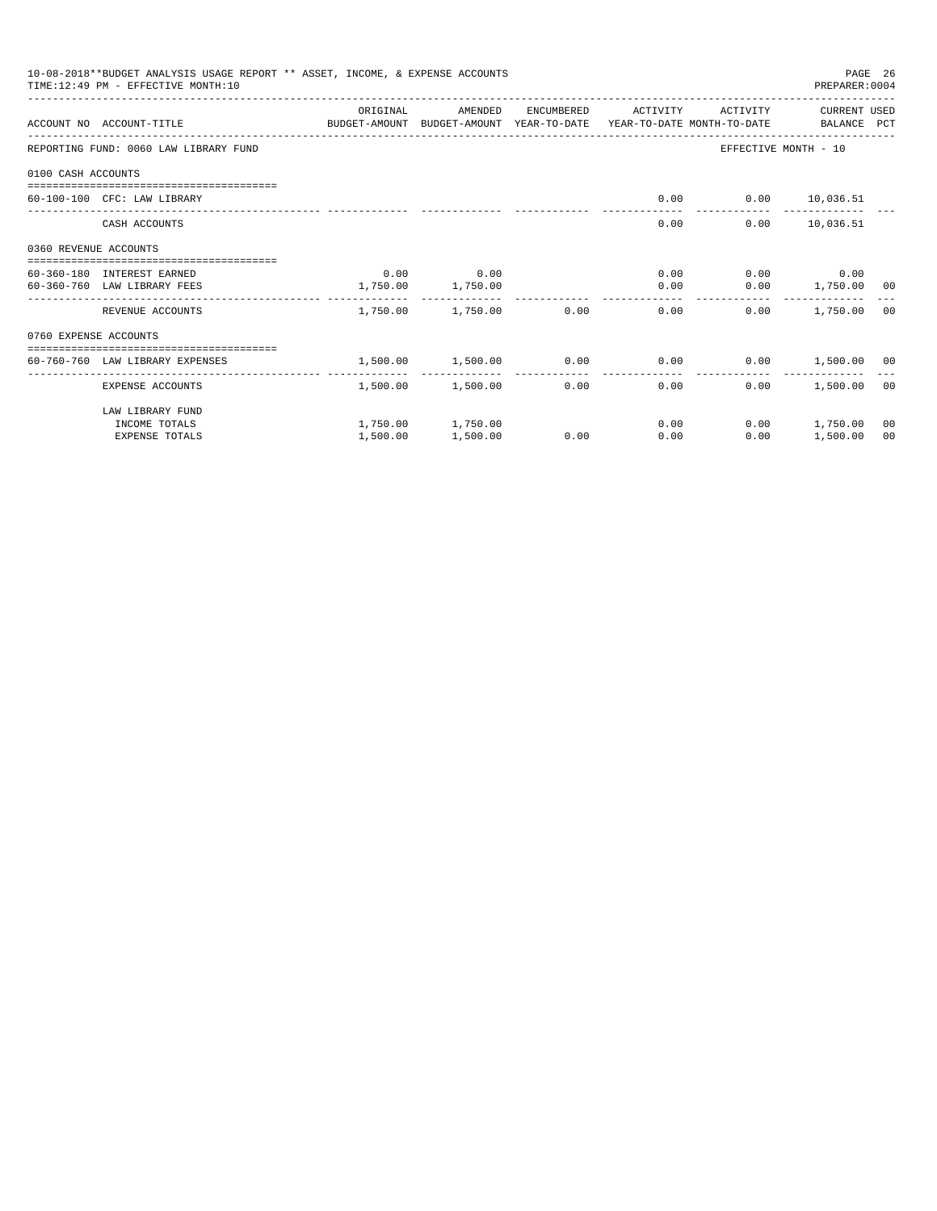10-08-2018**BUDGET ANALYSIS USAGE REPORT ** ASSET, INCOME, & EXPENSE ACCOUNTS
TIME:12:49 PM - EFFECTIVE MONTH:10
PREPARER:0004

| ACCOUNT NO | ACCOUNT-TITLE | ORIGINAL BUDGET-AMOUNT | AMENDED BUDGET-AMOUNT | ENCUMBERED YEAR-TO-DATE | ACTIVITY YEAR-TO-DATE | ACTIVITY MONTH-TO-DATE | CURRENT USED BALANCE | PCT |
|---|---|---|---|---|---|---|---|---|
| REPORTING FUND: 0060 LAW LIBRARY FUND | | | | | | EFFECTIVE MONTH - 10 | | |
| 0100 CASH ACCOUNTS | | | | | | | | |
| 60-100-100 | CFC: LAW LIBRARY | | | | 0.00 | 0.00 | 10,036.51 | |
| | CASH ACCOUNTS | | | | 0.00 | 0.00 | 10,036.51 | |
| 0360 REVENUE ACCOUNTS | | | | | | | | |
| 60-360-180 | INTEREST EARNED | 0.00 | 0.00 | | 0.00 | 0.00 | 0.00 | |
| 60-360-760 | LAW LIBRARY FEES | 1,750.00 | 1,750.00 | | 0.00 | 0.00 | 1,750.00 | 00 |
| | REVENUE ACCOUNTS | 1,750.00 | 1,750.00 | 0.00 | 0.00 | 0.00 | 1,750.00 | 00 |
| 0760 EXPENSE ACCOUNTS | | | | | | | | |
| 60-760-760 | LAW LIBRARY EXPENSES | 1,500.00 | 1,500.00 | 0.00 | 0.00 | 0.00 | 1,500.00 | 00 |
| | EXPENSE ACCOUNTS | 1,500.00 | 1,500.00 | 0.00 | 0.00 | 0.00 | 1,500.00 | 00 |
| | LAW LIBRARY FUND | | | | | | | |
| | INCOME TOTALS | 1,750.00 | 1,750.00 | | 0.00 | 0.00 | 1,750.00 | 00 |
| | EXPENSE TOTALS | 1,500.00 | 1,500.00 | 0.00 | 0.00 | 0.00 | 1,500.00 | 00 |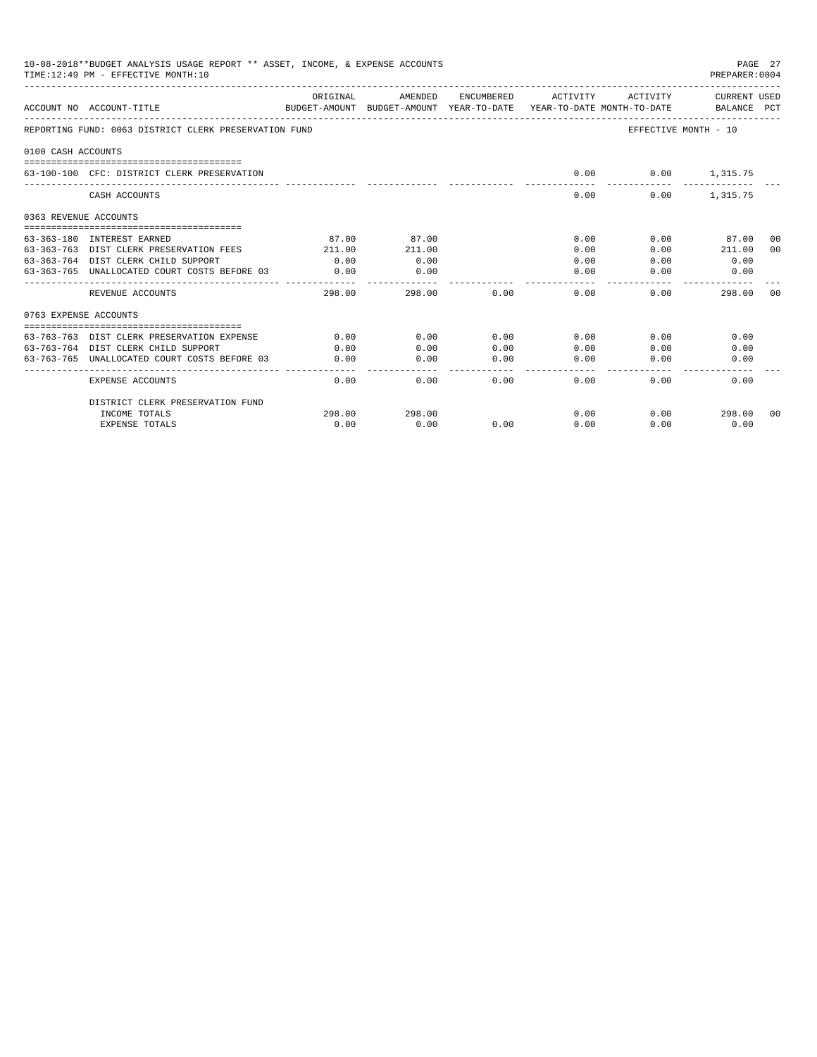10-08-2018**BUDGET ANALYSIS USAGE REPORT ** ASSET, INCOME, & EXPENSE ACCOUNTS
TIME:12:49 PM - EFFECTIVE MONTH:10

PREPARER:0004

| ACCOUNT NO | ACCOUNT-TITLE | ORIGINAL BUDGET-AMOUNT | AMENDED BUDGET-AMOUNT | ENCUMBERED YEAR-TO-DATE | ACTIVITY YEAR-TO-DATE | ACTIVITY MONTH-TO-DATE | CURRENT USED BALANCE | PCT |
|---|---|---|---|---|---|---|---|---|
| REPORTING FUND: 0063 DISTRICT CLERK PRESERVATION FUND | | | | | | EFFECTIVE MONTH - 10 | | |
| 0100 CASH ACCOUNTS | | | | | | | | |
| 63-100-100 | CFC: DISTRICT CLERK PRESERVATION | | | | 0.00 | 0.00 | 1,315.75 | |
| | CASH ACCOUNTS | | | | 0.00 | 0.00 | 1,315.75 | |
| 0363 REVENUE ACCOUNTS | | | | | | | | |
| 63-363-180 | INTEREST EARNED | 87.00 | 87.00 | | 0.00 | 0.00 | 87.00 | 00 |
| 63-363-763 | DIST CLERK PRESERVATION FEES | 211.00 | 211.00 | | 0.00 | 0.00 | 211.00 | 00 |
| 63-363-764 | DIST CLERK CHILD SUPPORT | 0.00 | 0.00 | | 0.00 | 0.00 | 0.00 | |
| 63-363-765 | UNALLOCATED COURT COSTS BEFORE 03 | 0.00 | 0.00 | | 0.00 | 0.00 | 0.00 | |
| | REVENUE ACCOUNTS | 298.00 | 298.00 | 0.00 | 0.00 | 0.00 | 298.00 | 00 |
| 0763 EXPENSE ACCOUNTS | | | | | | | | |
| 63-763-763 | DIST CLERK PRESERVATION EXPENSE | 0.00 | 0.00 | 0.00 | 0.00 | 0.00 | 0.00 | |
| 63-763-764 | DIST CLERK CHILD SUPPORT | 0.00 | 0.00 | 0.00 | 0.00 | 0.00 | 0.00 | |
| 63-763-765 | UNALLOCATED COURT COSTS BEFORE 03 | 0.00 | 0.00 | 0.00 | 0.00 | 0.00 | 0.00 | |
| | EXPENSE ACCOUNTS | 0.00 | 0.00 | 0.00 | 0.00 | 0.00 | 0.00 | |
| | DISTRICT CLERK PRESERVATION FUND | | | | | | | |
| | INCOME TOTALS | 298.00 | 298.00 | | 0.00 | 0.00 | 298.00 | 00 |
| | EXPENSE TOTALS | 0.00 | 0.00 | 0.00 | 0.00 | 0.00 | 0.00 | |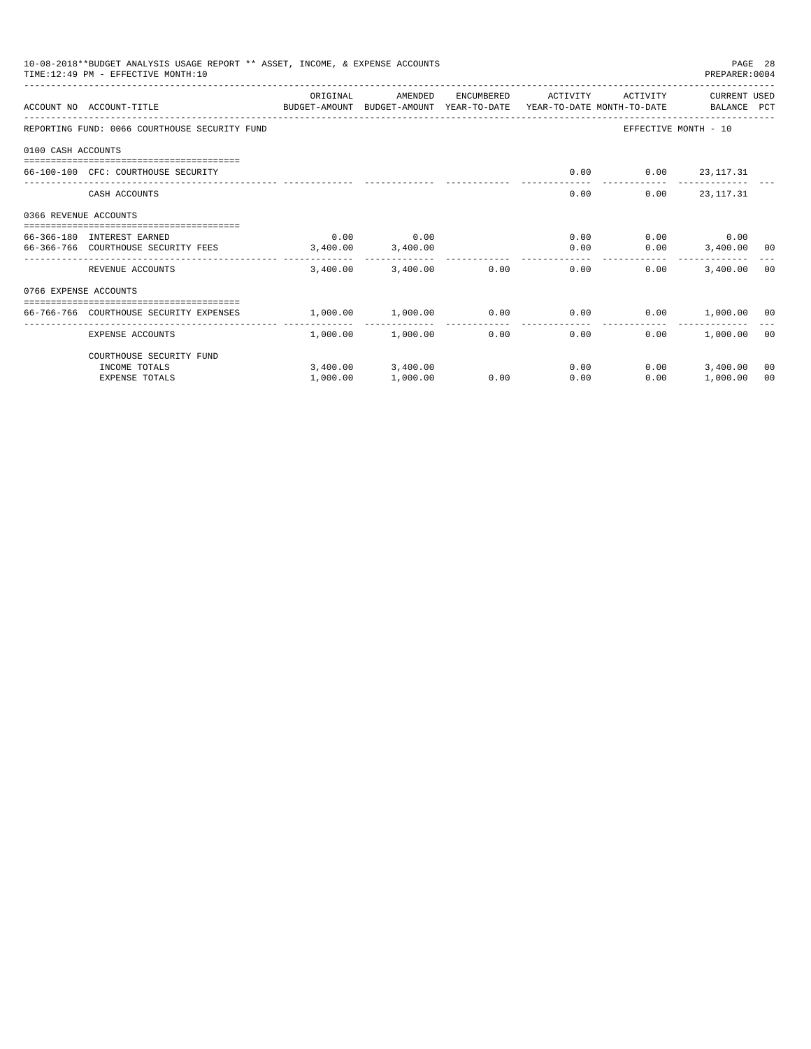10-08-2018**BUDGET ANALYSIS USAGE REPORT ** ASSET, INCOME, & EXPENSE ACCOUNTS
TIME:12:49 PM - EFFECTIVE MONTH:10
PREPARER:0004

| ACCOUNT NO | ACCOUNT-TITLE | ORIGINAL BUDGET-AMOUNT | AMENDED BUDGET-AMOUNT | ENCUMBERED YEAR-TO-DATE | ACTIVITY YEAR-TO-DATE | ACTIVITY MONTH-TO-DATE | CURRENT BALANCE | USED PCT |
|---|---|---|---|---|---|---|---|---|
| REPORTING FUND: 0066 COURTHOUSE SECURITY FUND | | | | | | EFFECTIVE MONTH - 10 | | |
| 0100 CASH ACCOUNTS | | | | | | | | |
| 66-100-100 | CFC: COURTHOUSE SECURITY | | | | 0.00 | 0.00 | 23,117.31 | |
| | CASH ACCOUNTS | | | | 0.00 | 0.00 | 23,117.31 | |
| 0366 REVENUE ACCOUNTS | | | | | | | | |
| 66-366-180 | INTEREST EARNED | 0.00 | 0.00 | | 0.00 | 0.00 | 0.00 | |
| 66-366-766 | COURTHOUSE SECURITY FEES | 3,400.00 | 3,400.00 | | 0.00 | 0.00 | 3,400.00 | 00 |
| | REVENUE ACCOUNTS | 3,400.00 | 3,400.00 | 0.00 | 0.00 | 0.00 | 3,400.00 | 00 |
| 0766 EXPENSE ACCOUNTS | | | | | | | | |
| 66-766-766 | COURTHOUSE SECURITY EXPENSES | 1,000.00 | 1,000.00 | 0.00 | 0.00 | 0.00 | 1,000.00 | 00 |
| | EXPENSE ACCOUNTS | 1,000.00 | 1,000.00 | 0.00 | 0.00 | 0.00 | 1,000.00 | 00 |
| | COURTHOUSE SECURITY FUND | | | | | | | |
| | INCOME TOTALS | 3,400.00 | 3,400.00 | | 0.00 | 0.00 | 3,400.00 | 00 |
| | EXPENSE TOTALS | 1,000.00 | 1,000.00 | 0.00 | 0.00 | 0.00 | 1,000.00 | 00 |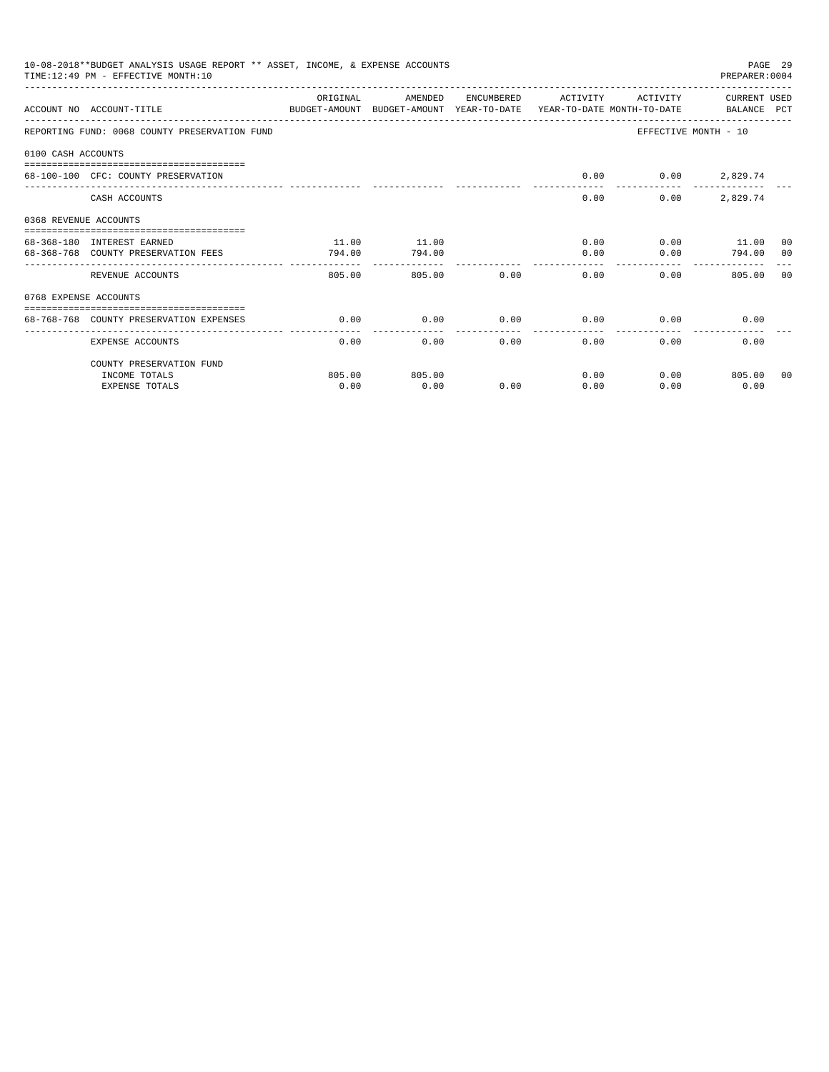10-08-2018**BUDGET ANALYSIS USAGE REPORT ** ASSET, INCOME, & EXPENSE ACCOUNTS
TIME:12:49 PM - EFFECTIVE MONTH:10
PREPARER:0004

| ACCOUNT NO | ACCOUNT-TITLE | ORIGINAL BUDGET-AMOUNT | AMENDED BUDGET-AMOUNT | ENCUMBERED YEAR-TO-DATE | ACTIVITY YEAR-TO-DATE | ACTIVITY MONTH-TO-DATE | CURRENT BALANCE | USED PCT |
|---|---|---|---|---|---|---|---|---|
| REPORTING FUND: 0068 COUNTY PRESERVATION FUND | | | | | | EFFECTIVE MONTH - 10 | | |
| 0100 CASH ACCOUNTS | | | | | | | | |
| 68-100-100 | CFC: COUNTY PRESERVATION | | | | 0.00 | 0.00 | 2,829.74 | |
| | CASH ACCOUNTS | | | | 0.00 | 0.00 | 2,829.74 | |
| 0368 REVENUE ACCOUNTS | | | | | | | | |
| 68-368-180 | INTEREST EARNED | 11.00 | 11.00 | | 0.00 | 0.00 | 11.00 | 00 |
| 68-368-768 | COUNTY PRESERVATION FEES | 794.00 | 794.00 | | 0.00 | 0.00 | 794.00 | 00 |
| | REVENUE ACCOUNTS | 805.00 | 805.00 | 0.00 | 0.00 | 0.00 | 805.00 | 00 |
| 0768 EXPENSE ACCOUNTS | | | | | | | | |
| 68-768-768 | COUNTY PRESERVATION EXPENSES | 0.00 | 0.00 | 0.00 | 0.00 | 0.00 | 0.00 | |
| | EXPENSE ACCOUNTS | 0.00 | 0.00 | 0.00 | 0.00 | 0.00 | 0.00 | |
| | COUNTY PRESERVATION FUND | | | | | | | |
| | INCOME TOTALS | 805.00 | 805.00 | | 0.00 | 0.00 | 805.00 | 00 |
| | EXPENSE TOTALS | 0.00 | 0.00 | 0.00 | 0.00 | 0.00 | 0.00 | |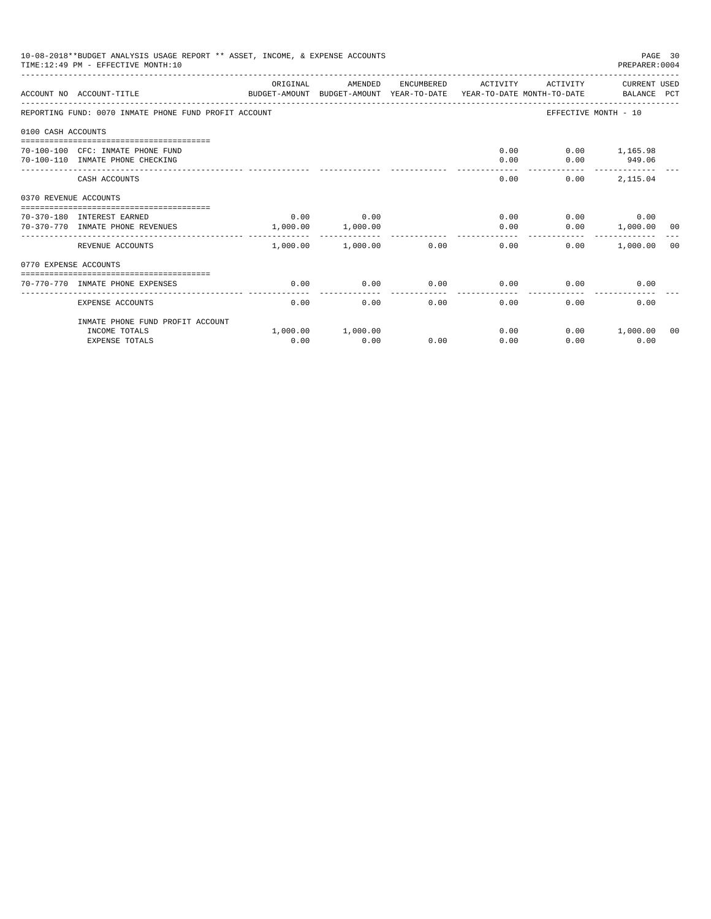10-08-2018**BUDGET ANALYSIS USAGE REPORT ** ASSET, INCOME, & EXPENSE ACCOUNTS
TIME:12:49 PM - EFFECTIVE MONTH:10
PREPARER:0004

| ACCOUNT NO | ACCOUNT-TITLE | ORIGINAL BUDGET-AMOUNT | AMENDED BUDGET-AMOUNT | ENCUMBERED YEAR-TO-DATE | ACTIVITY YEAR-TO-DATE | ACTIVITY MONTH-TO-DATE | CURRENT USED BALANCE | PCT |
|---|---|---|---|---|---|---|---|---|
| REPORTING FUND: 0070 INMATE PHONE FUND PROFIT ACCOUNT | | | | | | EFFECTIVE MONTH - 10 | | |
| 0100 CASH ACCOUNTS | | | | | | | | |
| 70-100-100 | CFC: INMATE PHONE FUND | | | | 0.00 | 0.00 | 1,165.98 | |
| 70-100-110 | INMATE PHONE CHECKING | | | | 0.00 | 0.00 | 949.06 | |
| | CASH ACCOUNTS | | | | 0.00 | 0.00 | 2,115.04 | |
| 0370 REVENUE ACCOUNTS | | | | | | | | |
| 70-370-180 | INTEREST EARNED | 0.00 | 0.00 | | 0.00 | 0.00 | 0.00 | |
| 70-370-770 | INMATE PHONE REVENUES | 1,000.00 | 1,000.00 | | 0.00 | 0.00 | 1,000.00 | 00 |
| | REVENUE ACCOUNTS | 1,000.00 | 1,000.00 | 0.00 | 0.00 | 0.00 | 1,000.00 | 00 |
| 0770 EXPENSE ACCOUNTS | | | | | | | | |
| 70-770-770 | INMATE PHONE EXPENSES | 0.00 | 0.00 | 0.00 | 0.00 | 0.00 | 0.00 | |
| | EXPENSE ACCOUNTS | 0.00 | 0.00 | 0.00 | 0.00 | 0.00 | 0.00 | |
| | INMATE PHONE FUND PROFIT ACCOUNT | | | | | | | |
| | INCOME TOTALS | 1,000.00 | 1,000.00 | | 0.00 | 0.00 | 1,000.00 | 00 |
| | EXPENSE TOTALS | 0.00 | 0.00 | 0.00 | 0.00 | 0.00 | 0.00 | |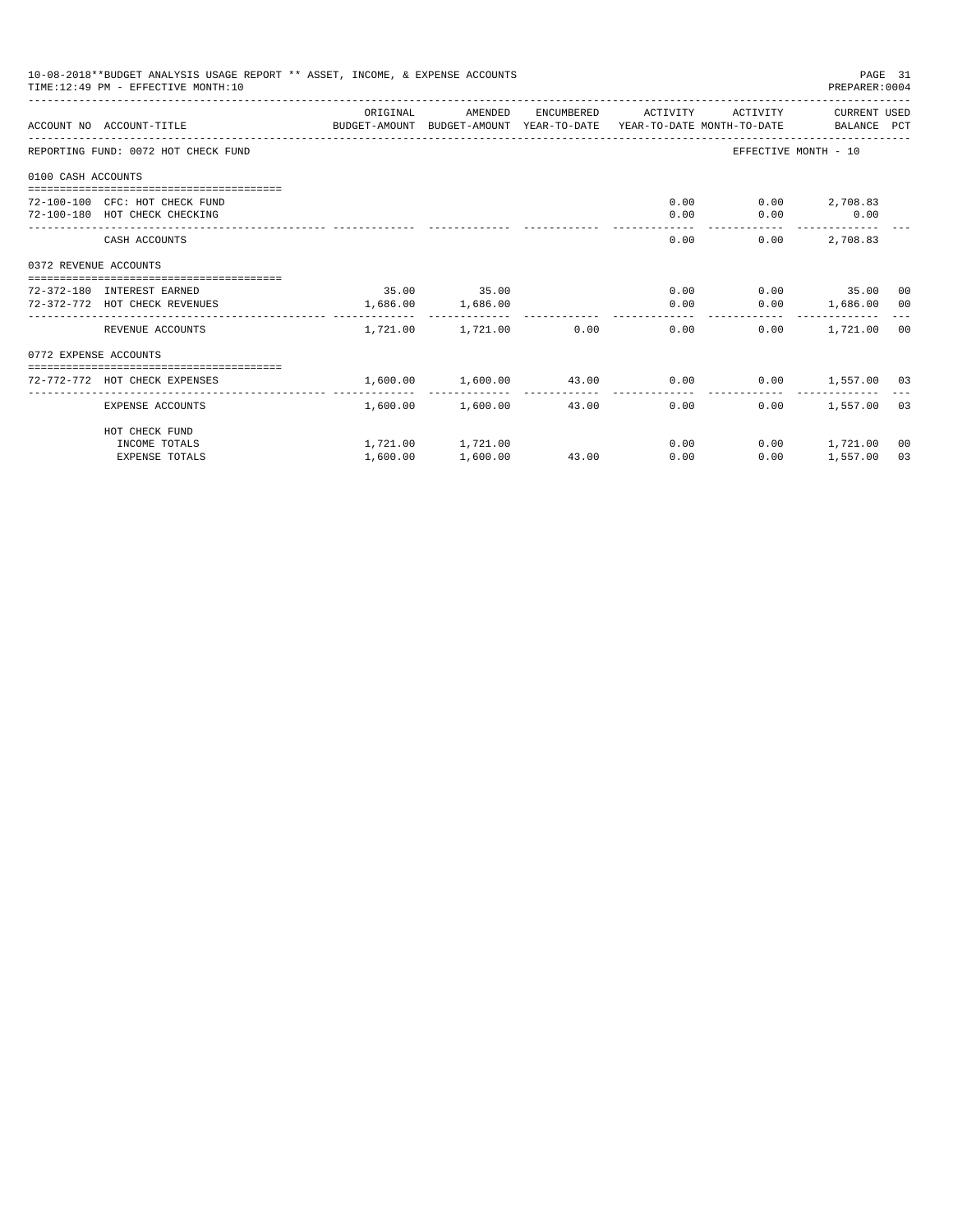10-08-2018**BUDGET ANALYSIS USAGE REPORT ** ASSET, INCOME, & EXPENSE ACCOUNTS
TIME:12:49 PM - EFFECTIVE MONTH:10

PREPARER:0004

| ACCOUNT NO | ACCOUNT-TITLE | ORIGINAL BUDGET-AMOUNT | AMENDED BUDGET-AMOUNT | ENCUMBERED YEAR-TO-DATE | ACTIVITY YEAR-TO-DATE | ACTIVITY MONTH-TO-DATE | CURRENT USED BALANCE | PCT |
|---|---|---|---|---|---|---|---|---|
| REPORTING FUND: 0072 HOT CHECK FUND | | | | | | EFFECTIVE MONTH - 10 | | |
| 0100 CASH ACCOUNTS | | | | | | | | |
| 72-100-100 | CFC: HOT CHECK FUND | | | | 0.00 | 0.00 | 2,708.83 | |
| 72-100-180 | HOT CHECK CHECKING | | | | 0.00 | 0.00 | 0.00 | |
| | CASH ACCOUNTS | | | | 0.00 | 0.00 | 2,708.83 | |
| 0372 REVENUE ACCOUNTS | | | | | | | | |
| 72-372-180 | INTEREST EARNED | 35.00 | 35.00 | | 0.00 | 0.00 | 35.00 | 00 |
| 72-372-772 | HOT CHECK REVENUES | 1,686.00 | 1,686.00 | | 0.00 | 0.00 | 1,686.00 | 00 |
| | REVENUE ACCOUNTS | 1,721.00 | 1,721.00 | 0.00 | 0.00 | 0.00 | 1,721.00 | 00 |
| 0772 EXPENSE ACCOUNTS | | | | | | | | |
| 72-772-772 | HOT CHECK EXPENSES | 1,600.00 | 1,600.00 | 43.00 | 0.00 | 0.00 | 1,557.00 | 03 |
| | EXPENSE ACCOUNTS | 1,600.00 | 1,600.00 | 43.00 | 0.00 | 0.00 | 1,557.00 | 03 |
| | HOT CHECK FUND | | | | | | | |
| | INCOME TOTALS | 1,721.00 | 1,721.00 | | 0.00 | 0.00 | 1,721.00 | 00 |
| | EXPENSE TOTALS | 1,600.00 | 1,600.00 | 43.00 | 0.00 | 0.00 | 1,557.00 | 03 |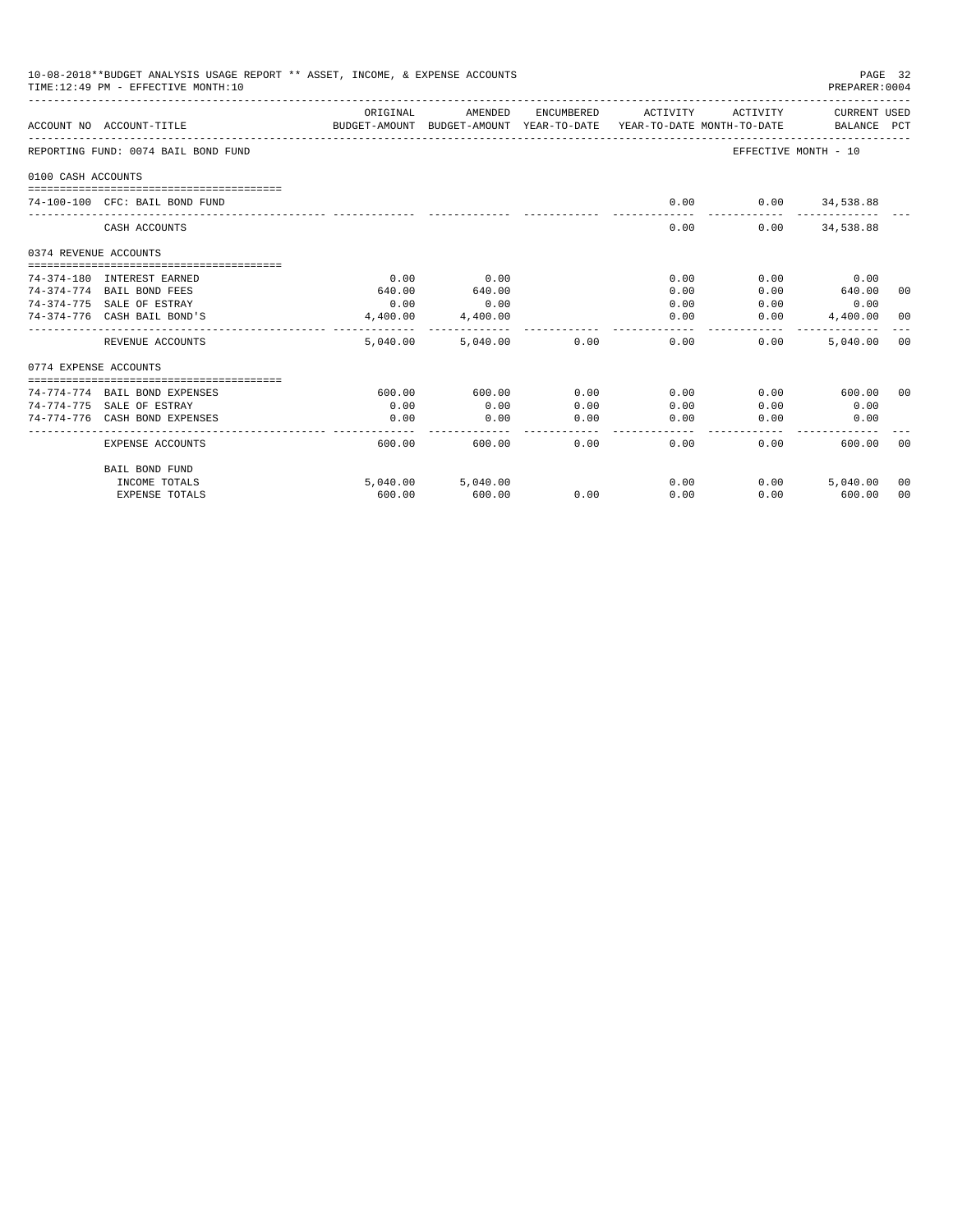10-08-2018**BUDGET ANALYSIS USAGE REPORT ** ASSET, INCOME, & EXPENSE ACCOUNTS
TIME:12:49 PM - EFFECTIVE MONTH:10

PREPARER:0004

REPORTING FUND: 0074 BAIL BOND FUND — EFFECTIVE MONTH - 10

| ACCOUNT NO | ACCOUNT-TITLE | ORIGINAL BUDGET-AMOUNT | AMENDED BUDGET-AMOUNT | ENCUMBERED YEAR-TO-DATE | ACTIVITY YEAR-TO-DATE | ACTIVITY MONTH-TO-DATE | CURRENT USED BALANCE | PCT |
|---|---|---|---|---|---|---|---|---|
| **0100 CASH ACCOUNTS** | | | | | | | | |
| 74-100-100 | CFC: BAIL BOND FUND | | | | 0.00 | 0.00 | 34,538.88 | |
| | CASH ACCOUNTS | | | | 0.00 | 0.00 | 34,538.88 | |
| **0374 REVENUE ACCOUNTS** | | | | | | | | |
| 74-374-180 | INTEREST EARNED | 0.00 | 0.00 | | 0.00 | 0.00 | 0.00 | |
| 74-374-774 | BAIL BOND FEES | 640.00 | 640.00 | | 0.00 | 0.00 | 640.00 | 00 |
| 74-374-775 | SALE OF ESTRAY | 0.00 | 0.00 | | 0.00 | 0.00 | 0.00 | |
| 74-374-776 | CASH BAIL BOND'S | 4,400.00 | 4,400.00 | | 0.00 | 0.00 | 4,400.00 | 00 |
| | REVENUE ACCOUNTS | 5,040.00 | 5,040.00 | 0.00 | 0.00 | 0.00 | 5,040.00 | 00 |
| **0774 EXPENSE ACCOUNTS** | | | | | | | | |
| 74-774-774 | BAIL BOND EXPENSES | 600.00 | 600.00 | 0.00 | 0.00 | 0.00 | 600.00 | 00 |
| 74-774-775 | SALE OF ESTRAY | 0.00 | 0.00 | 0.00 | 0.00 | 0.00 | 0.00 | |
| 74-774-776 | CASH BOND EXPENSES | 0.00 | 0.00 | 0.00 | 0.00 | 0.00 | 0.00 | |
| | EXPENSE ACCOUNTS | 600.00 | 600.00 | 0.00 | 0.00 | 0.00 | 600.00 | 00 |
| | BAIL BOND FUND | | | | | | | |
| | INCOME TOTALS | 5,040.00 | 5,040.00 | | 0.00 | 0.00 | 5,040.00 | 00 |
| | EXPENSE TOTALS | 600.00 | 600.00 | 0.00 | 0.00 | 0.00 | 600.00 | 00 |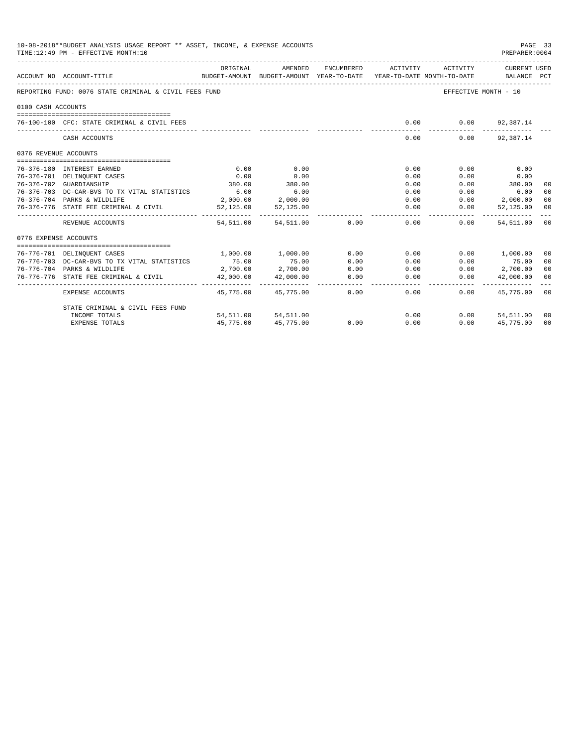10-08-2018**BUDGET ANALYSIS USAGE REPORT ** ASSET, INCOME, & EXPENSE ACCOUNTS

TIME:12:49 PM - EFFECTIVE MONTH:10

| ACCOUNT NO | ACCOUNT-TITLE | ORIGINAL BUDGET-AMOUNT | AMENDED BUDGET-AMOUNT | ENCUMBERED YEAR-TO-DATE | ACTIVITY YEAR-TO-DATE | ACTIVITY MONTH-TO-DATE | CURRENT USED BALANCE | PCT |
|---|---|---|---|---|---|---|---|---|
| REPORTING FUND: 0076 STATE CRIMINAL & CIVIL FEES FUND | | | | | | | EFFECTIVE MONTH - 10 | |
| 0100 CASH ACCOUNTS | | | | | | | | |
| 76-100-100 | CFC: STATE CRIMINAL & CIVIL FEES | | | | 0.00 | 0.00 | 92,387.14 | |
| | CASH ACCOUNTS | | | | 0.00 | 0.00 | 92,387.14 | |
| 0376 REVENUE ACCOUNTS | | | | | | | | |
| 76-376-180 | INTEREST EARNED | 0.00 | 0.00 | | 0.00 | 0.00 | 0.00 | |
| 76-376-701 | DELINQUENT CASES | 0.00 | 0.00 | | 0.00 | 0.00 | 0.00 | |
| 76-376-702 | GUARDIANSHIP | 380.00 | 380.00 | | 0.00 | 0.00 | 380.00 | 00 |
| 76-376-703 | DC-CAR-BVS TO TX VITAL STATISTICS | 6.00 | 6.00 | | 0.00 | 0.00 | 6.00 | 00 |
| 76-376-704 | PARKS & WILDLIFE | 2,000.00 | 2,000.00 | | 0.00 | 0.00 | 2,000.00 | 00 |
| 76-376-776 | STATE FEE CRIMINAL & CIVIL | 52,125.00 | 52,125.00 | | 0.00 | 0.00 | 52,125.00 | 00 |
| | REVENUE ACCOUNTS | 54,511.00 | 54,511.00 | 0.00 | 0.00 | 0.00 | 54,511.00 | 00 |
| 0776 EXPENSE ACCOUNTS | | | | | | | | |
| 76-776-701 | DELINQUENT CASES | 1,000.00 | 1,000.00 | 0.00 | 0.00 | 0.00 | 1,000.00 | 00 |
| 76-776-703 | DC-CAR-BVS TO TX VITAL STATISTICS | 75.00 | 75.00 | 0.00 | 0.00 | 0.00 | 75.00 | 00 |
| 76-776-704 | PARKS & WILDLIFE | 2,700.00 | 2,700.00 | 0.00 | 0.00 | 0.00 | 2,700.00 | 00 |
| 76-776-776 | STATE FEE CRIMINAL & CIVIL | 42,000.00 | 42,000.00 | 0.00 | 0.00 | 0.00 | 42,000.00 | 00 |
| | EXPENSE ACCOUNTS | 45,775.00 | 45,775.00 | 0.00 | 0.00 | 0.00 | 45,775.00 | 00 |
| | STATE CRIMINAL & CIVIL FEES FUND | | | | | | | |
| | INCOME TOTALS | 54,511.00 | 54,511.00 | | 0.00 | 0.00 | 54,511.00 | 00 |
| | EXPENSE TOTALS | 45,775.00 | 45,775.00 | 0.00 | 0.00 | 0.00 | 45,775.00 | 00 |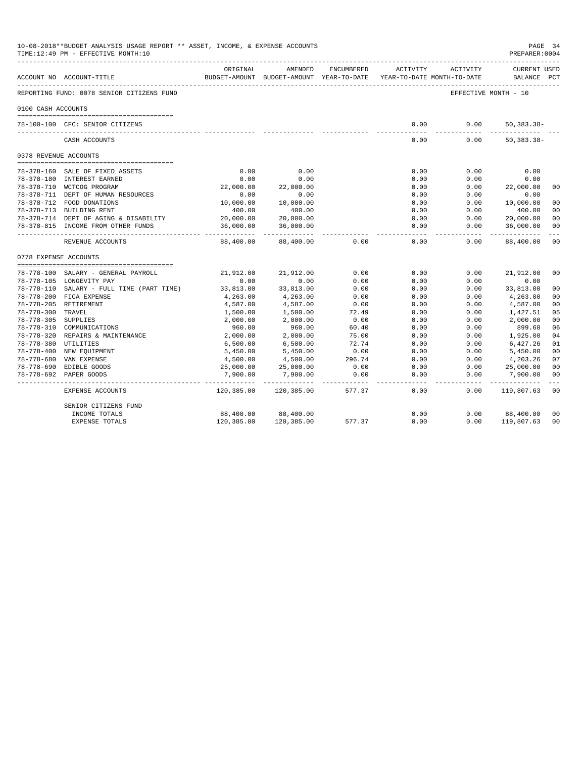10-08-2018**BUDGET ANALYSIS USAGE REPORT ** ASSET, INCOME, & EXPENSE ACCOUNTS
TIME:12:49 PM - EFFECTIVE MONTH:10

PREPARER:0004

REPORTING FUND: 0078 SENIOR CITIZENS FUND

EFFECTIVE MONTH - 10

| ACCOUNT NO | ACCOUNT-TITLE | ORIGINAL BUDGET-AMOUNT | AMENDED BUDGET-AMOUNT | ENCUMBERED YEAR-TO-DATE | ACTIVITY YEAR-TO-DATE | ACTIVITY MONTH-TO-DATE | CURRENT USED BALANCE | PCT |
|---|---|---|---|---|---|---|---|---|
| **0100 CASH ACCOUNTS** | | | | | | | | |
| 78-100-100 | CFC: SENIOR CITIZENS | | | | 0.00 | 0.00 | 50,383.38- | |
| | CASH ACCOUNTS | | | | 0.00 | 0.00 | 50,383.38- | |
| **0378 REVENUE ACCOUNTS** | | | | | | | | |
| 78-378-160 | SALE OF FIXED ASSETS | 0.00 | 0.00 | | 0.00 | 0.00 | 0.00 | |
| 78-378-180 | INTEREST EARNED | 0.00 | 0.00 | | 0.00 | 0.00 | 0.00 | |
| 78-378-710 | WCTCOG PROGRAM | 22,000.00 | 22,000.00 | | 0.00 | 0.00 | 22,000.00 | 00 |
| 78-378-711 | DEPT OF HUMAN RESOURCES | 0.00 | 0.00 | | 0.00 | 0.00 | 0.00 | |
| 78-378-712 | FOOD DONATIONS | 10,000.00 | 10,000.00 | | 0.00 | 0.00 | 10,000.00 | 00 |
| 78-378-713 | BUILDING RENT | 400.00 | 400.00 | | 0.00 | 0.00 | 400.00 | 00 |
| 78-378-714 | DEPT OF AGING & DISABILITY | 20,000.00 | 20,000.00 | | 0.00 | 0.00 | 20,000.00 | 00 |
| 78-378-815 | INCOME FROM OTHER FUNDS | 36,000.00 | 36,000.00 | | 0.00 | 0.00 | 36,000.00 | 00 |
| | REVENUE ACCOUNTS | 88,400.00 | 88,400.00 | 0.00 | 0.00 | 0.00 | 88,400.00 | 00 |
| **0778 EXPENSE ACCOUNTS** | | | | | | | | |
| 78-778-100 | SALARY - GENERAL PAYROLL | 21,912.00 | 21,912.00 | 0.00 | 0.00 | 0.00 | 21,912.00 | 00 |
| 78-778-105 | LONGEVITY PAY | 0.00 | 0.00 | 0.00 | 0.00 | 0.00 | 0.00 | |
| 78-778-110 | SALARY - FULL TIME (PART TIME) | 33,813.00 | 33,813.00 | 0.00 | 0.00 | 0.00 | 33,813.00 | 00 |
| 78-778-200 | FICA EXPENSE | 4,263.00 | 4,263.00 | 0.00 | 0.00 | 0.00 | 4,263.00 | 00 |
| 78-778-205 | RETIREMENT | 4,587.00 | 4,587.00 | 0.00 | 0.00 | 0.00 | 4,587.00 | 00 |
| 78-778-300 | TRAVEL | 1,500.00 | 1,500.00 | 72.49 | 0.00 | 0.00 | 1,427.51 | 05 |
| 78-778-305 | SUPPLIES | 2,000.00 | 2,000.00 | 0.00 | 0.00 | 0.00 | 2,000.00 | 00 |
| 78-778-310 | COMMUNICATIONS | 960.00 | 960.00 | 60.40 | 0.00 | 0.00 | 899.60 | 06 |
| 78-778-320 | REPAIRS & MAINTENANCE | 2,000.00 | 2,000.00 | 75.00 | 0.00 | 0.00 | 1,925.00 | 04 |
| 78-778-380 | UTILITIES | 6,500.00 | 6,500.00 | 72.74 | 0.00 | 0.00 | 6,427.26 | 01 |
| 78-778-400 | NEW EQUIPMENT | 5,450.00 | 5,450.00 | 0.00 | 0.00 | 0.00 | 5,450.00 | 00 |
| 78-778-680 | VAN EXPENSE | 4,500.00 | 4,500.00 | 296.74 | 0.00 | 0.00 | 4,203.26 | 07 |
| 78-778-690 | EDIBLE GOODS | 25,000.00 | 25,000.00 | 0.00 | 0.00 | 0.00 | 25,000.00 | 00 |
| 78-778-692 | PAPER GOODS | 7,900.00 | 7,900.00 | 0.00 | 0.00 | 0.00 | 7,900.00 | 00 |
| | EXPENSE ACCOUNTS | 120,385.00 | 120,385.00 | 577.37 | 0.00 | 0.00 | 119,807.63 | 00 |
| | SENIOR CITIZENS FUND | | | | | | | |
| | INCOME TOTALS | 88,400.00 | 88,400.00 | | 0.00 | 0.00 | 88,400.00 | 00 |
| | EXPENSE TOTALS | 120,385.00 | 120,385.00 | 577.37 | 0.00 | 0.00 | 119,807.63 | 00 |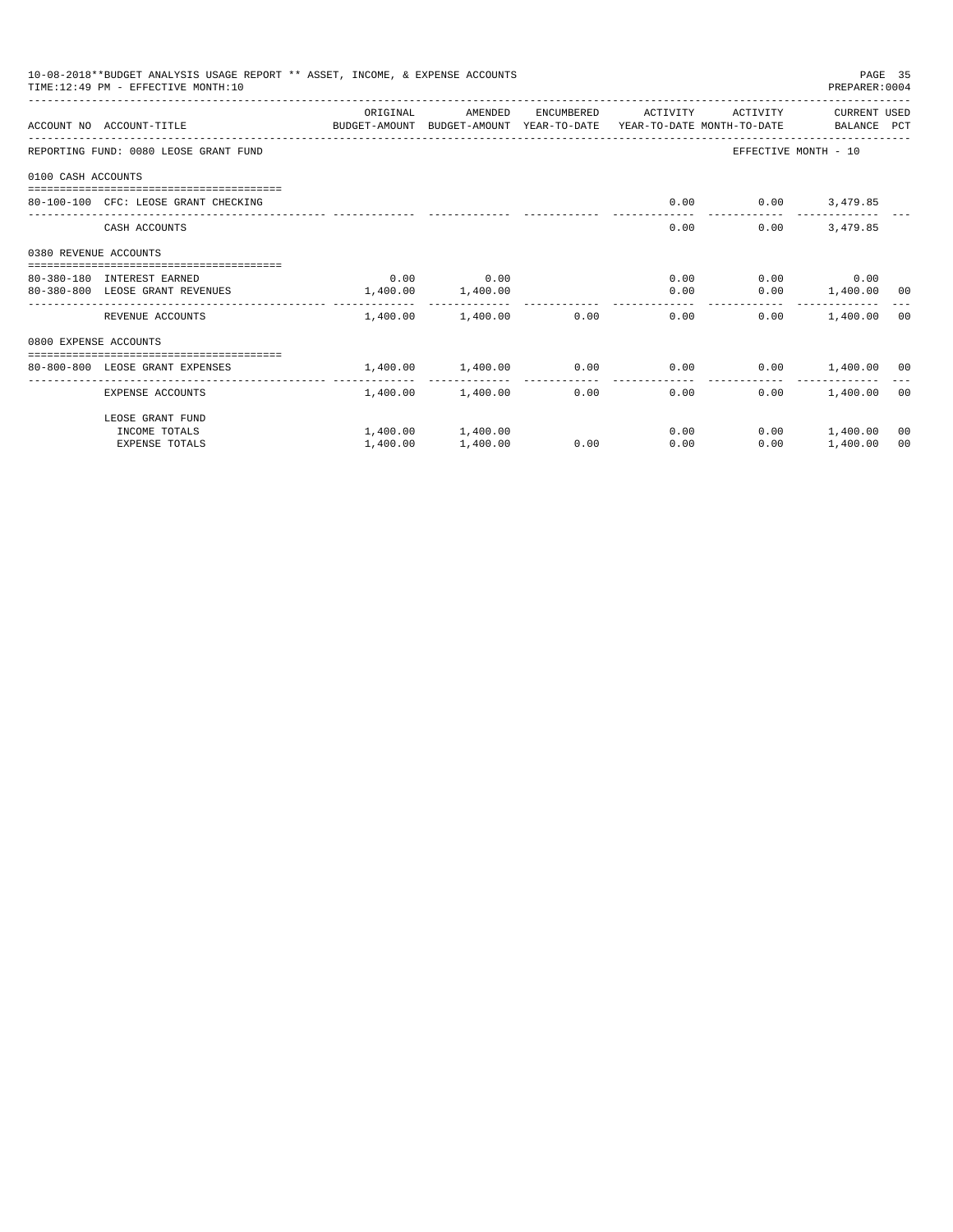10-08-2018**BUDGET ANALYSIS USAGE REPORT ** ASSET, INCOME, & EXPENSE ACCOUNTS
TIME:12:49 PM - EFFECTIVE MONTH:10

PREPARER:0004

| ACCOUNT NO | ACCOUNT-TITLE | ORIGINAL BUDGET-AMOUNT | AMENDED BUDGET-AMOUNT | ENCUMBERED YEAR-TO-DATE | ACTIVITY YEAR-TO-DATE | ACTIVITY MONTH-TO-DATE | CURRENT BALANCE | USED PCT |
|---|---|---|---|---|---|---|---|---|
| REPORTING FUND: 0080 LEOSE GRANT FUND | | | | | | EFFECTIVE MONTH - 10 | | |
| 0100 CASH ACCOUNTS | | | | | | | | |
| 80-100-100 | CFC: LEOSE GRANT CHECKING | | | | 0.00 | 0.00 | 3,479.85 | |
| | CASH ACCOUNTS | | | | 0.00 | 0.00 | 3,479.85 | |
| 0380 REVENUE ACCOUNTS | | | | | | | | |
| 80-380-180 | INTEREST EARNED | 0.00 | 0.00 | | 0.00 | 0.00 | 0.00 | |
| 80-380-800 | LEOSE GRANT REVENUES | 1,400.00 | 1,400.00 | | 0.00 | 0.00 | 1,400.00 | 00 |
| | REVENUE ACCOUNTS | 1,400.00 | 1,400.00 | 0.00 | 0.00 | 0.00 | 1,400.00 | 00 |
| 0800 EXPENSE ACCOUNTS | | | | | | | | |
| 80-800-800 | LEOSE GRANT EXPENSES | 1,400.00 | 1,400.00 | 0.00 | 0.00 | 0.00 | 1,400.00 | 00 |
| | EXPENSE ACCOUNTS | 1,400.00 | 1,400.00 | 0.00 | 0.00 | 0.00 | 1,400.00 | 00 |
| | LEOSE GRANT FUND | | | | | | | |
| | INCOME TOTALS | 1,400.00 | 1,400.00 | | 0.00 | 0.00 | 1,400.00 | 00 |
| | EXPENSE TOTALS | 1,400.00 | 1,400.00 | 0.00 | 0.00 | 0.00 | 1,400.00 | 00 |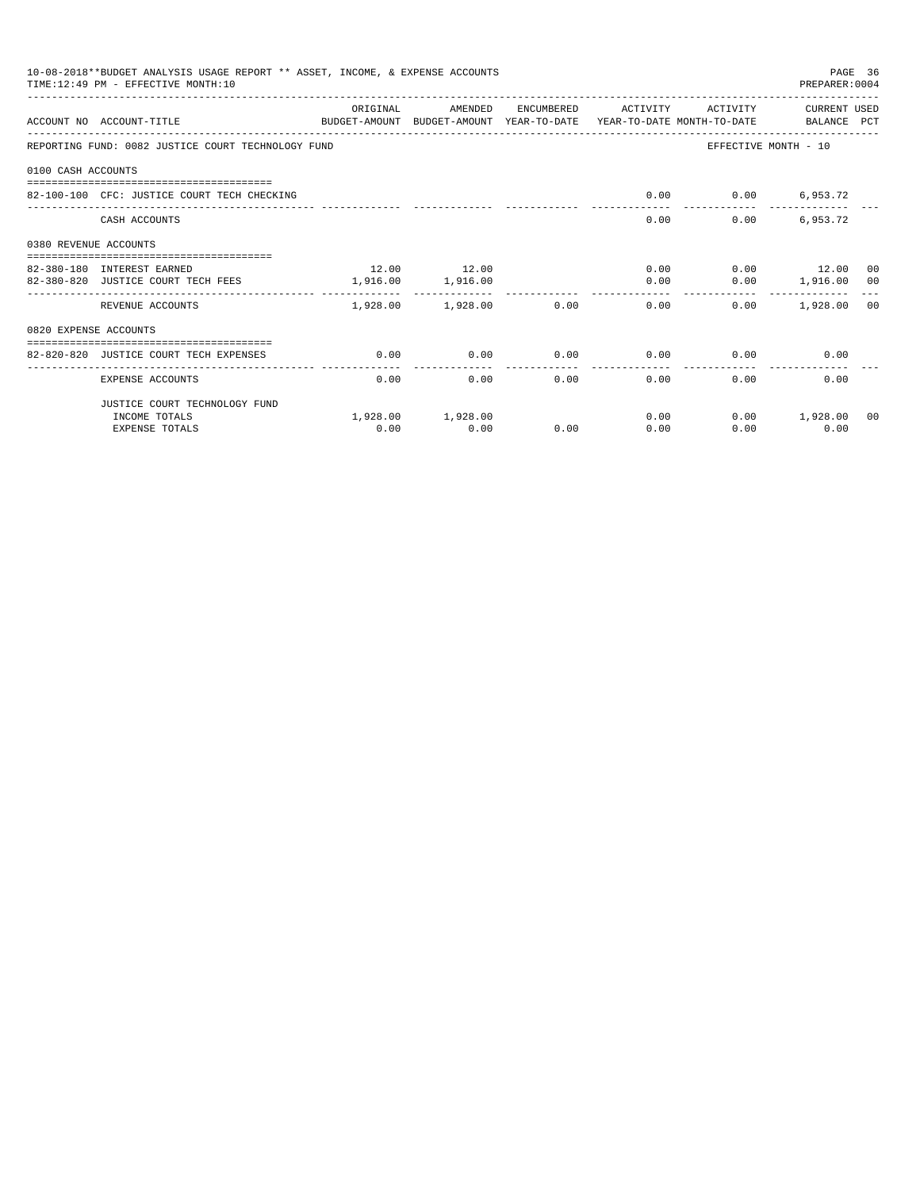10-08-2018**BUDGET ANALYSIS USAGE REPORT ** ASSET, INCOME, & EXPENSE ACCOUNTS

TIME:12:49 PM - EFFECTIVE MONTH:10

PREPARER:0004

| ACCOUNT NO | ACCOUNT-TITLE | ORIGINAL BUDGET-AMOUNT | AMENDED BUDGET-AMOUNT | ENCUMBERED YEAR-TO-DATE | ACTIVITY YEAR-TO-DATE | ACTIVITY MONTH-TO-DATE | CURRENT USED BALANCE | PCT |
|---|---|---|---|---|---|---|---|---|
| REPORTING FUND: 0082 JUSTICE COURT TECHNOLOGY FUND | | | | | | EFFECTIVE MONTH - 10 | | |
| 0100 CASH ACCOUNTS | | | | | | | | |
| 82-100-100 | CFC: JUSTICE COURT TECH CHECKING | | | | 0.00 | 0.00 | 6,953.72 | |
| | CASH ACCOUNTS | | | | 0.00 | 0.00 | 6,953.72 | |
| 0380 REVENUE ACCOUNTS | | | | | | | | |
| 82-380-180 | INTEREST EARNED | 12.00 | 12.00 | | 0.00 | 0.00 | 12.00 | 00 |
| 82-380-820 | JUSTICE COURT TECH FEES | 1,916.00 | 1,916.00 | | 0.00 | 0.00 | 1,916.00 | 00 |
| | REVENUE ACCOUNTS | 1,928.00 | 1,928.00 | 0.00 | 0.00 | 0.00 | 1,928.00 | 00 |
| 0820 EXPENSE ACCOUNTS | | | | | | | | |
| 82-820-820 | JUSTICE COURT TECH EXPENSES | 0.00 | 0.00 | 0.00 | 0.00 | 0.00 | 0.00 | |
| | EXPENSE ACCOUNTS | 0.00 | 0.00 | 0.00 | 0.00 | 0.00 | 0.00 | |
| | JUSTICE COURT TECHNOLOGY FUND | | | | | | | |
| | INCOME TOTALS | 1,928.00 | 1,928.00 | | 0.00 | 0.00 | 1,928.00 | 00 |
| | EXPENSE TOTALS | 0.00 | 0.00 | 0.00 | 0.00 | 0.00 | 0.00 | |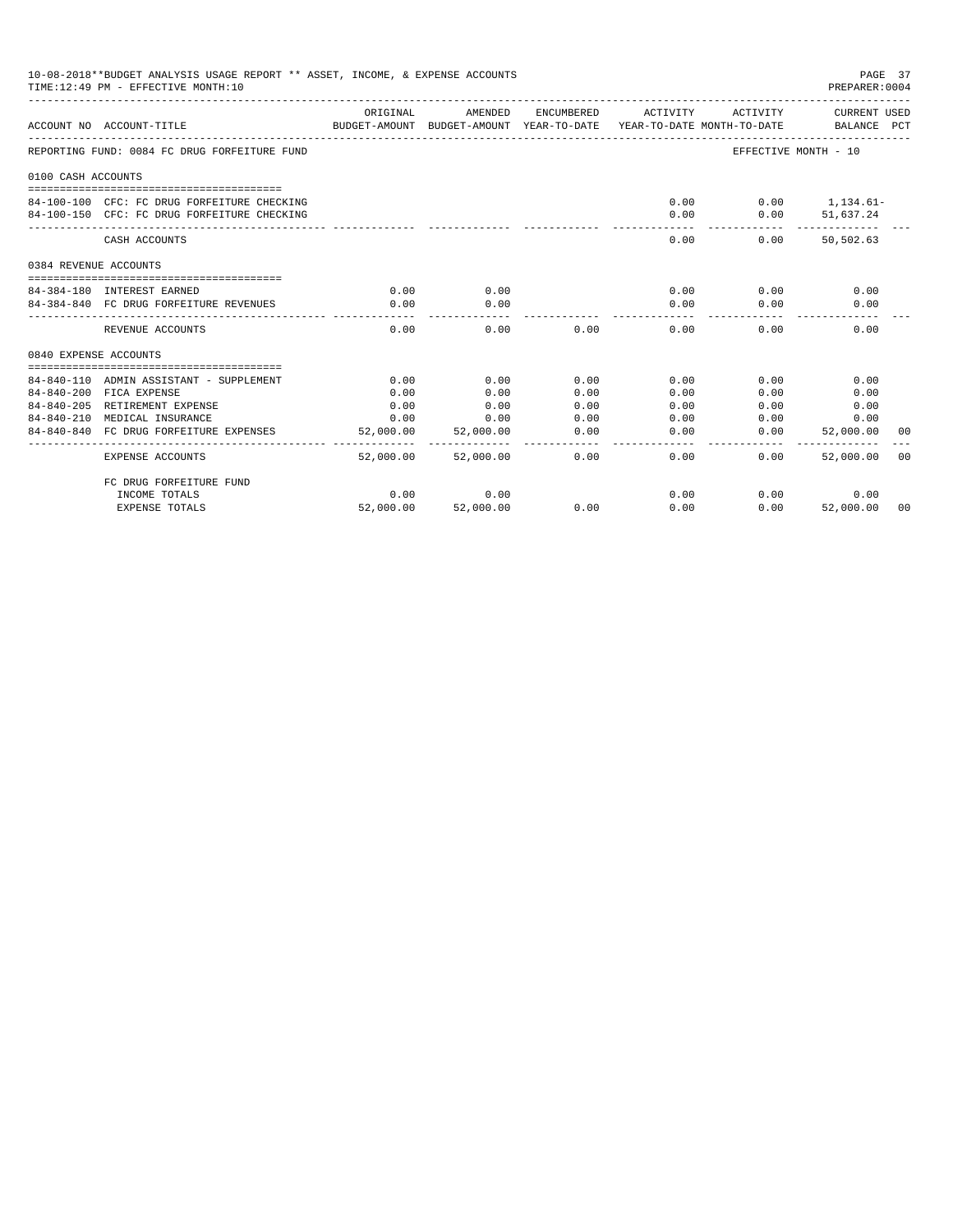10-08-2018**BUDGET ANALYSIS USAGE REPORT ** ASSET, INCOME, & EXPENSE ACCOUNTS
TIME:12:49 PM - EFFECTIVE MONTH:10

PREPARER:0004

| ACCOUNT NO | ACCOUNT-TITLE | ORIGINAL BUDGET-AMOUNT | AMENDED BUDGET-AMOUNT | ENCUMBERED YEAR-TO-DATE | ACTIVITY YEAR-TO-DATE | ACTIVITY MONTH-TO-DATE | CURRENT BALANCE | USED PCT |
|---|---|---|---|---|---|---|---|---|
| REPORTING FUND: 0084 FC DRUG FORFEITURE FUND | | | | | | EFFECTIVE MONTH - 10 | | |
| 0100 CASH ACCOUNTS | | | | | | | | |
| 84-100-100 | CFC: FC DRUG FORFEITURE CHECKING | | | | 0.00 | 0.00 | 1,134.61- | |
| 84-100-150 | CFC: FC DRUG FORFEITURE CHECKING | | | | 0.00 | 0.00 | 51,637.24 | |
| | CASH ACCOUNTS | | | | 0.00 | 0.00 | 50,502.63 | |
| 0384 REVENUE ACCOUNTS | | | | | | | | |
| 84-384-180 | INTEREST EARNED | 0.00 | 0.00 | | 0.00 | 0.00 | 0.00 | |
| 84-384-840 | FC DRUG FORFEITURE REVENUES | 0.00 | 0.00 | | 0.00 | 0.00 | 0.00 | |
| | REVENUE ACCOUNTS | 0.00 | 0.00 | 0.00 | 0.00 | 0.00 | 0.00 | |
| 0840 EXPENSE ACCOUNTS | | | | | | | | |
| 84-840-110 | ADMIN ASSISTANT - SUPPLEMENT | 0.00 | 0.00 | 0.00 | 0.00 | 0.00 | 0.00 | |
| 84-840-200 | FICA EXPENSE | 0.00 | 0.00 | 0.00 | 0.00 | 0.00 | 0.00 | |
| 84-840-205 | RETIREMENT EXPENSE | 0.00 | 0.00 | 0.00 | 0.00 | 0.00 | 0.00 | |
| 84-840-210 | MEDICAL INSURANCE | 0.00 | 0.00 | 0.00 | 0.00 | 0.00 | 0.00 | |
| 84-840-840 | FC DRUG FORFEITURE EXPENSES | 52,000.00 | 52,000.00 | 0.00 | 0.00 | 0.00 | 52,000.00 | 00 |
| | EXPENSE ACCOUNTS | 52,000.00 | 52,000.00 | 0.00 | 0.00 | 0.00 | 52,000.00 | 00 |
| | FC DRUG FORFEITURE FUND | | | | | | | |
| | INCOME TOTALS | 0.00 | 0.00 | | 0.00 | 0.00 | 0.00 | |
| | EXPENSE TOTALS | 52,000.00 | 52,000.00 | 0.00 | 0.00 | 0.00 | 52,000.00 | 00 |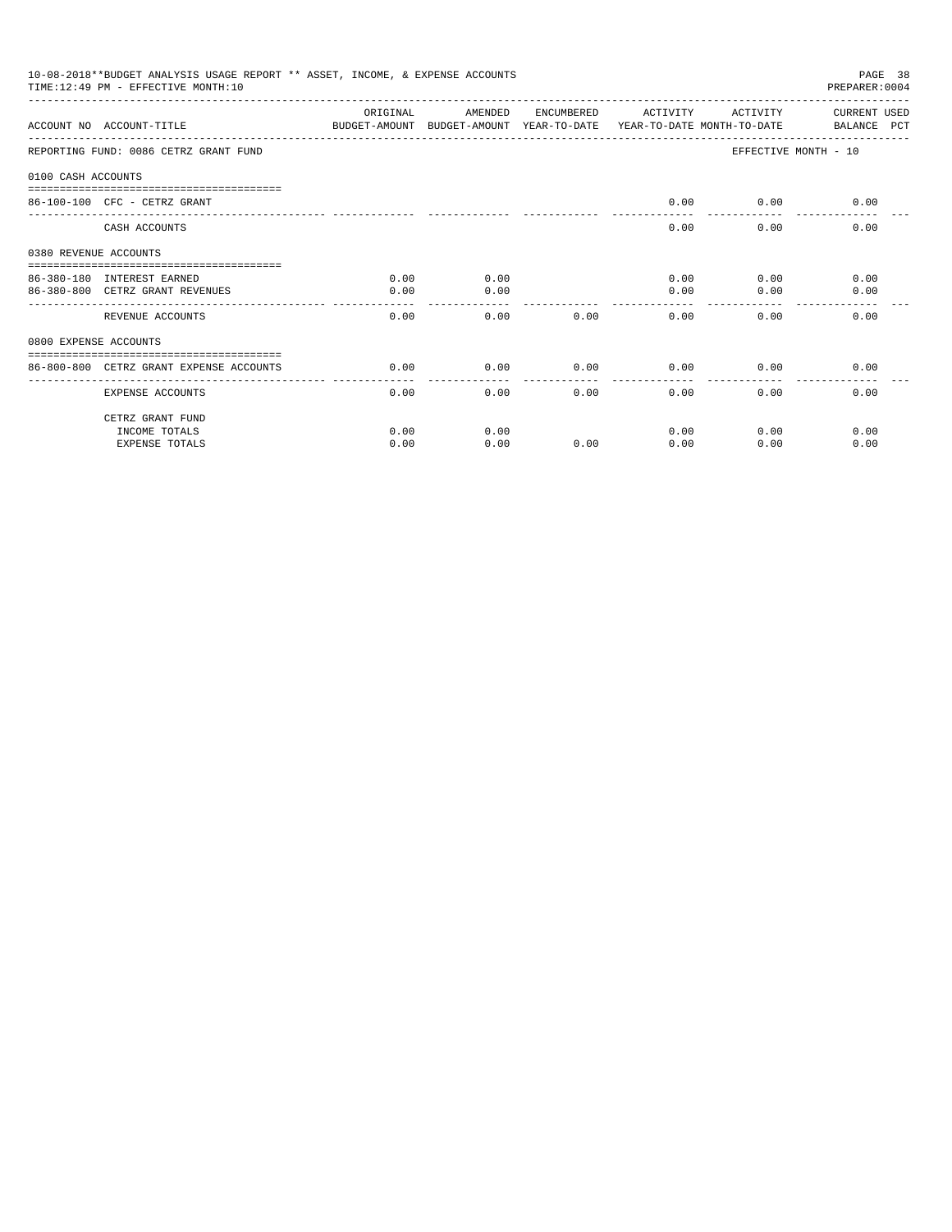10-08-2018**BUDGET ANALYSIS USAGE REPORT ** ASSET, INCOME, & EXPENSE ACCOUNTS
TIME:12:49 PM - EFFECTIVE MONTH:10
PREPARER:0004

| ACCOUNT NO | ACCOUNT-TITLE | ORIGINAL BUDGET-AMOUNT | AMENDED BUDGET-AMOUNT | ENCUMBERED YEAR-TO-DATE | ACTIVITY YEAR-TO-DATE | ACTIVITY MONTH-TO-DATE | CURRENT USED BALANCE | PCT |
|---|---|---|---|---|---|---|---|---|
| REPORTING FUND: 0086 CETRZ GRANT FUND | | | | | | EFFECTIVE MONTH - 10 | | |
| 0100 CASH ACCOUNTS | | | | | | | | |
| 86-100-100 | CFC - CETRZ GRANT | | | | 0.00 | 0.00 | 0.00 | |
| | CASH ACCOUNTS | | | | 0.00 | 0.00 | 0.00 | |
| 0380 REVENUE ACCOUNTS | | | | | | | | |
| 86-380-180 | INTEREST EARNED | 0.00 | 0.00 | | 0.00 | 0.00 | 0.00 | |
| 86-380-800 | CETRZ GRANT REVENUES | 0.00 | 0.00 | | 0.00 | 0.00 | 0.00 | |
| | REVENUE ACCOUNTS | 0.00 | 0.00 | 0.00 | 0.00 | 0.00 | 0.00 | |
| 0800 EXPENSE ACCOUNTS | | | | | | | | |
| 86-800-800 | CETRZ GRANT EXPENSE ACCOUNTS | 0.00 | 0.00 | 0.00 | 0.00 | 0.00 | 0.00 | |
| | EXPENSE ACCOUNTS | 0.00 | 0.00 | 0.00 | 0.00 | 0.00 | 0.00 | |
| | CETRZ GRANT FUND | | | | | | | |
| | INCOME TOTALS | 0.00 | 0.00 | | 0.00 | 0.00 | 0.00 | |
| | EXPENSE TOTALS | 0.00 | 0.00 | 0.00 | 0.00 | 0.00 | 0.00 | |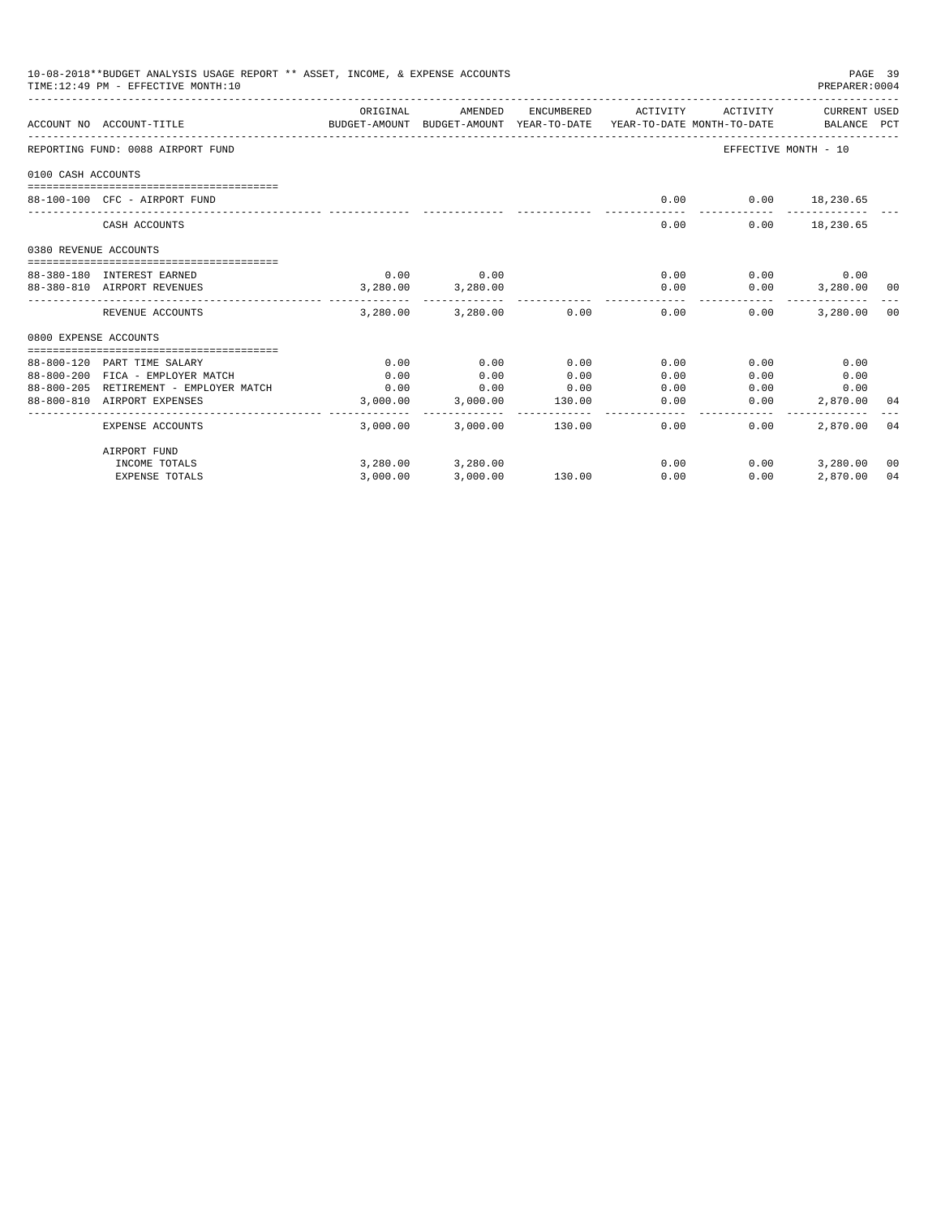10-08-2018**BUDGET ANALYSIS USAGE REPORT ** ASSET, INCOME, & EXPENSE ACCOUNTS

TIME:12:49 PM - EFFECTIVE MONTH:10

PREPARER:0004

| ACCOUNT NO | ACCOUNT-TITLE | ORIGINAL BUDGET-AMOUNT | AMENDED BUDGET-AMOUNT | ENCUMBERED YEAR-TO-DATE | ACTIVITY YEAR-TO-DATE | ACTIVITY MONTH-TO-DATE | CURRENT BALANCE | USED PCT |
|---|---|---|---|---|---|---|---|---|
| REPORTING FUND: 0088 AIRPORT FUND | | | | | | | EFFECTIVE MONTH - 10 | |
| 0100 CASH ACCOUNTS | | | | | | | | |
| 88-100-100 | CFC - AIRPORT FUND | | | | 0.00 | 0.00 | 18,230.65 | |
| | CASH ACCOUNTS | | | | 0.00 | 0.00 | 18,230.65 | |
| 0380 REVENUE ACCOUNTS | | | | | | | | |
| 88-380-180 | INTEREST EARNED | 0.00 | 0.00 | | 0.00 | 0.00 | 0.00 | |
| 88-380-810 | AIRPORT REVENUES | 3,280.00 | 3,280.00 | | 0.00 | 0.00 | 3,280.00 | 00 |
| | REVENUE ACCOUNTS | 3,280.00 | 3,280.00 | 0.00 | 0.00 | 0.00 | 3,280.00 | 00 |
| 0800 EXPENSE ACCOUNTS | | | | | | | | |
| 88-800-120 | PART TIME SALARY | 0.00 | 0.00 | 0.00 | 0.00 | 0.00 | 0.00 | |
| 88-800-200 | FICA - EMPLOYER MATCH | 0.00 | 0.00 | 0.00 | 0.00 | 0.00 | 0.00 | |
| 88-800-205 | RETIREMENT - EMPLOYER MATCH | 0.00 | 0.00 | 0.00 | 0.00 | 0.00 | 0.00 | |
| 88-800-810 | AIRPORT EXPENSES | 3,000.00 | 3,000.00 | 130.00 | 0.00 | 0.00 | 2,870.00 | 04 |
| | EXPENSE ACCOUNTS | 3,000.00 | 3,000.00 | 130.00 | 0.00 | 0.00 | 2,870.00 | 04 |
| | AIRPORT FUND | | | | | | | |
| | INCOME TOTALS | 3,280.00 | 3,280.00 | | 0.00 | 0.00 | 3,280.00 | 00 |
| | EXPENSE TOTALS | 3,000.00 | 3,000.00 | 130.00 | 0.00 | 0.00 | 2,870.00 | 04 |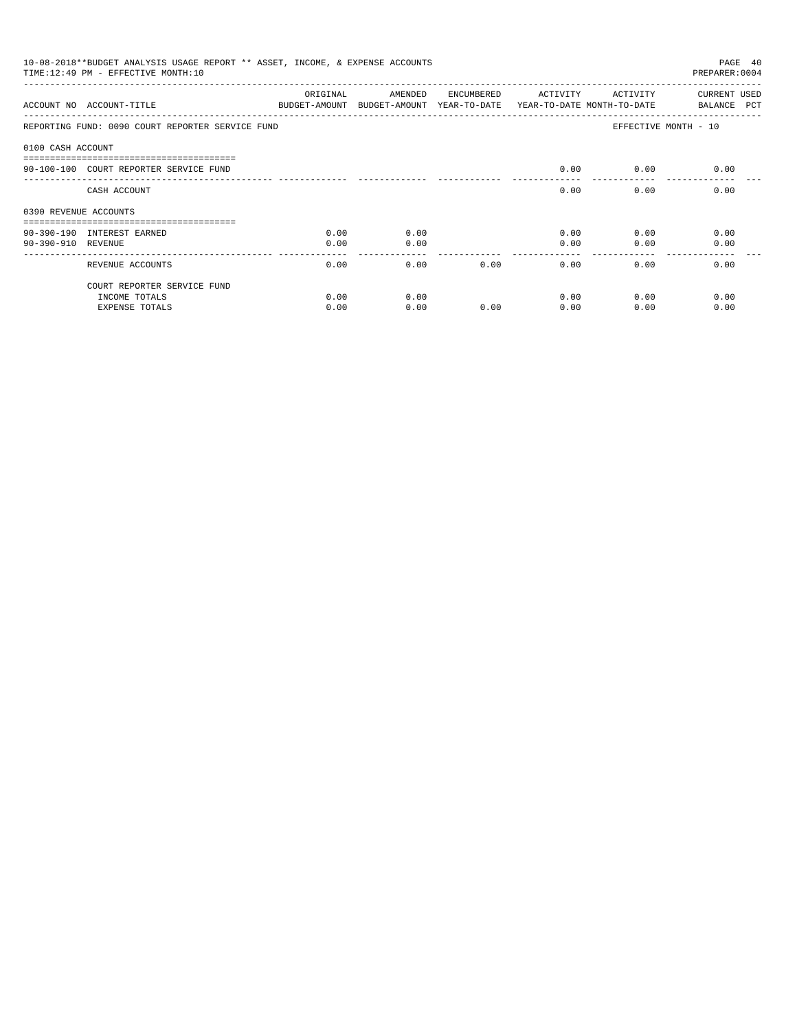10-08-2018**BUDGET ANALYSIS USAGE REPORT ** ASSET, INCOME, & EXPENSE ACCOUNTS
TIME:12:49 PM - EFFECTIVE MONTH:10
PREPARER:0004

| ACCOUNT NO | ACCOUNT-TITLE | ORIGINAL BUDGET-AMOUNT | AMENDED BUDGET-AMOUNT | ENCUMBERED YEAR-TO-DATE | ACTIVITY YEAR-TO-DATE | ACTIVITY MONTH-TO-DATE | CURRENT USED BALANCE PCT |
|---|---|---|---|---|---|---|---|
| REPORTING FUND: 0090 COURT REPORTER SERVICE FUND | | | | | | EFFECTIVE MONTH - 10 | |
| 0100 CASH ACCOUNT | | | | | | | |
| 90-100-100 | COURT REPORTER SERVICE FUND | | | | 0.00 | 0.00 | 0.00 |
| | CASH ACCOUNT | | | | 0.00 | 0.00 | 0.00 |
| 0390 REVENUE ACCOUNTS | | | | | | | |
| 90-390-190 | INTEREST EARNED | 0.00 | 0.00 | | 0.00 | 0.00 | 0.00 |
| 90-390-910 | REVENUE | 0.00 | 0.00 | | 0.00 | 0.00 | 0.00 |
| | REVENUE ACCOUNTS | 0.00 | 0.00 | 0.00 | 0.00 | 0.00 | 0.00 |
| | COURT REPORTER SERVICE FUND | | | | | | |
| | INCOME TOTALS | 0.00 | 0.00 | | 0.00 | 0.00 | 0.00 |
| | EXPENSE TOTALS | 0.00 | 0.00 | 0.00 | 0.00 | 0.00 | 0.00 |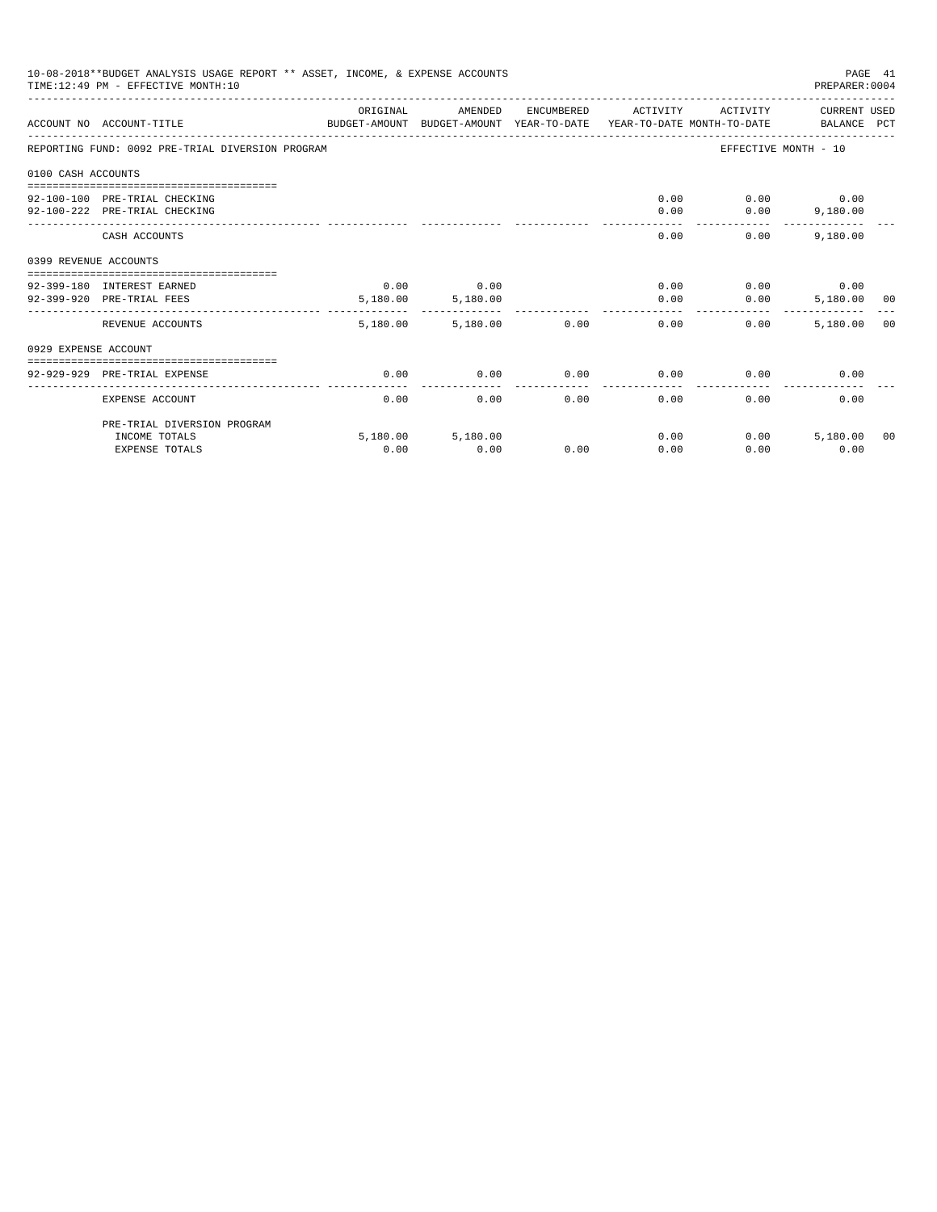10-08-2018**BUDGET ANALYSIS USAGE REPORT ** ASSET, INCOME, & EXPENSE ACCOUNTS
TIME:12:49 PM - EFFECTIVE MONTH:10
PREPARER:0004

REPORTING FUND: 0092 PRE-TRIAL DIVERSION PROGRAM — EFFECTIVE MONTH - 10

| ACCOUNT NO | ACCOUNT-TITLE | ORIGINAL BUDGET-AMOUNT | AMENDED BUDGET-AMOUNT | ENCUMBERED YEAR-TO-DATE | ACTIVITY YEAR-TO-DATE | ACTIVITY MONTH-TO-DATE | CURRENT USED BALANCE | PCT |
|---|---|---|---|---|---|---|---|---|
| **0100 CASH ACCOUNTS** | | | | | | | | |
| 92-100-100 | PRE-TRIAL CHECKING | | | | 0.00 | 0.00 | 0.00 | |
| 92-100-222 | PRE-TRIAL CHECKING | | | | 0.00 | 0.00 | 9,180.00 | |
| | CASH ACCOUNTS | | | | 0.00 | 0.00 | 9,180.00 | |
| **0399 REVENUE ACCOUNTS** | | | | | | | | |
| 92-399-180 | INTEREST EARNED | 0.00 | 0.00 | | 0.00 | 0.00 | 0.00 | |
| 92-399-920 | PRE-TRIAL FEES | 5,180.00 | 5,180.00 | | 0.00 | 0.00 | 5,180.00 | 00 |
| | REVENUE ACCOUNTS | 5,180.00 | 5,180.00 | 0.00 | 0.00 | 0.00 | 5,180.00 | 00 |
| **0929 EXPENSE ACCOUNT** | | | | | | | | |
| 92-929-929 | PRE-TRIAL EXPENSE | 0.00 | 0.00 | 0.00 | 0.00 | 0.00 | 0.00 | |
| | EXPENSE ACCOUNT | 0.00 | 0.00 | 0.00 | 0.00 | 0.00 | 0.00 | |
| | PRE-TRIAL DIVERSION PROGRAM | | | | | | | |
| | INCOME TOTALS | 5,180.00 | 5,180.00 | | 0.00 | 0.00 | 5,180.00 | 00 |
| | EXPENSE TOTALS | 0.00 | 0.00 | 0.00 | 0.00 | 0.00 | 0.00 | |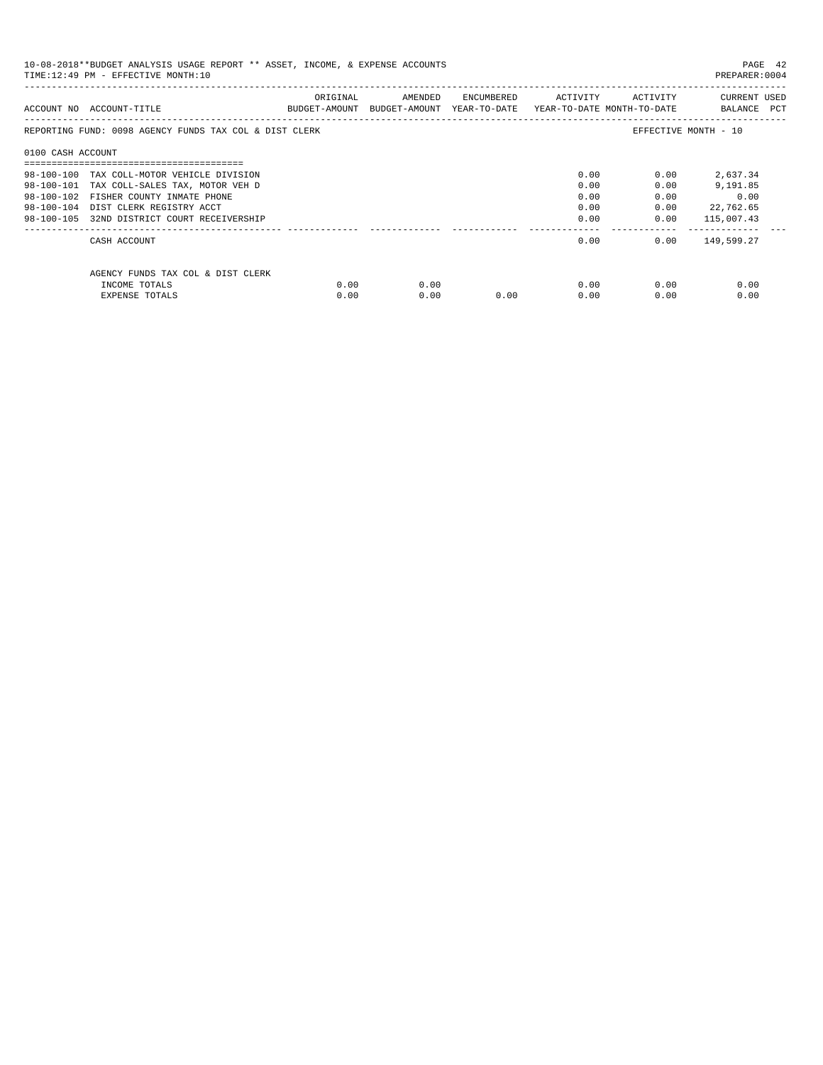10-08-2018**BUDGET ANALYSIS USAGE REPORT ** ASSET, INCOME, & EXPENSE ACCOUNTS
TIME:12:49 PM - EFFECTIVE MONTH:10
PREPARER:0004

| ACCOUNT NO | ACCOUNT-TITLE | ORIGINAL BUDGET-AMOUNT | AMENDED BUDGET-AMOUNT | ENCUMBERED YEAR-TO-DATE | ACTIVITY YEAR-TO-DATE | ACTIVITY MONTH-TO-DATE | CURRENT BALANCE | USED PCT |
|---|---|---|---|---|---|---|---|---|
| REPORTING FUND: 0098 AGENCY FUNDS TAX COL & DIST CLERK | | | | | | EFFECTIVE MONTH - 10 | | |
| 0100 CASH ACCOUNT | | | | | | | | |
| 98-100-100 | TAX COLL-MOTOR VEHICLE DIVISION | | | | 0.00 | 0.00 | 2,637.34 | |
| 98-100-101 | TAX COLL-SALES TAX, MOTOR VEH D | | | | 0.00 | 0.00 | 9,191.85 | |
| 98-100-102 | FISHER COUNTY INMATE PHONE | | | | 0.00 | 0.00 | 0.00 | |
| 98-100-104 | DIST CLERK REGISTRY ACCT | | | | 0.00 | 0.00 | 22,762.65 | |
| 98-100-105 | 32ND DISTRICT COURT RECEIVERSHIP | | | | 0.00 | 0.00 | 115,007.43 | |
| | CASH ACCOUNT | | | | 0.00 | 0.00 | 149,599.27 | |
| | AGENCY FUNDS TAX COL & DIST CLERK | | | | | | | |
| | INCOME TOTALS | 0.00 | 0.00 | | 0.00 | 0.00 | 0.00 | |
| | EXPENSE TOTALS | 0.00 | 0.00 | 0.00 | 0.00 | 0.00 | 0.00 | |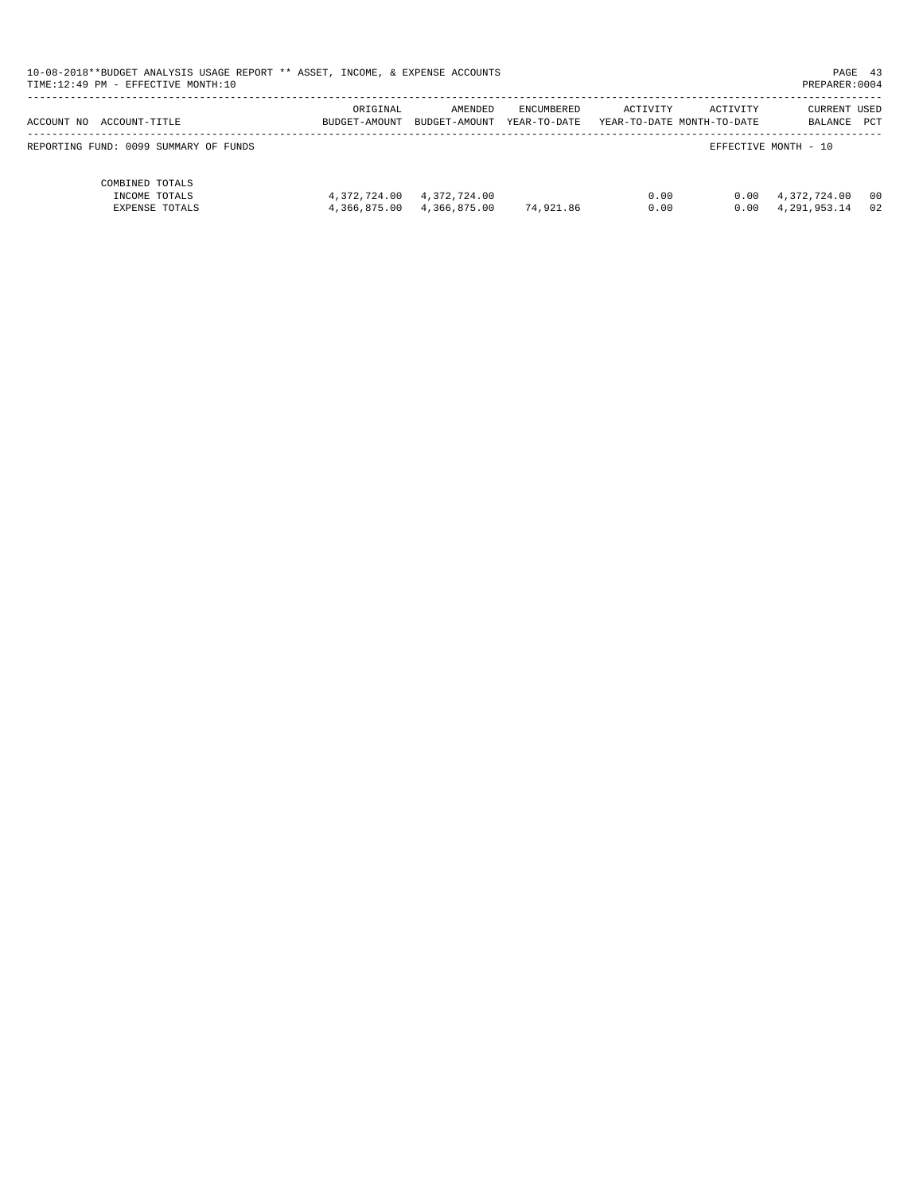10-08-2018**BUDGET ANALYSIS USAGE REPORT ** ASSET, INCOME, & EXPENSE ACCOUNTS
TIME:12:49 PM - EFFECTIVE MONTH:10

PREPARER:0004

| ACCOUNT NO ACCOUNT-TITLE | ORIGINAL BUDGET-AMOUNT | AMENDED BUDGET-AMOUNT | ENCUMBERED YEAR-TO-DATE | ACTIVITY YEAR-TO-DATE | ACTIVITY MONTH-TO-DATE | CURRENT BALANCE | USED PCT |
|---|---|---|---|---|---|---|---|
| REPORTING FUND: 0099 SUMMARY OF FUNDS | | | | | | EFFECTIVE MONTH - 10 | |
| COMBINED TOTALS | | | | | | | |
| INCOME TOTALS | 4,372,724.00 | 4,372,724.00 | | 0.00 | 0.00 | 4,372,724.00 | 00 |
| EXPENSE TOTALS | 4,366,875.00 | 4,366,875.00 | 74,921.86 | 0.00 | 0.00 | 4,291,953.14 | 02 |